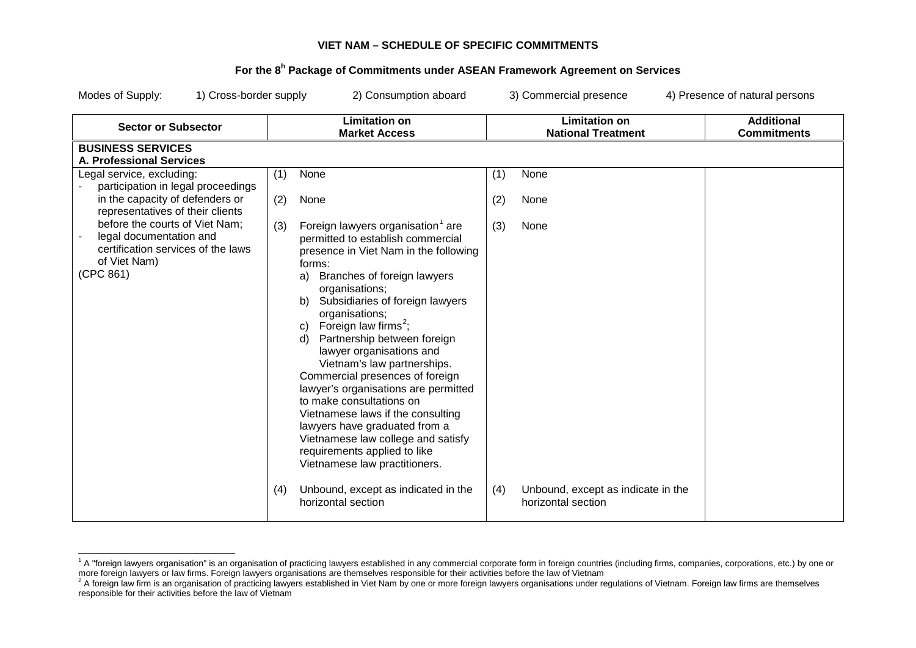# VIET NAM – SCHEDULE OF SPECIFIC COMMITMENTS

## For the 8[h] Package of Commitments under ASEAN Framework Agreement on Services

Modes of Supply: 1) Cross-border supply 2) Consumption aboard 3) Commercial presence 4) Presence of natural persons

| Sector or Subsector | Limitation on Market Access | Limitation on National Treatment | Additional Commitments |
|---|---|---|---|
| **BUSINESS SERVICES**<br>**A. Professional Services** | | | |
| Legal service, excluding:<br>- participation in legal proceedings in the capacity of defenders or representatives of their clients before the courts of Viet Nam;<br>- legal documentation and certification services of the laws of Viet Nam)<br>(CPC 861) | (1) None<br><br>(2) None<br><br>(3) Foreign lawyers organisation[1] are permitted to establish commercial presence in Viet Nam in the following forms:<br>a) Branches of foreign lawyers organisations;<br>b) Subsidiaries of foreign lawyers organisations;<br>c) Foreign law firms[2];<br>d) Partnership between foreign lawyer organisations and Vietnam's law partnerships.<br>Commercial presences of foreign lawyer's organisations are permitted to make consultations on Vietnamese laws if the consulting lawyers have graduated from a Vietnamese law college and satisfy requirements applied to like Vietnamese law practitioners.<br><br>(4) Unbound, except as indicated in the horizontal section | (1) None<br><br>(2) None<br><br>(3) None<br><br>(4) Unbound, except as indicate in the horizontal section | |

[1] A "foreign lawyers organisation" is an organisation of practicing lawyers established in any commercial corporate form in foreign countries (including firms, companies, corporations, etc.) by one or more foreign lawyers or law firms. Foreign lawyers organisations are themselves responsible for their activities before the law of Vietnam

[2] A foreign law firm is an organisation of practicing lawyers established in Viet Nam by one or more foreign lawyers organisations under regulations of Vietnam. Foreign law firms are themselves responsible for their activities before the law of Vietnam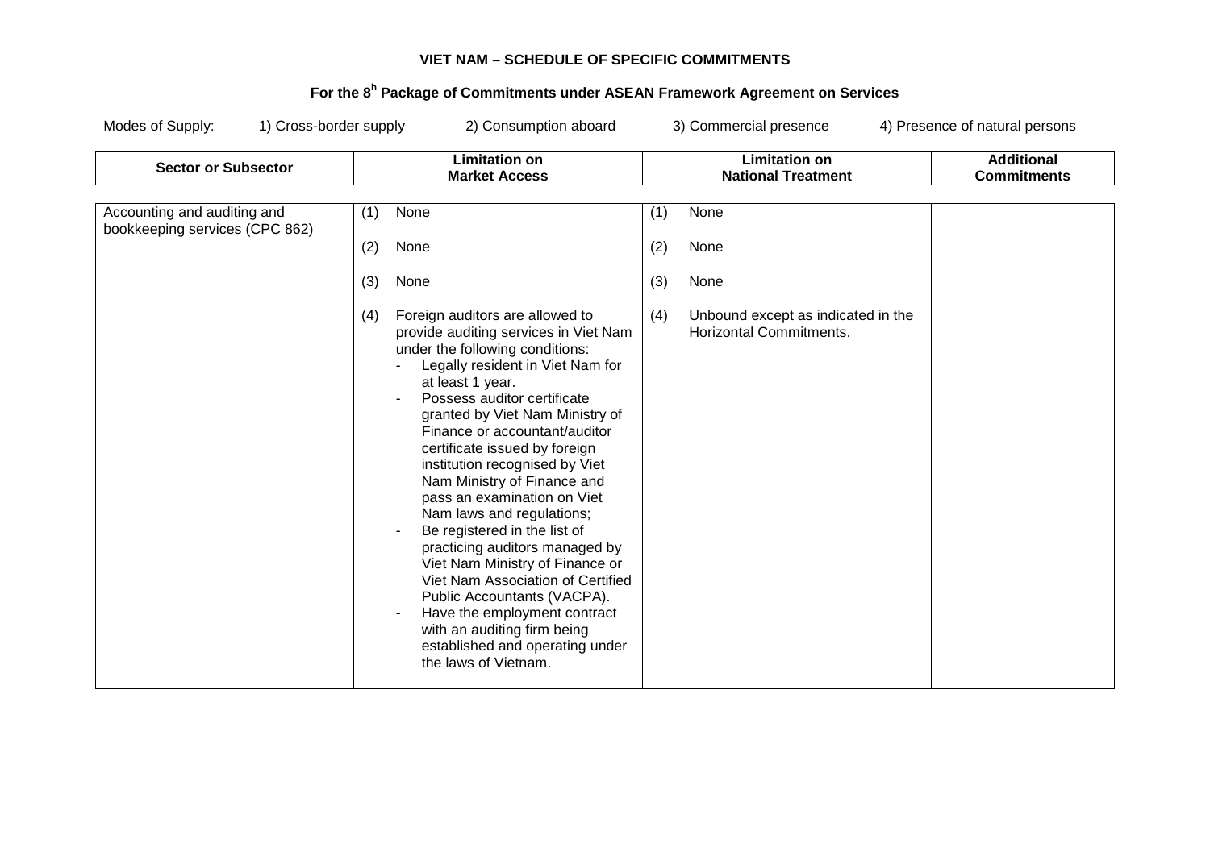**VIET NAM – SCHEDULE OF SPECIFIC COMMITMENTS**

**For the 8[h] Package of Commitments under ASEAN Framework Agreement on Services**

Modes of Supply: 1) Cross-border supply 2) Consumption aboard 3) Commercial presence 4) Presence of natural persons

| Sector or Subsector | Limitation on Market Access | Limitation on National Treatment | Additional Commitments |
|---|---|---|---|
| Accounting and auditing and bookkeeping services (CPC 862) | (1) None<br><br>(2) None<br><br>(3) None<br><br>(4) Foreign auditors are allowed to provide auditing services in Viet Nam under the following conditions:<br>- Legally resident in Viet Nam for at least 1 year.<br>- Possess auditor certificate granted by Viet Nam Ministry of Finance or accountant/auditor certificate issued by foreign institution recognised by Viet Nam Ministry of Finance and pass an examination on Viet Nam laws and regulations;<br>- Be registered in the list of practicing auditors managed by Viet Nam Ministry of Finance or Viet Nam Association of Certified Public Accountants (VACPA).<br>- Have the employment contract with an auditing firm being established and operating under the laws of Vietnam. | (1) None<br><br>(2) None<br><br>(3) None<br><br>(4) Unbound except as indicated in the Horizontal Commitments. | |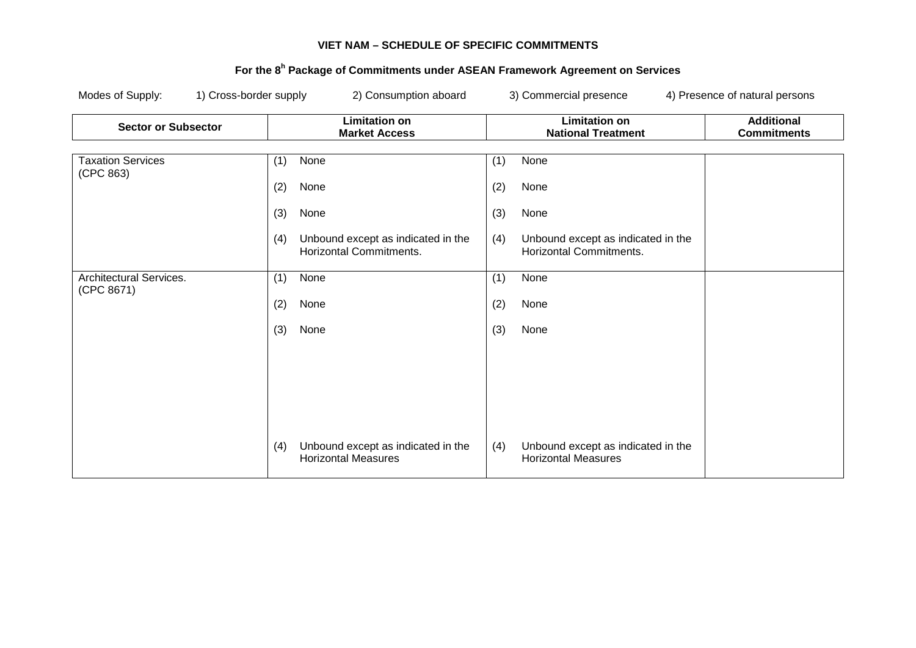**VIET NAM – SCHEDULE OF SPECIFIC COMMITMENTS**

**For the 8[h] Package of Commitments under ASEAN Framework Agreement on Services**

Modes of Supply: 1) Cross-border supply 2) Consumption aboard 3) Commercial presence 4) Presence of natural persons

| Sector or Subsector | Limitation on Market Access | Limitation on National Treatment | Additional Commitments |
|---|---|---|---|
| Taxation Services (CPC 863) | (1) None<br><br>(2) None<br><br>(3) None<br><br>(4) Unbound except as indicated in the Horizontal Commitments. | (1) None<br><br>(2) None<br><br>(3) None<br><br>(4) Unbound except as indicated in the Horizontal Commitments. | |
| Architectural Services. (CPC 8671) | (1) None<br><br>(2) None<br><br>(3) None<br><br>(4) Unbound except as indicated in the Horizontal Measures | (1) None<br><br>(2) None<br><br>(3) None<br><br>(4) Unbound except as indicated in the Horizontal Measures | |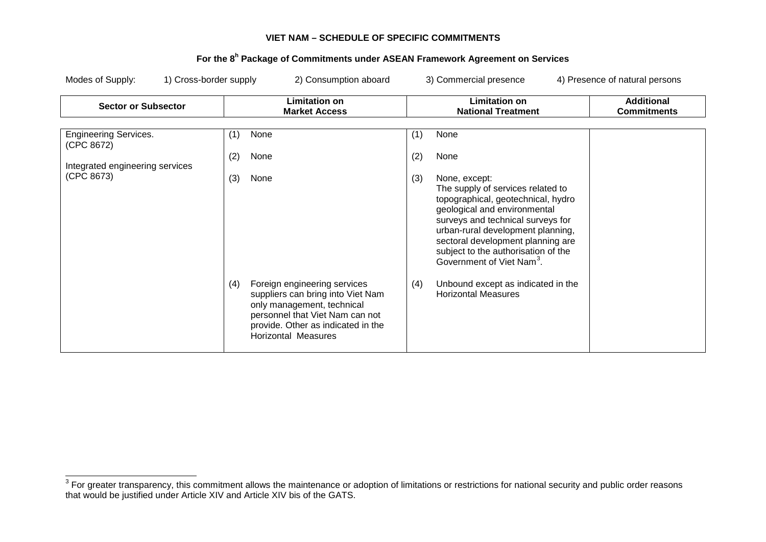**VIET NAM – SCHEDULE OF SPECIFIC COMMITMENTS**

**For the 8[h] Package of Commitments under ASEAN Framework Agreement on Services**

Modes of Supply: 1) Cross-border supply 2) Consumption aboard 3) Commercial presence 4) Presence of natural persons

| Sector or Subsector | Limitation on Market Access | Limitation on National Treatment | Additional Commitments |
|---|---|---|---|
| Engineering Services. (CPC 8672)<br><br>Integrated engineering services (CPC 8673) | (1) None<br><br>(2) None<br><br>(3) None<br><br>(4) Foreign engineering services suppliers can bring into Viet Nam only management, technical personnel that Viet Nam can not provide. Other as indicated in the Horizontal Measures | (1) None<br><br>(2) None<br><br>(3) None, except: The supply of services related to topographical, geotechnical, hydro geological and environmental surveys and technical surveys for urban-rural development planning, sectoral development planning are subject to the authorisation of the Government of Viet Nam[3].<br><br>(4) Unbound except as indicated in the Horizontal Measures | |

[3] For greater transparency, this commitment allows the maintenance or adoption of limitations or restrictions for national security and public order reasons that would be justified under Article XIV and Article XIV bis of the GATS.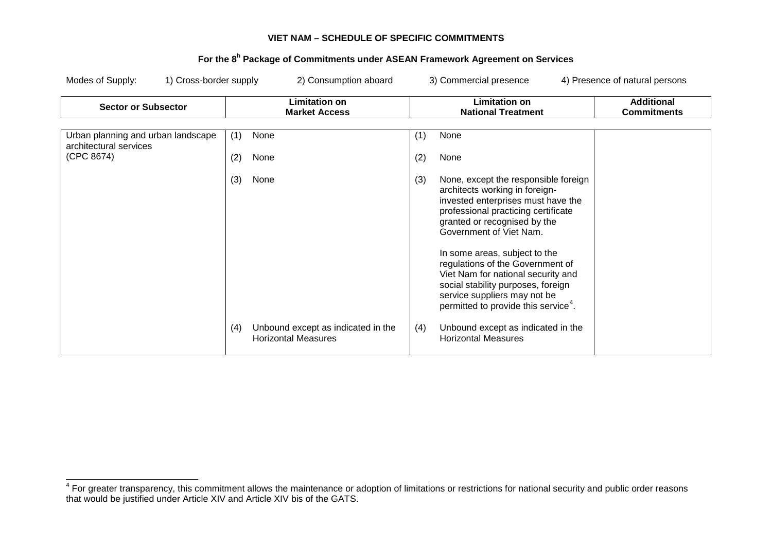**VIET NAM – SCHEDULE OF SPECIFIC COMMITMENTS**

**For the 8[h] Package of Commitments under ASEAN Framework Agreement on Services**

Modes of Supply: 1) Cross-border supply 2) Consumption aboard 3) Commercial presence 4) Presence of natural persons

| Sector or Subsector | Limitation on Market Access | Limitation on National Treatment | Additional Commitments |
|---|---|---|---|
| Urban planning and urban landscape architectural services (CPC 8674) | (1) None<br><br>(2) None<br><br>(3) None<br><br>(4) Unbound except as indicated in the Horizontal Measures | (1) None<br><br>(2) None<br><br>(3) None, except the responsible foreign architects working in foreign-invested enterprises must have the professional practicing certificate granted or recognised by the Government of Viet Nam.<br><br>In some areas, subject to the regulations of the Government of Viet Nam for national security and social stability purposes, foreign service suppliers may not be permitted to provide this service[4].<br><br>(4) Unbound except as indicated in the Horizontal Measures | |

[4] For greater transparency, this commitment allows the maintenance or adoption of limitations or restrictions for national security and public order reasons that would be justified under Article XIV and Article XIV bis of the GATS.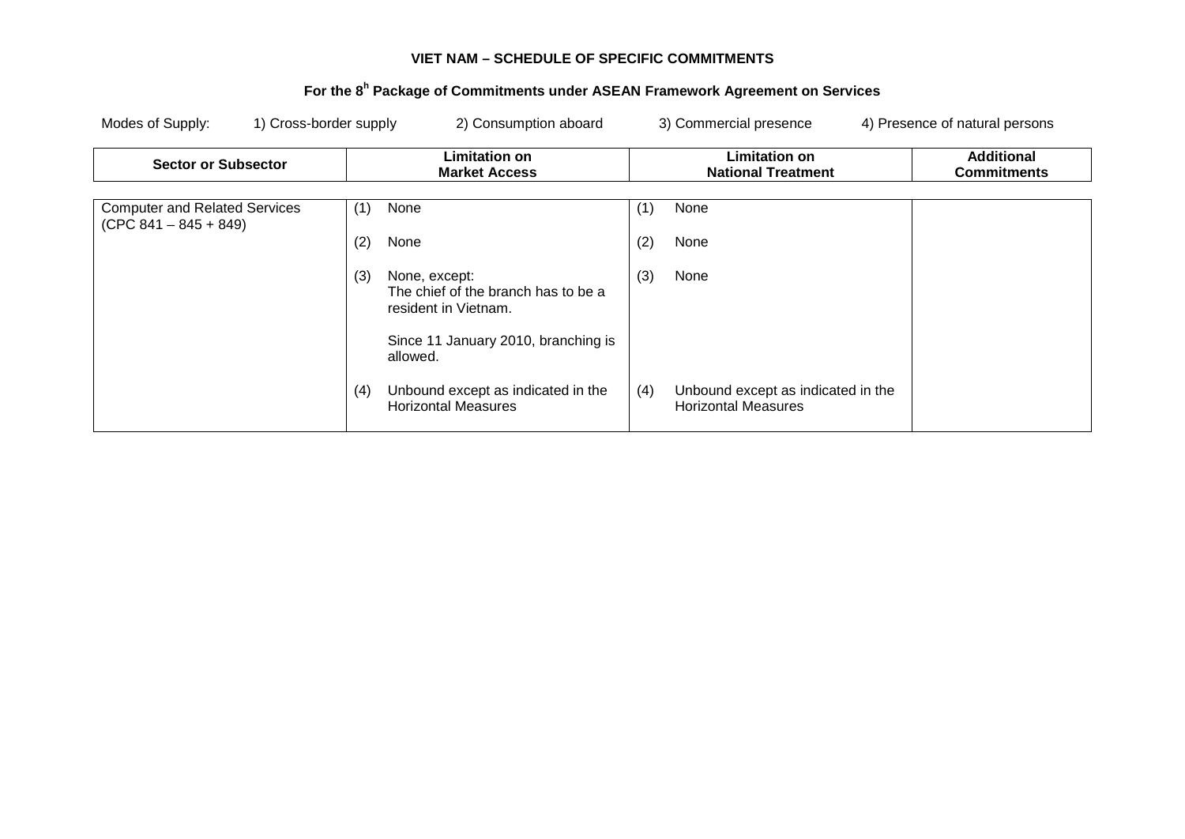**VIET NAM – SCHEDULE OF SPECIFIC COMMITMENTS**

**For the 8[h] Package of Commitments under ASEAN Framework Agreement on Services**

Modes of Supply: 1) Cross-border supply 2) Consumption aboard 3) Commercial presence 4) Presence of natural persons

| Sector or Subsector | Limitation on Market Access | Limitation on National Treatment | Additional Commitments |
|---|---|---|---|
| Computer and Related Services (CPC 841 – 845 + 849) | (1) None<br><br>(2) None<br><br>(3) None, except: The chief of the branch has to be a resident in Vietnam.<br><br>Since 11 January 2010, branching is allowed.<br><br>(4) Unbound except as indicated in the Horizontal Measures | (1) None<br><br>(2) None<br><br>(3) None<br><br>(4) Unbound except as indicated in the Horizontal Measures | |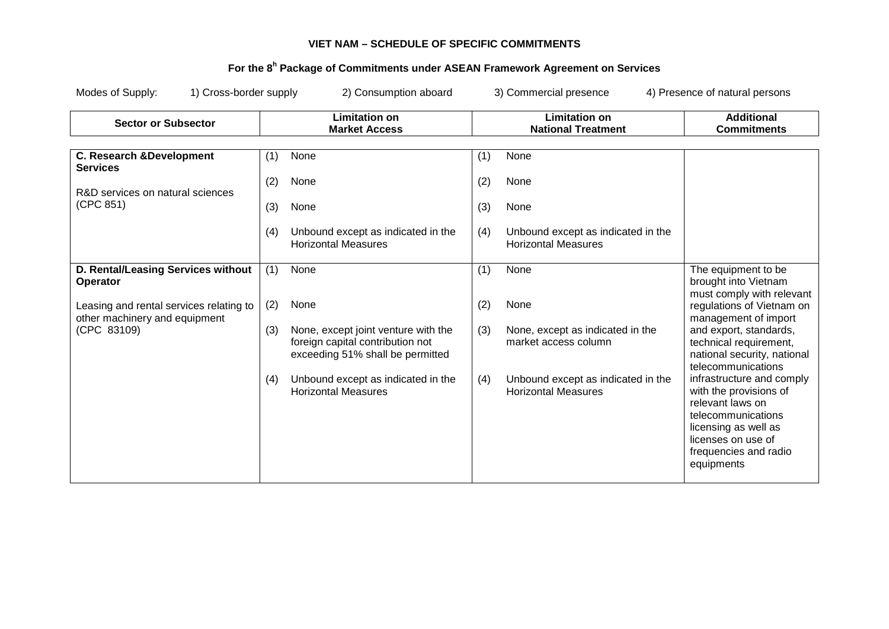**VIET NAM – SCHEDULE OF SPECIFIC COMMITMENTS**

**For the 8[h] Package of Commitments under ASEAN Framework Agreement on Services**

Modes of Supply: 1) Cross-border supply 2) Consumption aboard 3) Commercial presence 4) Presence of natural persons

| Sector or Subsector | Limitation on Market Access | Limitation on National Treatment | Additional Commitments |
|---|---|---|---|
| **C. Research &Development Services**<br><br>R&D services on natural sciences (CPC 851) | (1) None<br><br>(2) None<br><br>(3) None<br><br>(4) Unbound except as indicated in the Horizontal Measures | (1) None<br><br>(2) None<br><br>(3) None<br><br>(4) Unbound except as indicated in the Horizontal Measures | |
| **D. Rental/Leasing Services without Operator**<br><br>Leasing and rental services relating to other machinery and equipment (CPC 83109) | (1) None<br><br>(2) None<br><br>(3) None, except joint venture with the foreign capital contribution not exceeding 51% shall be permitted<br><br>(4) Unbound except as indicated in the Horizontal Measures | (1) None<br><br>(2) None<br><br>(3) None, except as indicated in the market access column<br><br>(4) Unbound except as indicated in the Horizontal Measures | The equipment to be brought into Vietnam must comply with relevant regulations of Vietnam on management of import and export, standards, technical requirement, national security, national telecommunications infrastructure and comply with the provisions of relevant laws on telecommunications licensing as well as licenses on use of frequencies and radio equipments |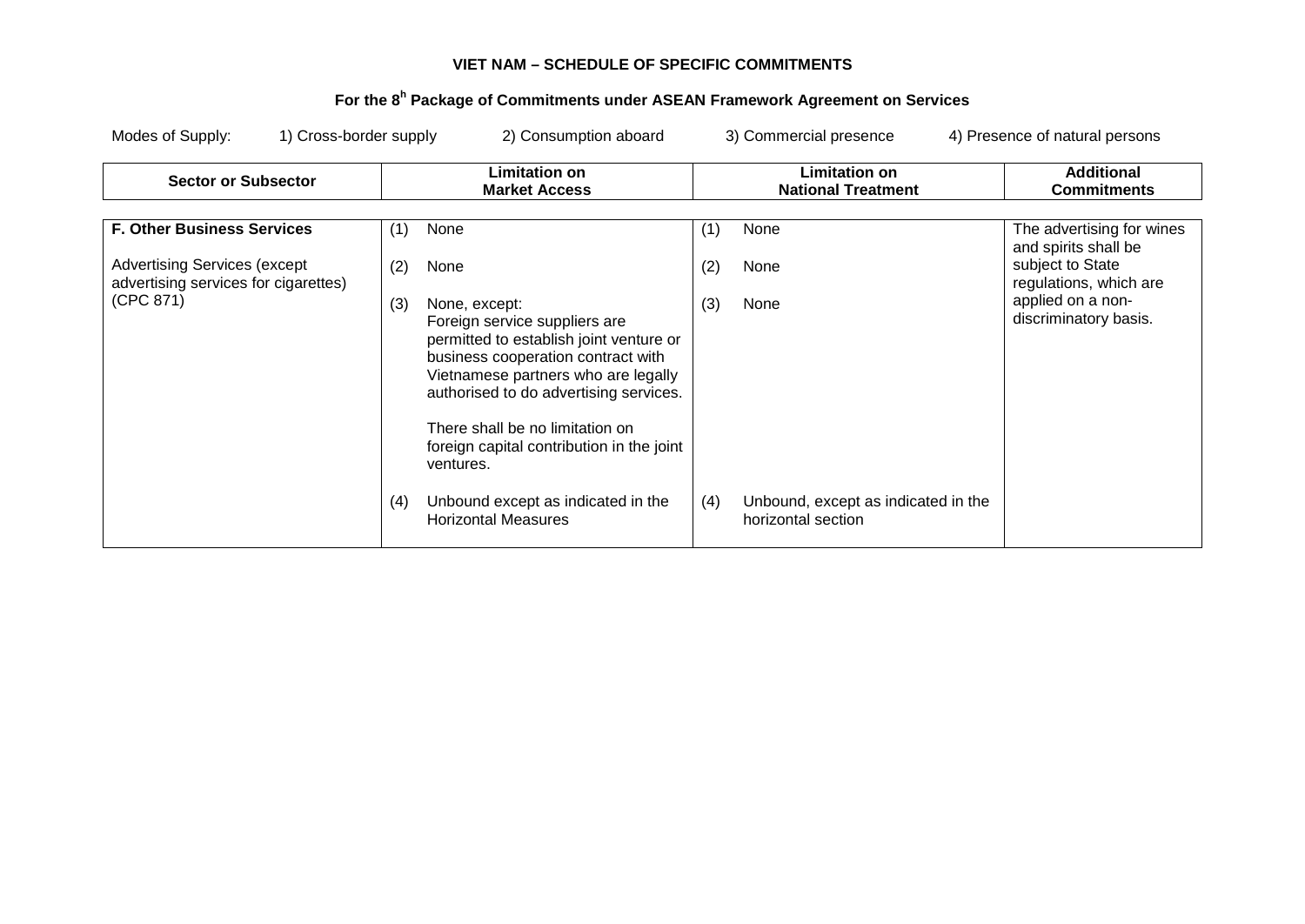**VIET NAM – SCHEDULE OF SPECIFIC COMMITMENTS**

**For the 8h Package of Commitments under ASEAN Framework Agreement on Services**

Modes of Supply: 1) Cross-border supply 2) Consumption aboard 3) Commercial presence 4) Presence of natural persons

| Sector or Subsector | Limitation on Market Access | Limitation on National Treatment | Additional Commitments |
|---|---|---|---|
| **F. Other Business Services**<br><br>Advertising Services (except advertising services for cigarettes) (CPC 871) | (1) None<br><br>(2) None<br><br>(3) None, except: Foreign service suppliers are permitted to establish joint venture or business cooperation contract with Vietnamese partners who are legally authorised to do advertising services.<br><br>There shall be no limitation on foreign capital contribution in the joint ventures.<br><br>(4) Unbound except as indicated in the Horizontal Measures | (1) None<br><br>(2) None<br><br>(3) None<br><br>(4) Unbound, except as indicated in the horizontal section | The advertising for wines and spirits shall be subject to State regulations, which are applied on a non-discriminatory basis. |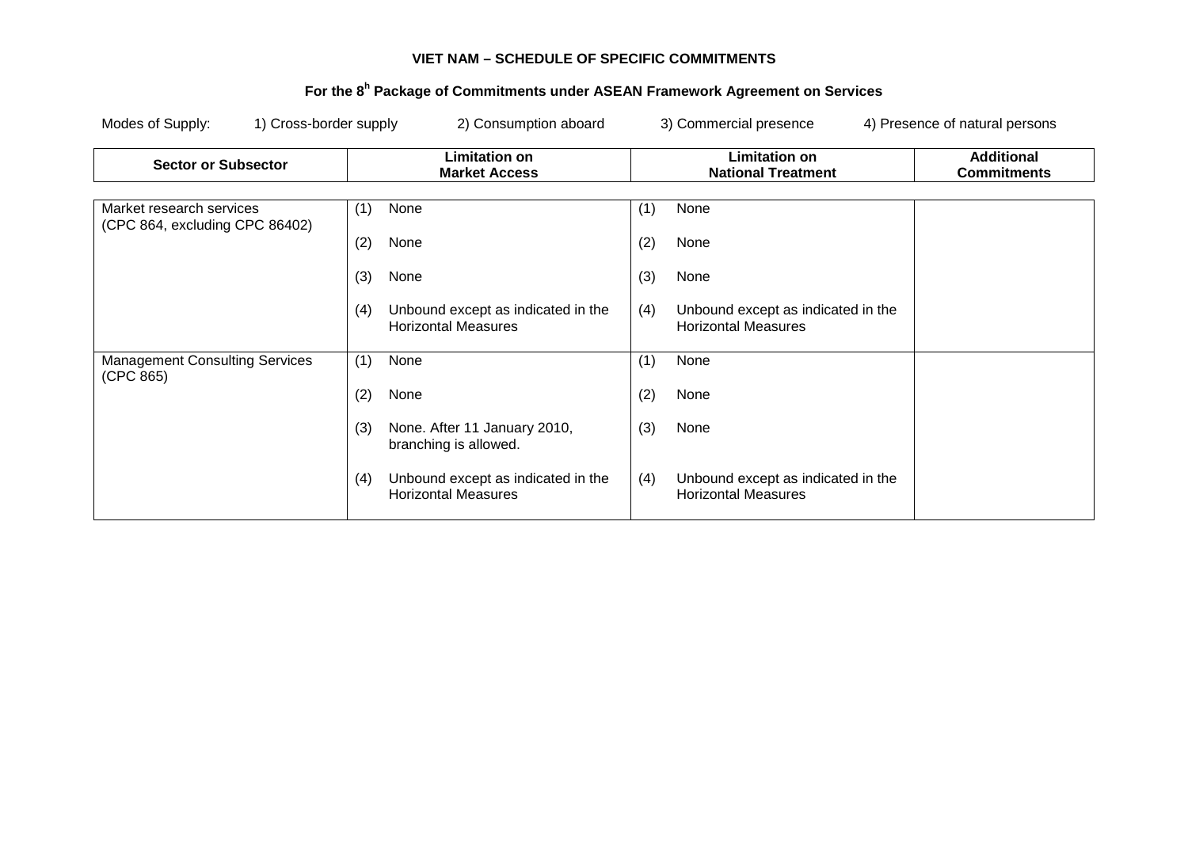**VIET NAM – SCHEDULE OF SPECIFIC COMMITMENTS**

**For the 8h Package of Commitments under ASEAN Framework Agreement on Services**

Modes of Supply: 1) Cross-border supply 2) Consumption aboard 3) Commercial presence 4) Presence of natural persons

| Sector or Subsector | Limitation on Market Access | Limitation on National Treatment | Additional Commitments |
|---|---|---|---|
| Market research services (CPC 864, excluding CPC 86402) | (1) None<br><br>(2) None<br><br>(3) None<br><br>(4) Unbound except as indicated in the Horizontal Measures | (1) None<br><br>(2) None<br><br>(3) None<br><br>(4) Unbound except as indicated in the Horizontal Measures | |
| Management Consulting Services (CPC 865) | (1) None<br><br>(2) None<br><br>(3) None. After 11 January 2010, branching is allowed.<br><br>(4) Unbound except as indicated in the Horizontal Measures | (1) None<br><br>(2) None<br><br>(3) None<br><br>(4) Unbound except as indicated in the Horizontal Measures | |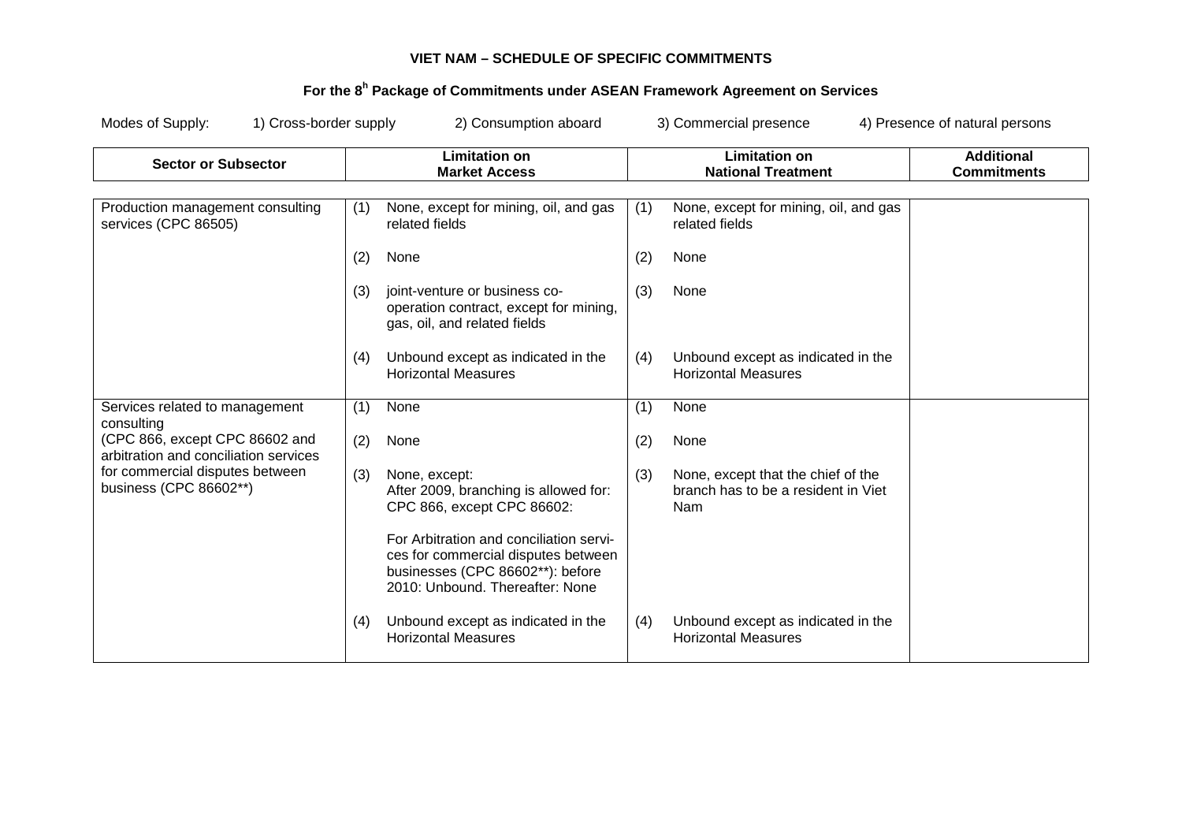**VIET NAM – SCHEDULE OF SPECIFIC COMMITMENTS**

**For the 8[h] Package of Commitments under ASEAN Framework Agreement on Services**

Modes of Supply: 1) Cross-border supply 2) Consumption aboard 3) Commercial presence 4) Presence of natural persons

| Sector or Subsector | Limitation on Market Access | Limitation on National Treatment | Additional Commitments |
|---|---|---|---|
| Production management consulting services (CPC 86505) | (1) None, except for mining, oil, and gas related fields<br><br>(2) None<br><br>(3) joint-venture or business co-operation contract, except for mining, gas, oil, and related fields<br><br>(4) Unbound except as indicated in the Horizontal Measures | (1) None, except for mining, oil, and gas related fields<br><br>(2) None<br><br>(3) None<br><br>(4) Unbound except as indicated in the Horizontal Measures | |
| Services related to management consulting (CPC 866, except CPC 86602 and arbitration and conciliation services for commercial disputes between business (CPC 86602**) | (1) None<br><br>(2) None<br><br>(3) None, except: After 2009, branching is allowed for: CPC 866, except CPC 86602:<br><br>For Arbitration and conciliation services for commercial disputes between businesses (CPC 86602**): before 2010: Unbound. Thereafter: None<br><br>(4) Unbound except as indicated in the Horizontal Measures | (1) None<br><br>(2) None<br><br>(3) None, except that the chief of the branch has to be a resident in Viet Nam<br><br>(4) Unbound except as indicated in the Horizontal Measures | |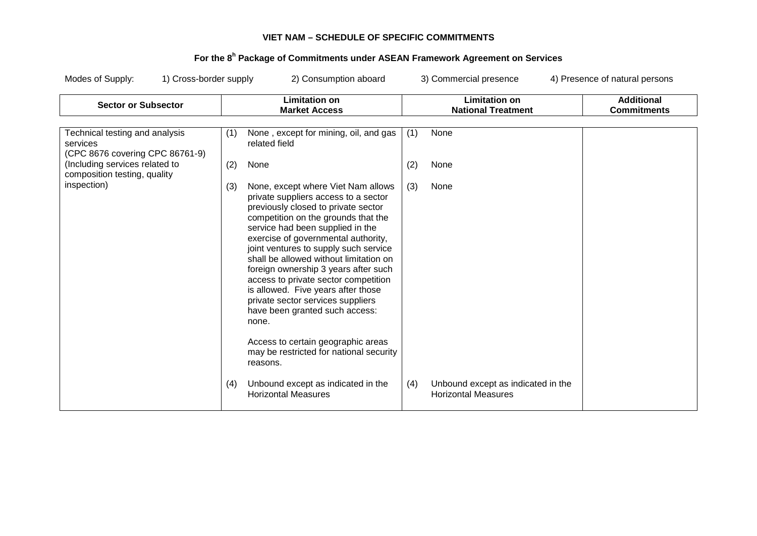**VIET NAM – SCHEDULE OF SPECIFIC COMMITMENTS**

**For the 8[h] Package of Commitments under ASEAN Framework Agreement on Services**

Modes of Supply: 1) Cross-border supply 2) Consumption aboard 3) Commercial presence 4) Presence of natural persons

| Sector or Subsector | Limitation on Market Access | Limitation on National Treatment | Additional Commitments |
|---|---|---|---|
| Technical testing and analysis services (CPC 8676 covering CPC 86761-9) (Including services related to composition testing, quality inspection) | (1) None , except for mining, oil, and gas related field<br><br>(2) None<br><br>(3) None, except where Viet Nam allows private suppliers access to a sector previously closed to private sector competition on the grounds that the service had been supplied in the exercise of governmental authority, joint ventures to supply such service shall be allowed without limitation on foreign ownership 3 years after such access to private sector competition is allowed. Five years after those private sector services suppliers have been granted such access: none.<br><br>Access to certain geographic areas may be restricted for national security reasons.<br><br>(4) Unbound except as indicated in the Horizontal Measures | (1) None<br><br>(2) None<br><br>(3) None<br><br>(4) Unbound except as indicated in the Horizontal Measures | |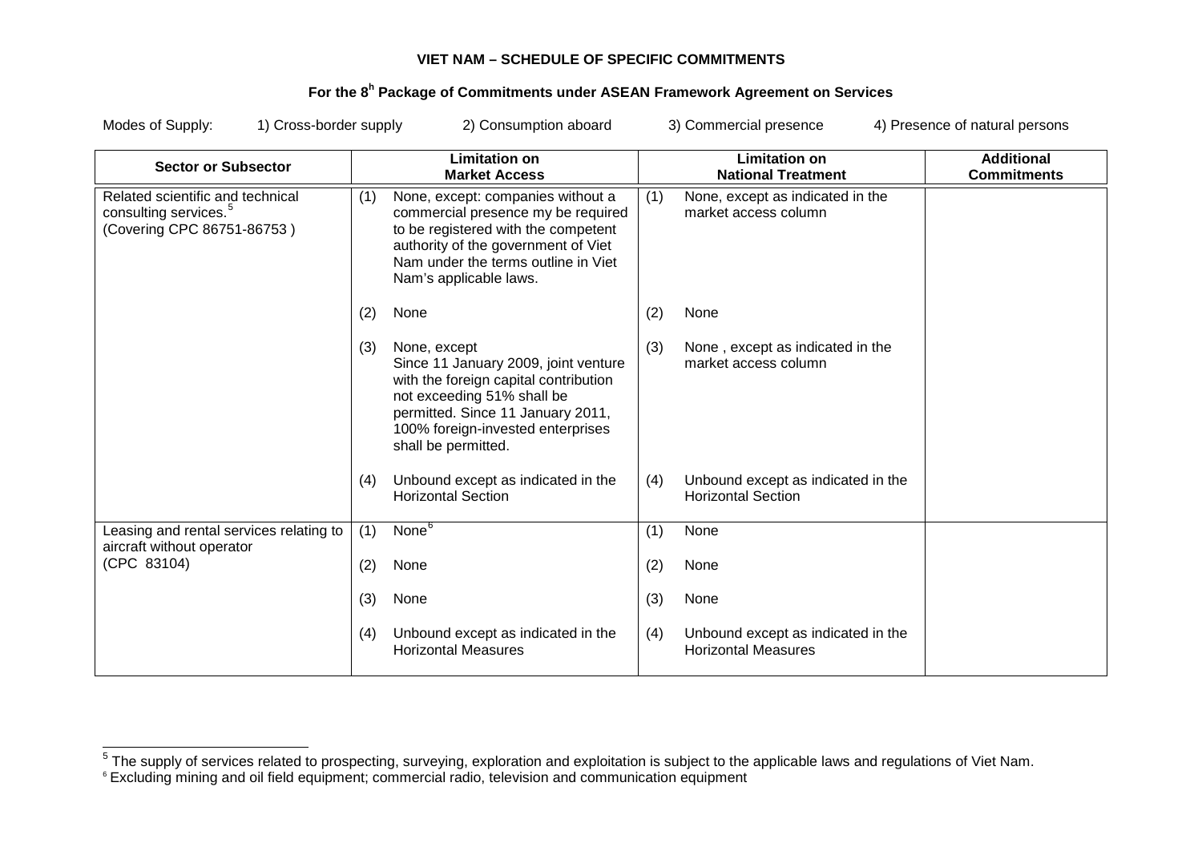**VIET NAM – SCHEDULE OF SPECIFIC COMMITMENTS**

**For the 8h Package of Commitments under ASEAN Framework Agreement on Services**

Modes of Supply: 1) Cross-border supply 2) Consumption aboard 3) Commercial presence 4) Presence of natural persons

| Sector or Subsector | Limitation on Market Access | Limitation on National Treatment | Additional Commitments |
|---|---|---|---|
| Related scientific and technical consulting services.[5] (Covering CPC 86751-86753 ) | (1) None, except: companies without a commercial presence my be required to be registered with the competent authority of the government of Viet Nam under the terms outline in Viet Nam's applicable laws.<br><br>(2) None<br><br>(3) None, except Since 11 January 2009, joint venture with the foreign capital contribution not exceeding 51% shall be permitted. Since 11 January 2011, 100% foreign-invested enterprises shall be permitted.<br><br>(4) Unbound except as indicated in the Horizontal Section | (1) None, except as indicated in the market access column<br><br>(2) None<br><br>(3) None , except as indicated in the market access column<br><br>(4) Unbound except as indicated in the Horizontal Section | |
| Leasing and rental services relating to aircraft without operator (CPC 83104) | (1) None[6]<br><br>(2) None<br><br>(3) None<br><br>(4) Unbound except as indicated in the Horizontal Measures | (1) None<br><br>(2) None<br><br>(3) None<br><br>(4) Unbound except as indicated in the Horizontal Measures | |

[5] The supply of services related to prospecting, surveying, exploration and exploitation is subject to the applicable laws and regulations of Viet Nam.

[6] Excluding mining and oil field equipment; commercial radio, television and communication equipment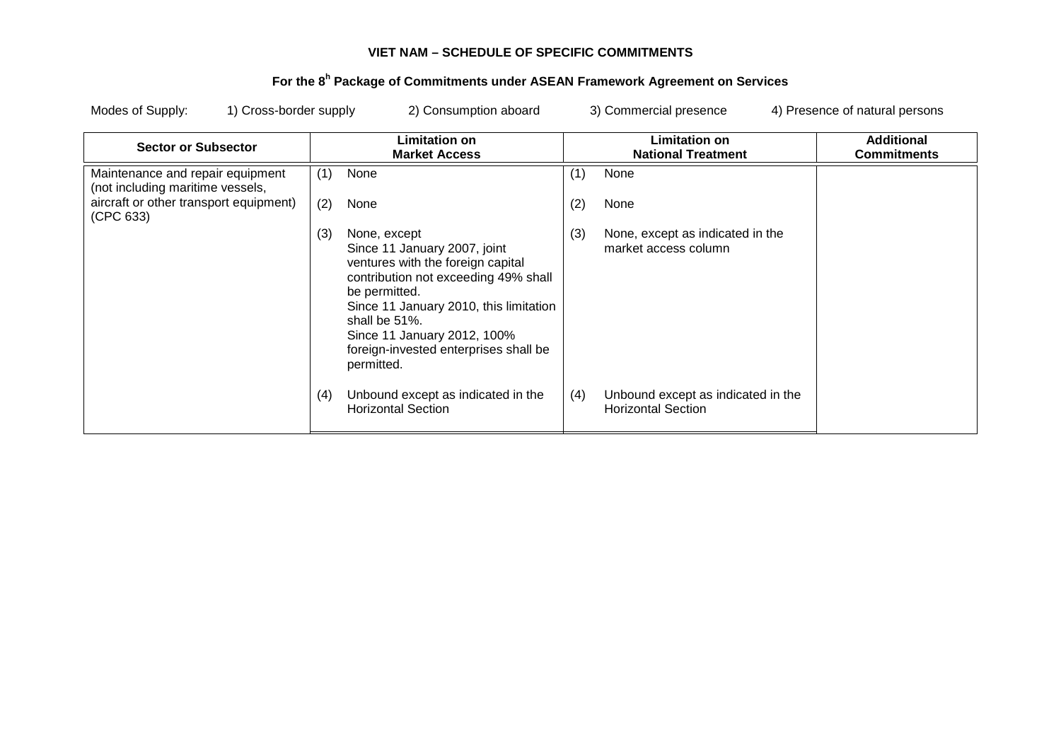**VIET NAM – SCHEDULE OF SPECIFIC COMMITMENTS**

**For the 8h Package of Commitments under ASEAN Framework Agreement on Services**

Modes of Supply: 1) Cross-border supply 2) Consumption aboard 3) Commercial presence 4) Presence of natural persons

| Sector or Subsector | Limitation on Market Access | Limitation on National Treatment | Additional Commitments |
|---|---|---|---|
| Maintenance and repair equipment (not including maritime vessels, aircraft or other transport equipment) (CPC 633) | (1) None<br><br>(2) None<br><br>(3) None, except<br>Since 11 January 2007, joint ventures with the foreign capital contribution not exceeding 49% shall be permitted.<br>Since 11 January 2010, this limitation shall be 51%.<br>Since 11 January 2012, 100% foreign-invested enterprises shall be permitted.<br><br>(4) Unbound except as indicated in the Horizontal Section | (1) None<br><br>(2) None<br><br>(3) None, except as indicated in the market access column<br><br>(4) Unbound except as indicated in the Horizontal Section | |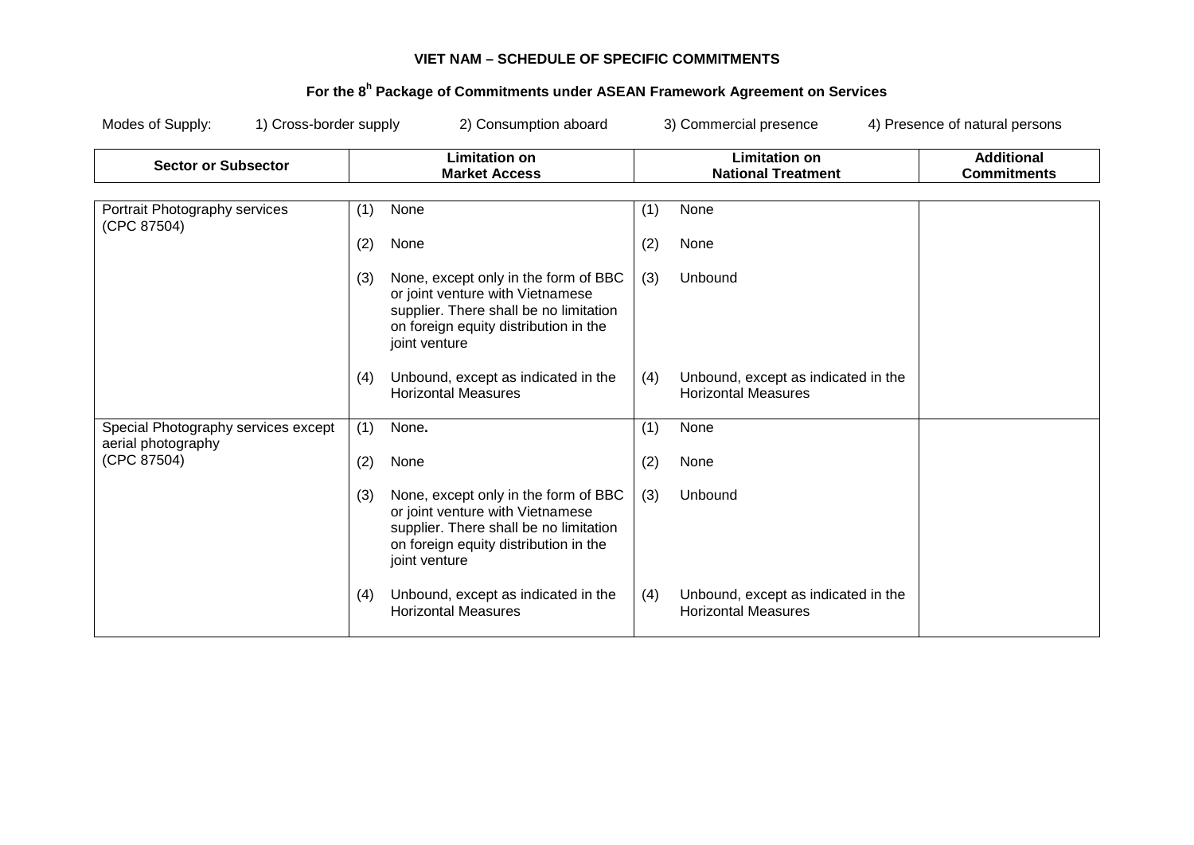**VIET NAM – SCHEDULE OF SPECIFIC COMMITMENTS**

**For the 8[h] Package of Commitments under ASEAN Framework Agreement on Services**

Modes of Supply: 1) Cross-border supply 2) Consumption aboard 3) Commercial presence 4) Presence of natural persons

| Sector or Subsector | Limitation on Market Access | Limitation on National Treatment | Additional Commitments |
|---|---|---|---|
| Portrait Photography services (CPC 87504) | (1) None<br><br>(2) None<br><br>(3) None, except only in the form of BBC or joint venture with Vietnamese supplier. There shall be no limitation on foreign equity distribution in the joint venture<br><br>(4) Unbound, except as indicated in the Horizontal Measures | (1) None<br><br>(2) None<br><br>(3) Unbound<br><br>(4) Unbound, except as indicated in the Horizontal Measures | |
| Special Photography services except aerial photography (CPC 87504) | (1) None**.**<br><br>(2) None<br><br>(3) None, except only in the form of BBC or joint venture with Vietnamese supplier. There shall be no limitation on foreign equity distribution in the joint venture<br><br>(4) Unbound, except as indicated in the Horizontal Measures | (1) None<br><br>(2) None<br><br>(3) Unbound<br><br>(4) Unbound, except as indicated in the Horizontal Measures | |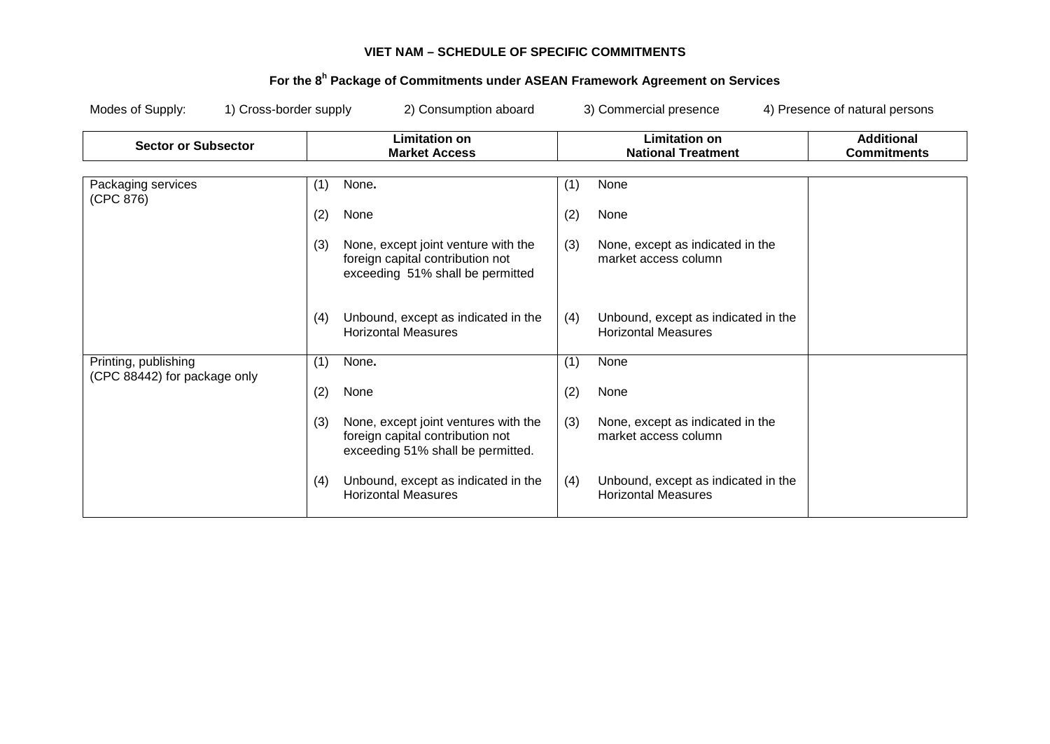**VIET NAM – SCHEDULE OF SPECIFIC COMMITMENTS**

**For the 8h Package of Commitments under ASEAN Framework Agreement on Services**

Modes of Supply: 1) Cross-border supply 2) Consumption aboard 3) Commercial presence 4) Presence of natural persons

| Sector or Subsector | Limitation on Market Access | Limitation on National Treatment | Additional Commitments |
|---|---|---|---|
| Packaging services (CPC 876) | (1) None.<br><br>(2) None<br><br>(3) None, except joint venture with the foreign capital contribution not exceeding 51% shall be permitted<br><br>(4) Unbound, except as indicated in the Horizontal Measures | (1) None<br><br>(2) None<br><br>(3) None, except as indicated in the market access column<br><br>(4) Unbound, except as indicated in the Horizontal Measures | |
| Printing, publishing (CPC 88442) for package only | (1) None.<br><br>(2) None<br><br>(3) None, except joint ventures with the foreign capital contribution not exceeding 51% shall be permitted.<br><br>(4) Unbound, except as indicated in the Horizontal Measures | (1) None<br><br>(2) None<br><br>(3) None, except as indicated in the market access column<br><br>(4) Unbound, except as indicated in the Horizontal Measures | |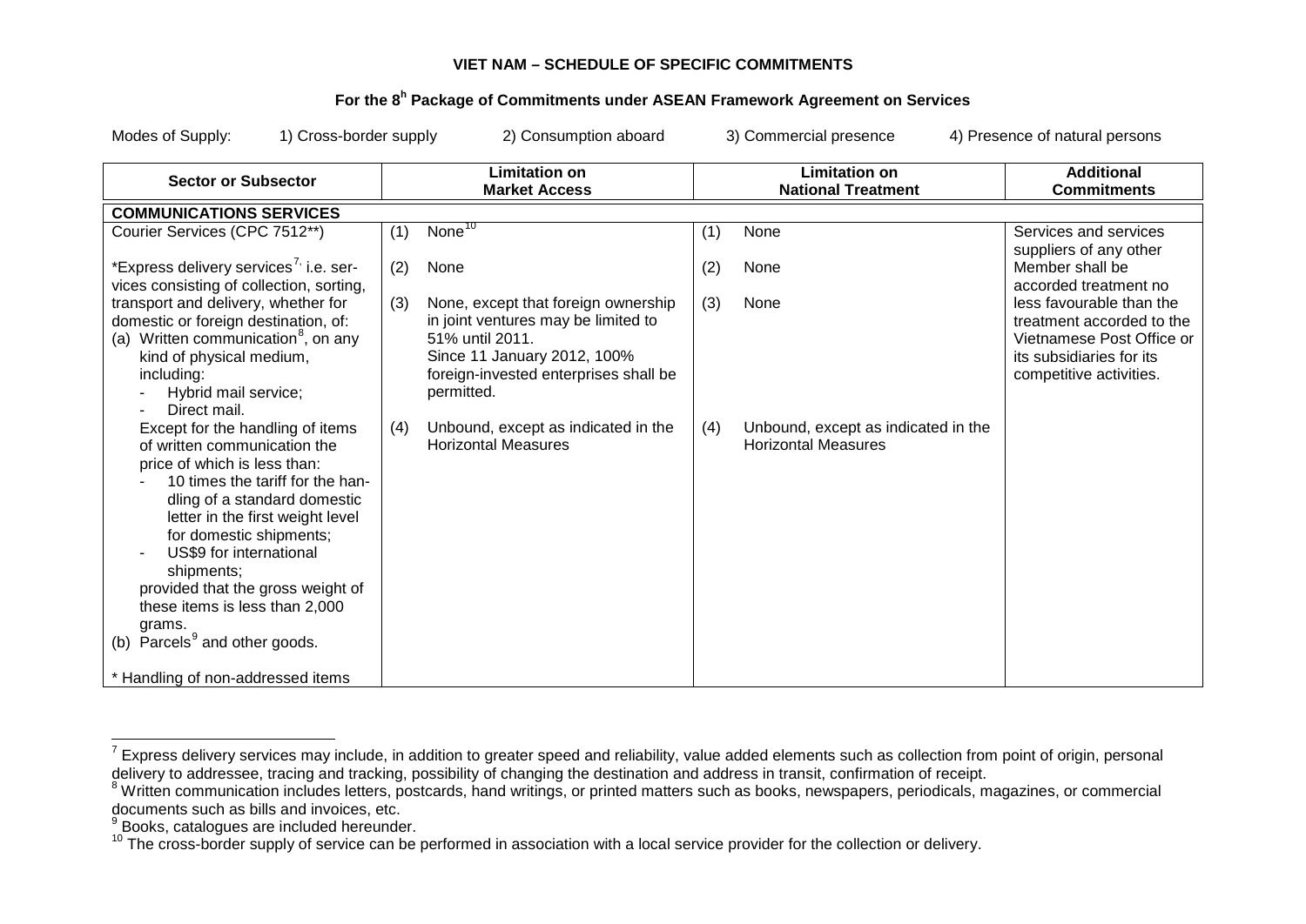**VIET NAM – SCHEDULE OF SPECIFIC COMMITMENTS**

**For the 8[h] Package of Commitments under ASEAN Framework Agreement on Services**

Modes of Supply: 1) Cross-border supply 2) Consumption aboard 3) Commercial presence 4) Presence of natural persons

| Sector or Subsector | Limitation on Market Access | Limitation on National Treatment | Additional Commitments |
|---|---|---|---|
| **COMMUNICATIONS SERVICES** | | | |
| Courier Services (CPC 7512**)<br><br>*Express delivery services[7], i.e. services consisting of collection, sorting, transport and delivery, whether for domestic or foreign destination, of:<br>(a) Written communication[8], on any kind of physical medium, including:<br>- Hybrid mail service;<br>- Direct mail.<br>Except for the handling of items of written communication the price of which is less than:<br>- 10 times the tariff for the handling of a standard domestic letter in the first weight level for domestic shipments;<br>- US$9 for international shipments;<br>provided that the gross weight of these items is less than 2,000 grams.<br>(b) Parcels[9] and other goods.<br><br>* Handling of non-addressed items | (1) None[10]<br><br>(2) None<br><br>(3) None, except that foreign ownership in joint ventures may be limited to 51% until 2011.<br>Since 11 January 2012, 100% foreign-invested enterprises shall be permitted.<br><br>(4) Unbound, except as indicated in the Horizontal Measures | (1) None<br><br>(2) None<br><br>(3) None<br><br>(4) Unbound, except as indicated in the Horizontal Measures | Services and services suppliers of any other Member shall be accorded treatment no less favourable than the treatment accorded to the Vietnamese Post Office or its subsidiaries for its competitive activities. |

[7] Express delivery services may include, in addition to greater speed and reliability, value added elements such as collection from point of origin, personal delivery to addressee, tracing and tracking, possibility of changing the destination and address in transit, confirmation of receipt.
[8] Written communication includes letters, postcards, hand writings, or printed matters such as books, newspapers, periodicals, magazines, or commercial documents such as bills and invoices, etc.
[9] Books, catalogues are included hereunder.
[10] The cross-border supply of service can be performed in association with a local service provider for the collection or delivery.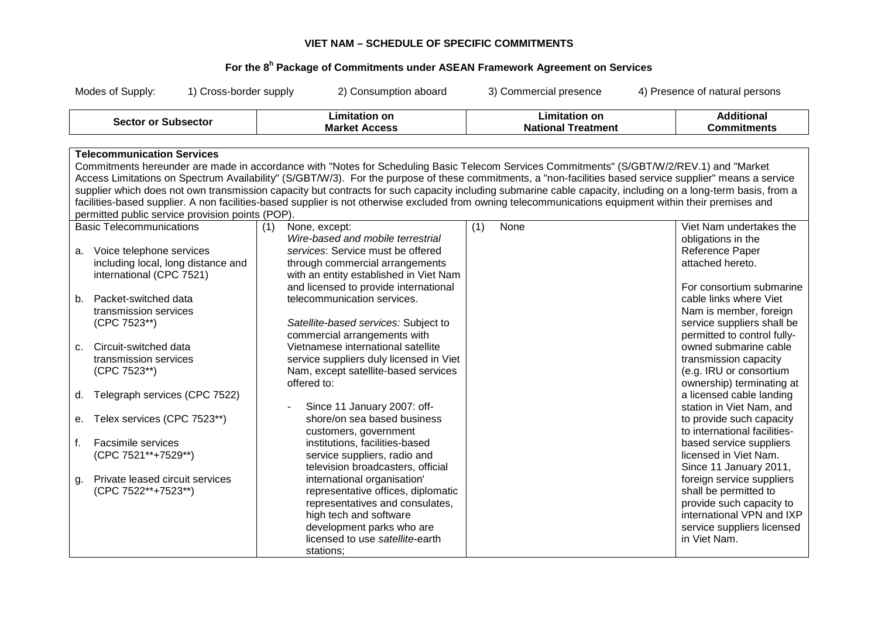**VIET NAM – SCHEDULE OF SPECIFIC COMMITMENTS**

**For the 8[h] Package of Commitments under ASEAN Framework Agreement on Services**

Modes of Supply: 1) Cross-border supply 2) Consumption aboard 3) Commercial presence 4) Presence of natural persons

| Sector or Subsector | Limitation on Market Access | Limitation on National Treatment | Additional Commitments |
|---|---|---|---|
| **Telecommunication Services**<br>Commitments hereunder are made in accordance with "Notes for Scheduling Basic Telecom Services Commitments" (S/GBT/W/2/REV.1) and "Market Access Limitations on Spectrum Availability" (S/GBT/W/3). For the purpose of these commitments, a "non-facilities based service supplier" means a service supplier which does not own transmission capacity but contracts for such capacity including submarine cable capacity, including on a long-term basis, from a facilities-based supplier. A non facilities-based supplier is not otherwise excluded from owning telecommunications equipment within their premises and permitted public service provision points (POP). | | | |
| Basic Telecommunications<br><br>a. Voice telephone services including local, long distance and international (CPC 7521)<br><br>b. Packet-switched data transmission services (CPC 7523**)<br><br>c. Circuit-switched data transmission services (CPC 7523**)<br><br>d. Telegraph services (CPC 7522)<br><br>e. Telex services (CPC 7523**)<br><br>f. Facsimile services (CPC 7521**+7529**)<br><br>g. Private leased circuit services (CPC 7522**+7523**) | (1) None, except:<br>*Wire-based and mobile terrestrial services*: Service must be offered through commercial arrangements with an entity established in Viet Nam and licensed to provide international telecommunication services.<br><br>*Satellite-based services:* Subject to commercial arrangements with Vietnamese international satellite service suppliers duly licensed in Viet Nam, except satellite-based services offered to:<br><br>- Since 11 January 2007: off-shore/on sea based business customers, government institutions, facilities-based service suppliers, radio and television broadcasters, official international organisation' representative offices, diplomatic representatives and consulates, high tech and software development parks who are licensed to use *satellite*-earth stations; | (1) None | Viet Nam undertakes the obligations in the Reference Paper attached hereto.<br><br>For consortium submarine cable links where Viet Nam is member, foreign service suppliers shall be permitted to control fully-owned submarine cable transmission capacity (e.g. IRU or consortium ownership) terminating at a licensed cable landing station in Viet Nam, and to provide such capacity to international facilities-based service suppliers licensed in Viet Nam. Since 11 January 2011, foreign service suppliers shall be permitted to provide such capacity to international VPN and IXP service suppliers licensed in Viet Nam. |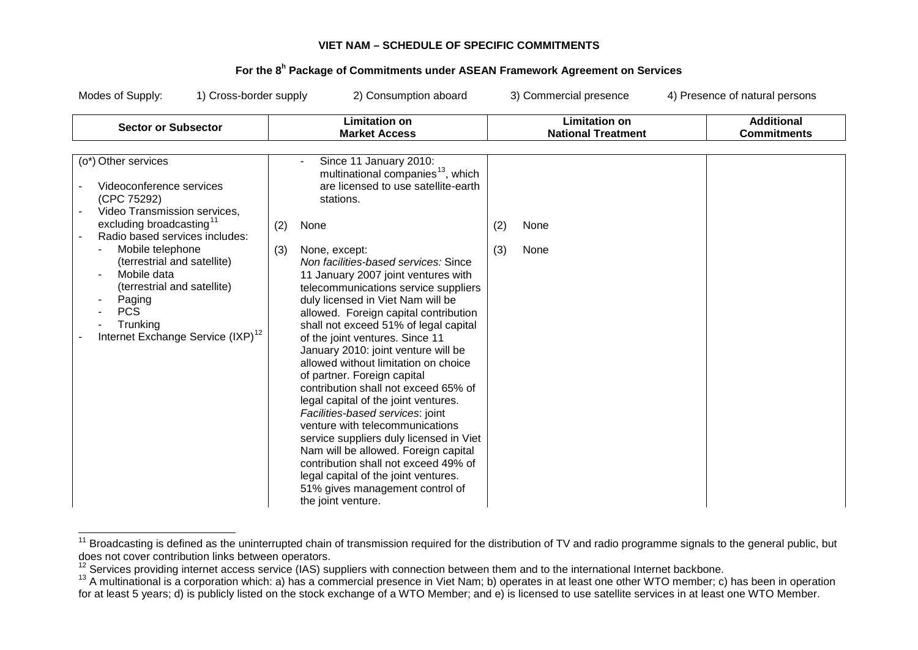**VIET NAM – SCHEDULE OF SPECIFIC COMMITMENTS**

**For the 8[h] Package of Commitments under ASEAN Framework Agreement on Services**

Modes of Supply: 1) Cross-border supply 2) Consumption aboard 3) Commercial presence 4) Presence of natural persons

| Sector or Subsector | Limitation on Market Access | Limitation on National Treatment | Additional Commitments |
|---|---|---|---|
| (o*) Other services<br><br>- Videoconference services (CPC 75292)<br>- Video Transmission services, excluding broadcasting[11]<br>- Radio based services includes:<br>&nbsp;&nbsp;- Mobile telephone (terrestrial and satellite)<br>&nbsp;&nbsp;- Mobile data (terrestrial and satellite)<br>&nbsp;&nbsp;- Paging<br>&nbsp;&nbsp;- PCS<br>&nbsp;&nbsp;- Trunking<br>- Internet Exchange Service (IXP)[12] | - Since 11 January 2010: multinational companies[13], which are licensed to use satellite-earth stations.<br><br>(2) None<br><br>(3) None, except:<br>*Non facilities-based services:* Since 11 January 2007 joint ventures with telecommunications service suppliers duly licensed in Viet Nam will be allowed. Foreign capital contribution shall not exceed 51% of legal capital of the joint ventures. Since 11 January 2010: joint venture will be allowed without limitation on choice of partner. Foreign capital contribution shall not exceed 65% of legal capital of the joint ventures.<br>*Facilities-based services*: joint venture with telecommunications service suppliers duly licensed in Viet Nam will be allowed. Foreign capital contribution shall not exceed 49% of legal capital of the joint ventures. 51% gives management control of the joint venture. | <br><br><br><br>(2) None<br><br>(3) None | |

[11] Broadcasting is defined as the uninterrupted chain of transmission required for the distribution of TV and radio programme signals to the general public, but does not cover contribution links between operators.

[12] Services providing internet access service (IAS) suppliers with connection between them and to the international Internet backbone.

[13] A multinational is a corporation which: a) has a commercial presence in Viet Nam; b) operates in at least one other WTO member; c) has been in operation for at least 5 years; d) is publicly listed on the stock exchange of a WTO Member; and e) is licensed to use satellite services in at least one WTO Member.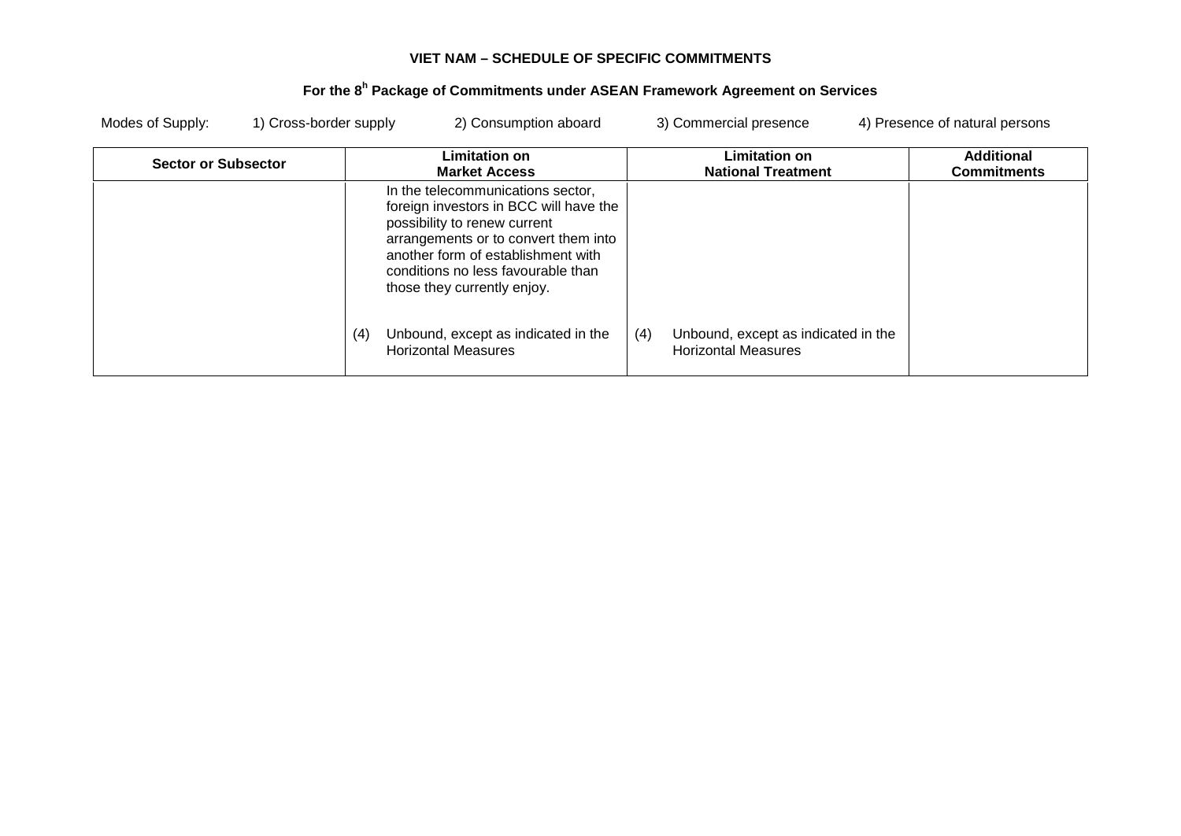**VIET NAM – SCHEDULE OF SPECIFIC COMMITMENTS**

**For the 8h Package of Commitments under ASEAN Framework Agreement on Services**

Modes of Supply: 1) Cross-border supply 2) Consumption aboard 3) Commercial presence 4) Presence of natural persons

| Sector or Subsector | Limitation on Market Access | Limitation on National Treatment | Additional Commitments |
|---|---|---|---|
| | In the telecommunications sector, foreign investors in BCC will have the possibility to renew current arrangements or to convert them into another form of establishment with conditions no less favourable than those they currently enjoy.<br><br>(4) Unbound, except as indicated in the Horizontal Measures | (4) Unbound, except as indicated in the Horizontal Measures | |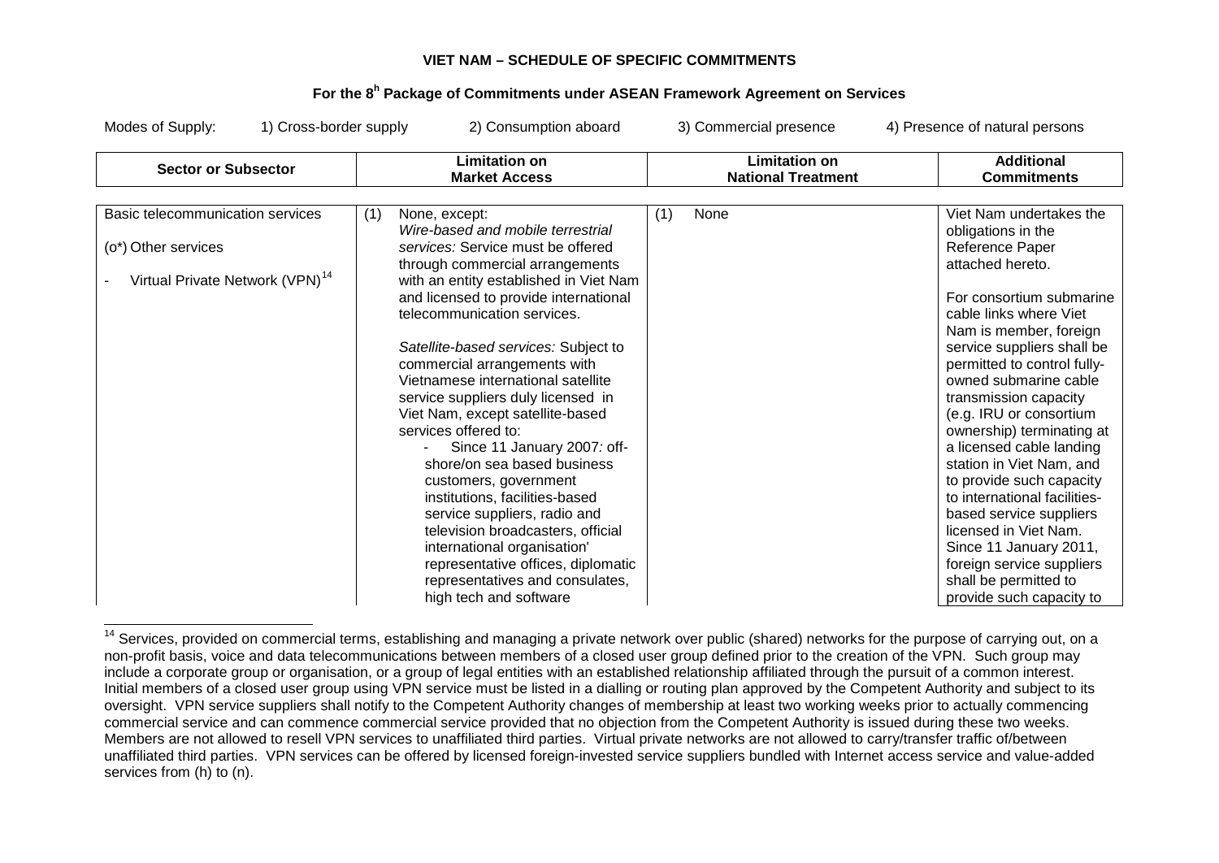**VIET NAM – SCHEDULE OF SPECIFIC COMMITMENTS**

**For the 8[h] Package of Commitments under ASEAN Framework Agreement on Services**

Modes of Supply: 1) Cross-border supply 2) Consumption aboard 3) Commercial presence 4) Presence of natural persons

| Sector or Subsector | Limitation on Market Access | Limitation on National Treatment | Additional Commitments |
|---|---|---|---|
| Basic telecommunication services<br><br>(o*) Other services<br><br>- Virtual Private Network (VPN)[14] | (1) None, except:<br>*Wire-based and mobile terrestrial services:* Service must be offered through commercial arrangements with an entity established in Viet Nam and licensed to provide international telecommunication services.<br><br>*Satellite-based services:* Subject to commercial arrangements with Vietnamese international satellite service suppliers duly licensed in Viet Nam, except satellite-based services offered to:<br>- Since 11 January 2007*:* off-shore/on sea based business customers, government institutions, facilities-based service suppliers, radio and television broadcasters, official international organisation' representative offices, diplomatic representatives and consulates, high tech and software | (1) None | Viet Nam undertakes the obligations in the Reference Paper attached hereto.<br><br>For consortium submarine cable links where Viet Nam is member, foreign service suppliers shall be permitted to control fully-owned submarine cable transmission capacity (e.g. IRU or consortium ownership) terminating at a licensed cable landing station in Viet Nam, and to provide such capacity to international facilities-based service suppliers licensed in Viet Nam. Since 11 January 2011, foreign service suppliers shall be permitted to provide such capacity to |

[14] Services, provided on commercial terms, establishing and managing a private network over public (shared) networks for the purpose of carrying out, on a non-profit basis, voice and data telecommunications between members of a closed user group defined prior to the creation of the VPN. Such group may include a corporate group or organisation, or a group of legal entities with an established relationship affiliated through the pursuit of a common interest. Initial members of a closed user group using VPN service must be listed in a dialling or routing plan approved by the Competent Authority and subject to its oversight. VPN service suppliers shall notify to the Competent Authority changes of membership at least two working weeks prior to actually commencing commercial service and can commence commercial service provided that no objection from the Competent Authority is issued during these two weeks. Members are not allowed to resell VPN services to unaffiliated third parties. Virtual private networks are not allowed to carry/transfer traffic of/between unaffiliated third parties. VPN services can be offered by licensed foreign-invested service suppliers bundled with Internet access service and value-added services from (h) to (n).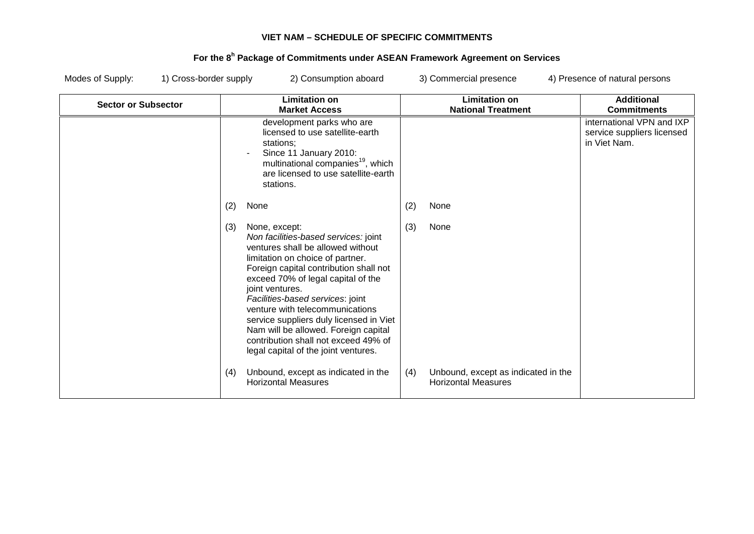**VIET NAM – SCHEDULE OF SPECIFIC COMMITMENTS**

**For the 8[h] Package of Commitments under ASEAN Framework Agreement on Services**

Modes of Supply: 1) Cross-border supply 2) Consumption aboard 3) Commercial presence 4) Presence of natural persons

| Sector or Subsector | Limitation on Market Access | Limitation on National Treatment | Additional Commitments |
|---|---|---|---|
| | development parks who are licensed to use satellite-earth stations;<br>- Since 11 January 2010: multinational companies[19], which are licensed to use satellite-earth stations.<br><br>(2) None<br><br>(3) None, except:<br>*Non facilities-based services:* joint ventures shall be allowed without limitation on choice of partner. Foreign capital contribution shall not exceed 70% of legal capital of the joint ventures.<br>*Facilities-based services*: joint venture with telecommunications service suppliers duly licensed in Viet Nam will be allowed. Foreign capital contribution shall not exceed 49% of legal capital of the joint ventures.<br><br>(4) Unbound, except as indicated in the Horizontal Measures | <br><br><br><br><br><br>(2) None<br><br>(3) None<br><br><br><br><br><br><br><br><br><br>(4) Unbound, except as indicated in the Horizontal Measures | international VPN and IXP service suppliers licensed in Viet Nam. |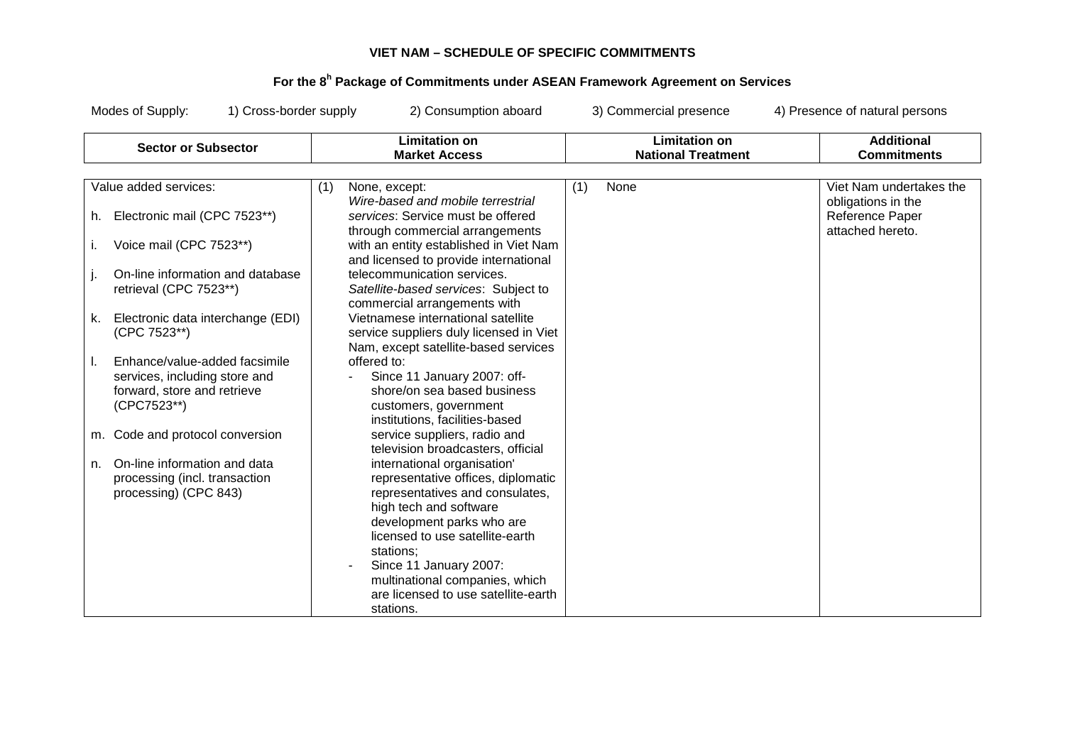**VIET NAM – SCHEDULE OF SPECIFIC COMMITMENTS**

**For the 8h Package of Commitments under ASEAN Framework Agreement on Services**

Modes of Supply: 1) Cross-border supply 2) Consumption aboard 3) Commercial presence 4) Presence of natural persons

| Sector or Subsector | Limitation on Market Access | Limitation on National Treatment | Additional Commitments |
|---|---|---|---|
| Value added services:<br><br>h. Electronic mail (CPC 7523**)<br><br>i. Voice mail (CPC 7523**)<br><br>j. On-line information and database retrieval (CPC 7523**)<br><br>k. Electronic data interchange (EDI) (CPC 7523**)<br><br>l. Enhance/value-added facsimile services, including store and forward, store and retrieve (CPC7523**)<br><br>m. Code and protocol conversion<br><br>n. On-line information and data processing (incl. transaction processing) (CPC 843) | (1) None, except:<br>*Wire-based and mobile terrestrial services*: Service must be offered through commercial arrangements with an entity established in Viet Nam and licensed to provide international telecommunication services.<br>*Satellite-based services*: Subject to commercial arrangements with Vietnamese international satellite service suppliers duly licensed in Viet Nam, except satellite-based services offered to:<br>- Since 11 January 2007: off-shore/on sea based business customers, government institutions, facilities-based service suppliers, radio and television broadcasters, official international organisation' representative offices, diplomatic representatives and consulates, high tech and software development parks who are licensed to use satellite-earth stations;<br>- Since 11 January 2007: multinational companies, which are licensed to use satellite-earth stations. | (1) None | Viet Nam undertakes the obligations in the Reference Paper attached hereto. |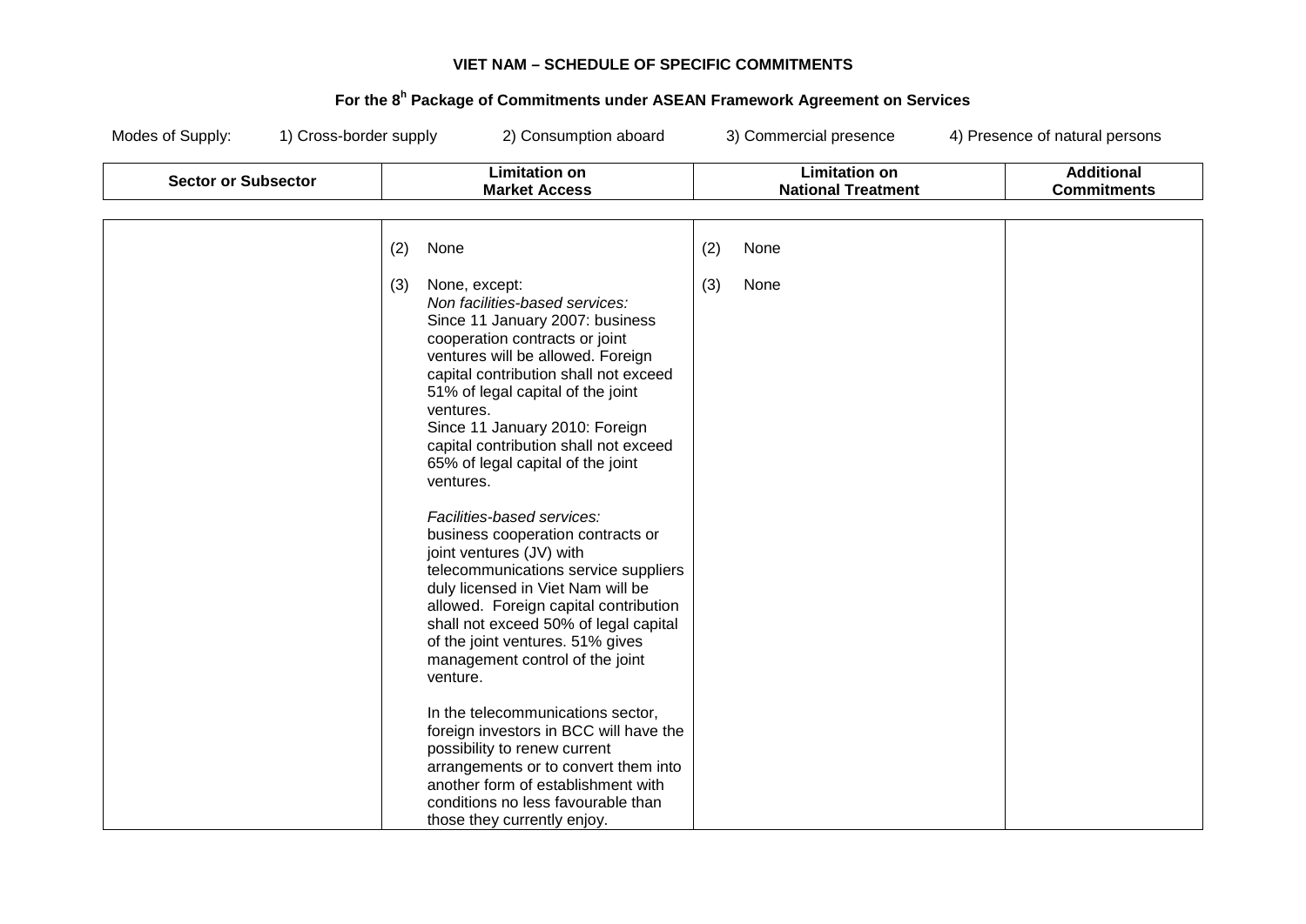**VIET NAM – SCHEDULE OF SPECIFIC COMMITMENTS**

**For the 8[h] Package of Commitments under ASEAN Framework Agreement on Services**

Modes of Supply: 1) Cross-border supply 2) Consumption aboard 3) Commercial presence 4) Presence of natural persons

| Sector or Subsector | Limitation on Market Access | Limitation on National Treatment | Additional Commitments |
|---|---|---|---|
| | (2) None<br><br>(3) None, except:<br>*Non facilities-based services:*<br>Since 11 January 2007: business cooperation contracts or joint ventures will be allowed. Foreign capital contribution shall not exceed 51% of legal capital of the joint ventures.<br>Since 11 January 2010: Foreign capital contribution shall not exceed 65% of legal capital of the joint ventures.<br><br>*Facilities-based services:*<br>business cooperation contracts or joint ventures (JV) with telecommunications service suppliers duly licensed in Viet Nam will be allowed. Foreign capital contribution shall not exceed 50% of legal capital of the joint ventures. 51% gives management control of the joint venture.<br><br>In the telecommunications sector, foreign investors in BCC will have the possibility to renew current arrangements or to convert them into another form of establishment with conditions no less favourable than those they currently enjoy. | (2) None<br><br>(3) None | |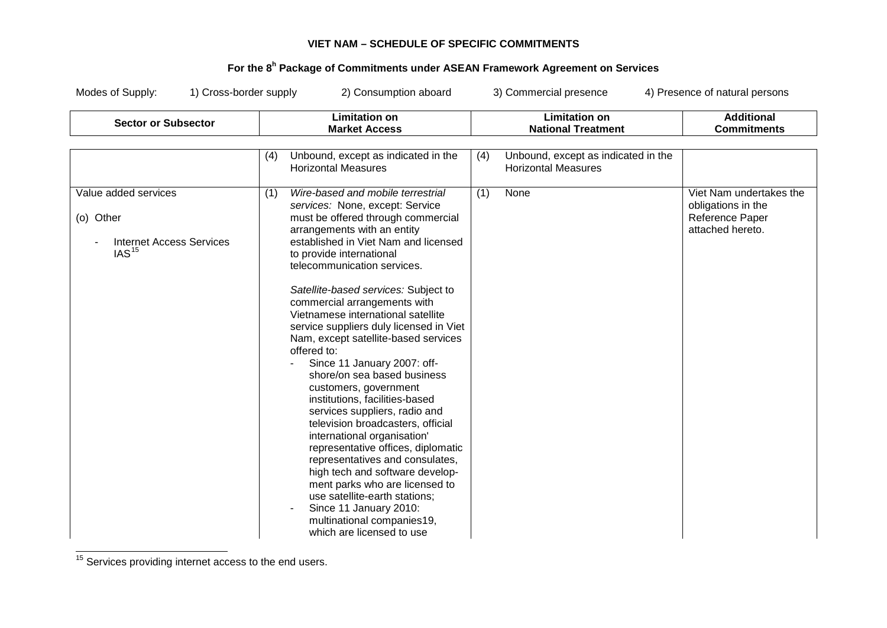**VIET NAM – SCHEDULE OF SPECIFIC COMMITMENTS**

**For the 8h Package of Commitments under ASEAN Framework Agreement on Services**

Modes of Supply: 1) Cross-border supply 2) Consumption aboard 3) Commercial presence 4) Presence of natural persons

| Sector or Subsector | Limitation on Market Access | Limitation on National Treatment | Additional Commitments |
|---|---|---|---|
| | (4) Unbound, except as indicated in the Horizontal Measures | (4) Unbound, except as indicated in the Horizontal Measures | |
| Value added services<br><br>(o) Other<br><br>- Internet Access Services IAS[15] | (1) *Wire-based and mobile terrestrial services:* None, except: Service must be offered through commercial arrangements with an entity established in Viet Nam and licensed to provide international telecommunication services.<br><br>*Satellite-based services:* Subject to commercial arrangements with Vietnamese international satellite service suppliers duly licensed in Viet Nam, except satellite-based services offered to:<br>- Since 11 January 2007: off-shore/on sea based business customers, government institutions, facilities-based services suppliers, radio and television broadcasters, official international organisation' representative offices, diplomatic representatives and consulates, high tech and software development parks who are licensed to use satellite-earth stations;<br>- Since 11 January 2010: multinational companies19, which are licensed to use | (1) None | Viet Nam undertakes the obligations in the Reference Paper attached hereto. |

[15] Services providing internet access to the end users.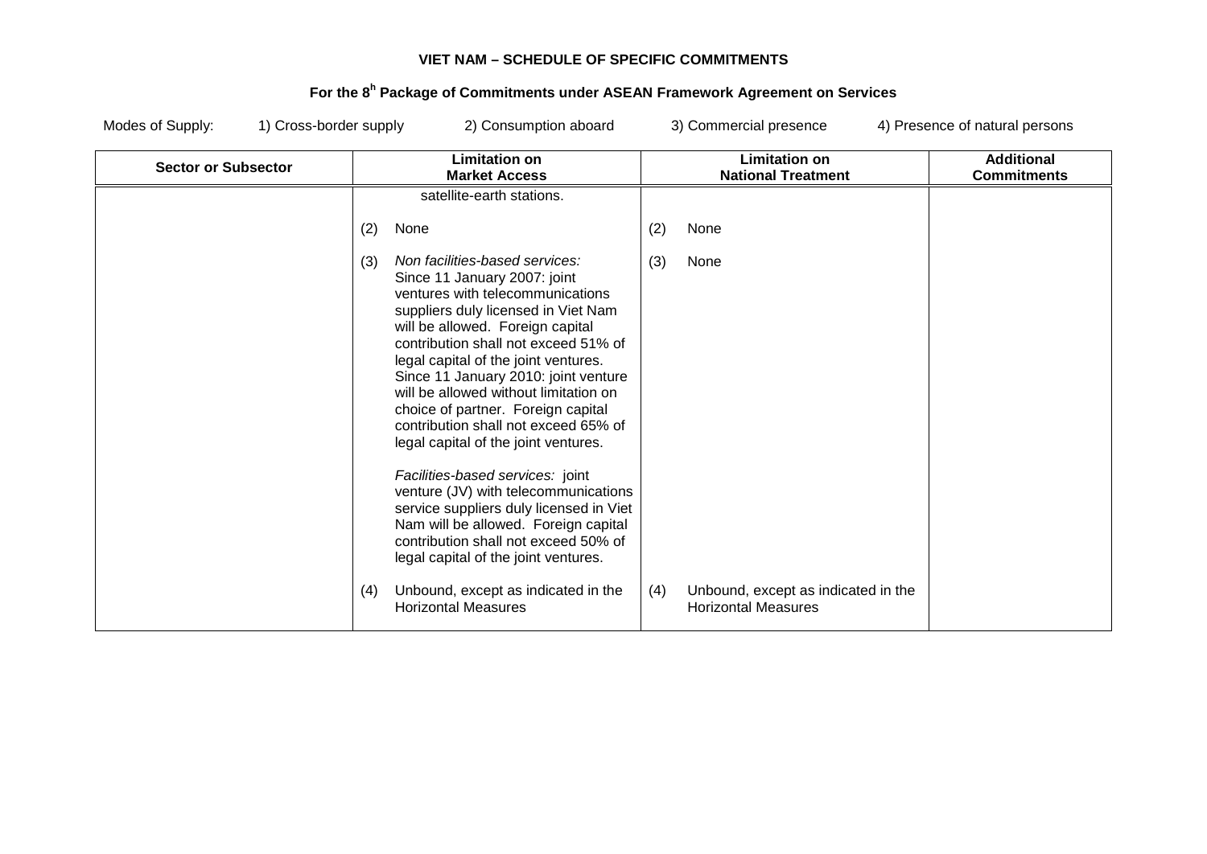**VIET NAM – SCHEDULE OF SPECIFIC COMMITMENTS**

**For the 8h Package of Commitments under ASEAN Framework Agreement on Services**

Modes of Supply: 1) Cross-border supply 2) Consumption aboard 3) Commercial presence 4) Presence of natural persons

| Sector or Subsector | Limitation on Market Access | Limitation on National Treatment | Additional Commitments |
|---|---|---|---|
| | satellite-earth stations.<br><br>(2) None<br><br>(3) *Non facilities-based services:* Since 11 January 2007: joint ventures with telecommunications suppliers duly licensed in Viet Nam will be allowed. Foreign capital contribution shall not exceed 51% of legal capital of the joint ventures. Since 11 January 2010: joint venture will be allowed without limitation on choice of partner. Foreign capital contribution shall not exceed 65% of legal capital of the joint ventures.<br><br>*Facilities-based services:* joint venture (JV) with telecommunications service suppliers duly licensed in Viet Nam will be allowed. Foreign capital contribution shall not exceed 50% of legal capital of the joint ventures.<br><br>(4) Unbound, except as indicated in the Horizontal Measures | (2) None<br><br>(3) None<br><br>(4) Unbound, except as indicated in the Horizontal Measures | |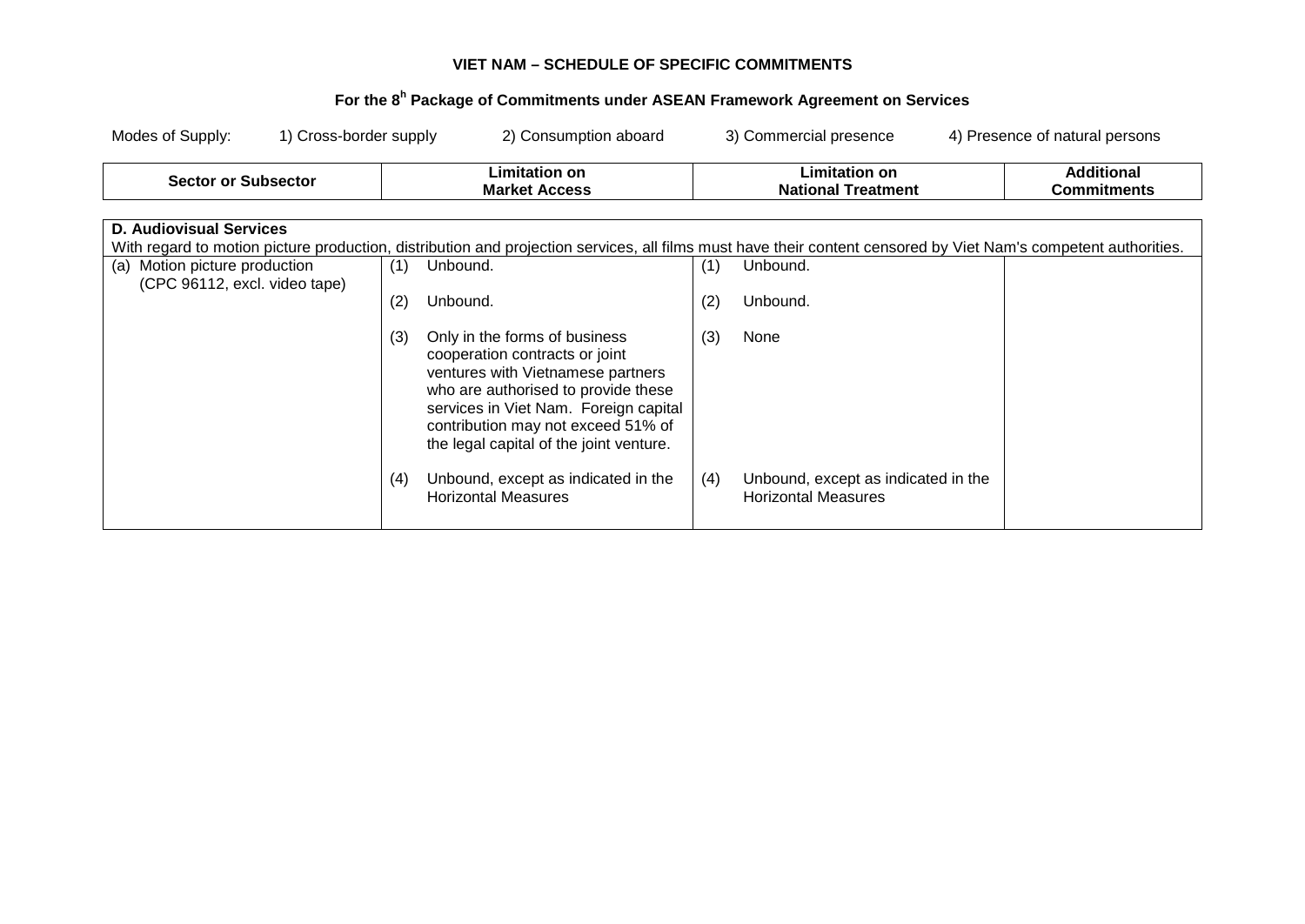**VIET NAM – SCHEDULE OF SPECIFIC COMMITMENTS**

**For the 8[h] Package of Commitments under ASEAN Framework Agreement on Services**

Modes of Supply: 1) Cross-border supply 2) Consumption aboard 3) Commercial presence 4) Presence of natural persons

| Sector or Subsector | Limitation on Market Access | Limitation on National Treatment | Additional Commitments |
|---|---|---|---|
| **D. Audiovisual Services** With regard to motion picture production, distribution and projection services, all films must have their content censored by Viet Nam's competent authorities. | | | |
| (a) Motion picture production (CPC 96112, excl. video tape) | (1) Unbound.<br><br>(2) Unbound.<br><br>(3) Only in the forms of business cooperation contracts or joint ventures with Vietnamese partners who are authorised to provide these services in Viet Nam. Foreign capital contribution may not exceed 51% of the legal capital of the joint venture.<br><br>(4) Unbound, except as indicated in the Horizontal Measures | (1) Unbound.<br><br>(2) Unbound.<br><br>(3) None<br><br>(4) Unbound, except as indicated in the Horizontal Measures | |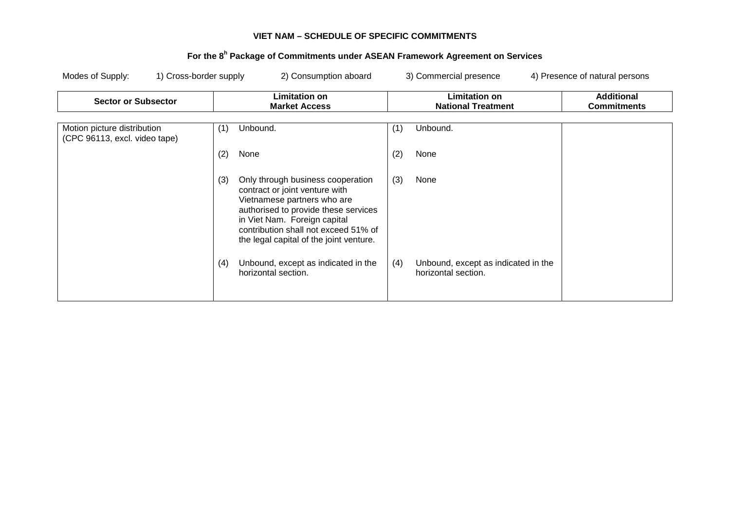**VIET NAM – SCHEDULE OF SPECIFIC COMMITMENTS**

**For the 8h Package of Commitments under ASEAN Framework Agreement on Services**

Modes of Supply: 1) Cross-border supply 2) Consumption aboard 3) Commercial presence 4) Presence of natural persons

| Sector or Subsector | Limitation on Market Access | Limitation on National Treatment | Additional Commitments |
|---|---|---|---|
| Motion picture distribution (CPC 96113, excl. video tape) | (1) Unbound.<br><br>(2) None<br><br>(3) Only through business cooperation contract or joint venture with Vietnamese partners who are authorised to provide these services in Viet Nam. Foreign capital contribution shall not exceed 51% of the legal capital of the joint venture.<br><br>(4) Unbound, except as indicated in the horizontal section. | (1) Unbound.<br><br>(2) None<br><br>(3) None<br><br>(4) Unbound, except as indicated in the horizontal section. | |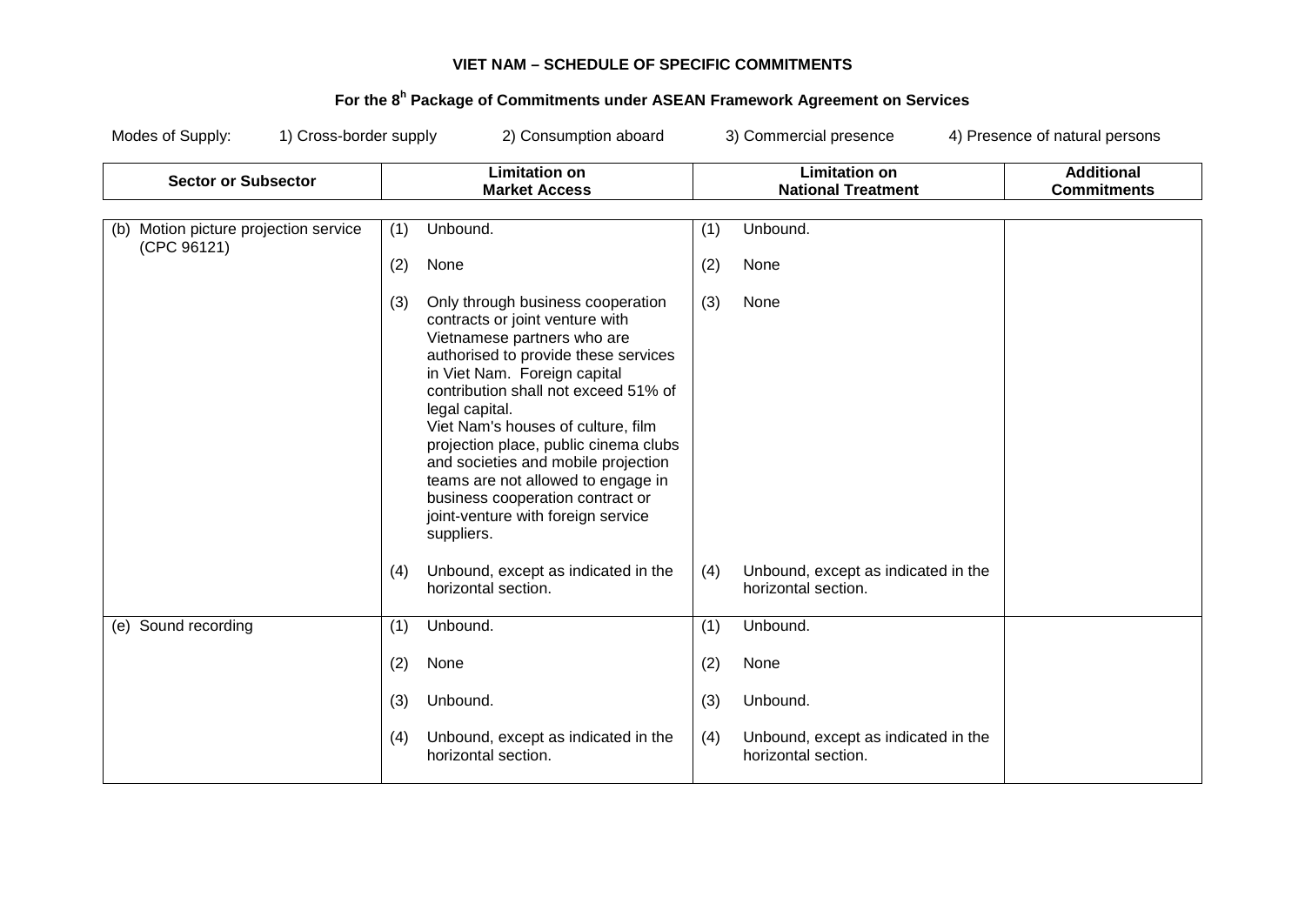**VIET NAM – SCHEDULE OF SPECIFIC COMMITMENTS**

**For the 8[h] Package of Commitments under ASEAN Framework Agreement on Services**

Modes of Supply: 1) Cross-border supply 2) Consumption aboard 3) Commercial presence 4) Presence of natural persons

| Sector or Subsector | Limitation on Market Access | Limitation on National Treatment | Additional Commitments |
|---|---|---|---|
| (b) Motion picture projection service (CPC 96121) | (1) Unbound.<br><br>(2) None<br><br>(3) Only through business cooperation contracts or joint venture with Vietnamese partners who are authorised to provide these services in Viet Nam. Foreign capital contribution shall not exceed 51% of legal capital.<br>Viet Nam's houses of culture, film projection place, public cinema clubs and societies and mobile projection teams are not allowed to engage in business cooperation contract or joint-venture with foreign service suppliers.<br><br>(4) Unbound, except as indicated in the horizontal section. | (1) Unbound.<br><br>(2) None<br><br>(3) None<br><br>(4) Unbound, except as indicated in the horizontal section. | |
| (e) Sound recording | (1) Unbound.<br><br>(2) None<br><br>(3) Unbound.<br><br>(4) Unbound, except as indicated in the horizontal section. | (1) Unbound.<br><br>(2) None<br><br>(3) Unbound.<br><br>(4) Unbound, except as indicated in the horizontal section. | |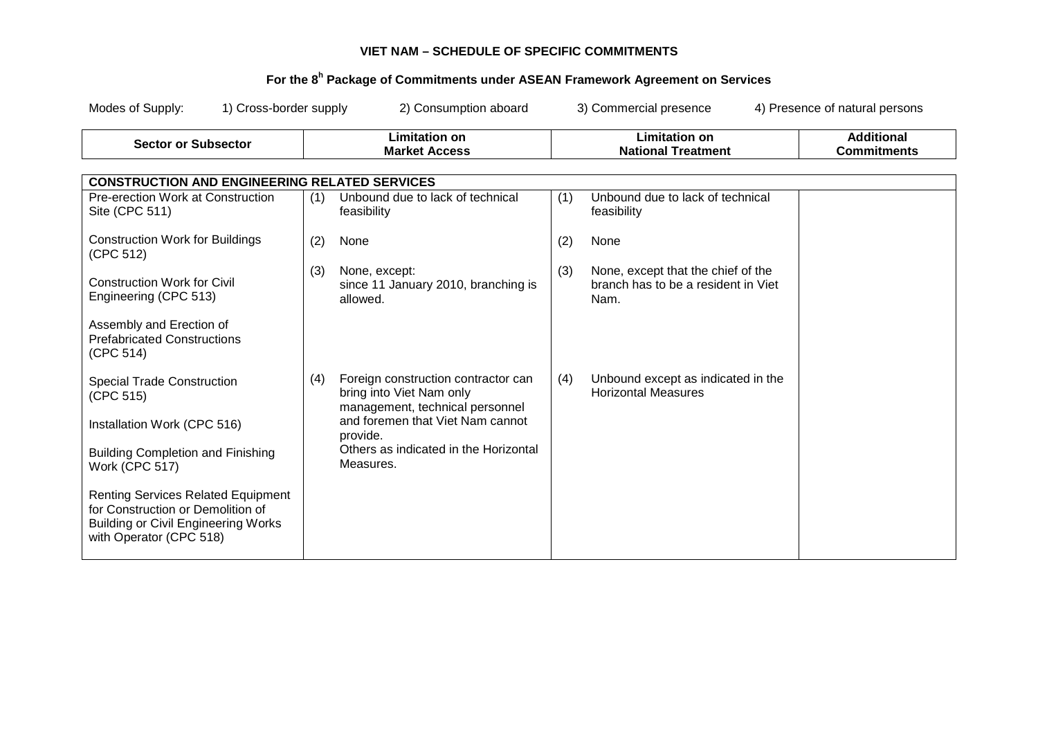**VIET NAM – SCHEDULE OF SPECIFIC COMMITMENTS**

**For the 8[h] Package of Commitments under ASEAN Framework Agreement on Services**

Modes of Supply: 1) Cross-border supply 2) Consumption aboard 3) Commercial presence 4) Presence of natural persons

| Sector or Subsector | Limitation on Market Access | Limitation on National Treatment | Additional Commitments |
|---|---|---|---|
| **CONSTRUCTION AND ENGINEERING RELATED SERVICES** | | | |
| Pre-erection Work at Construction Site (CPC 511)<br><br>Construction Work for Buildings (CPC 512)<br><br>Construction Work for Civil Engineering (CPC 513)<br><br>Assembly and Erection of Prefabricated Constructions (CPC 514)<br><br>Special Trade Construction (CPC 515)<br><br>Installation Work (CPC 516)<br><br>Building Completion and Finishing Work (CPC 517)<br><br>Renting Services Related Equipment for Construction or Demolition of Building or Civil Engineering Works with Operator (CPC 518) | (1) Unbound due to lack of technical feasibility<br><br>(2) None<br><br>(3) None, except: since 11 January 2010, branching is allowed.<br><br>(4) Foreign construction contractor can bring into Viet Nam only management, technical personnel and foremen that Viet Nam cannot provide. Others as indicated in the Horizontal Measures. | (1) Unbound due to lack of technical feasibility<br><br>(2) None<br><br>(3) None, except that the chief of the branch has to be a resident in Viet Nam.<br><br>(4) Unbound except as indicated in the Horizontal Measures | |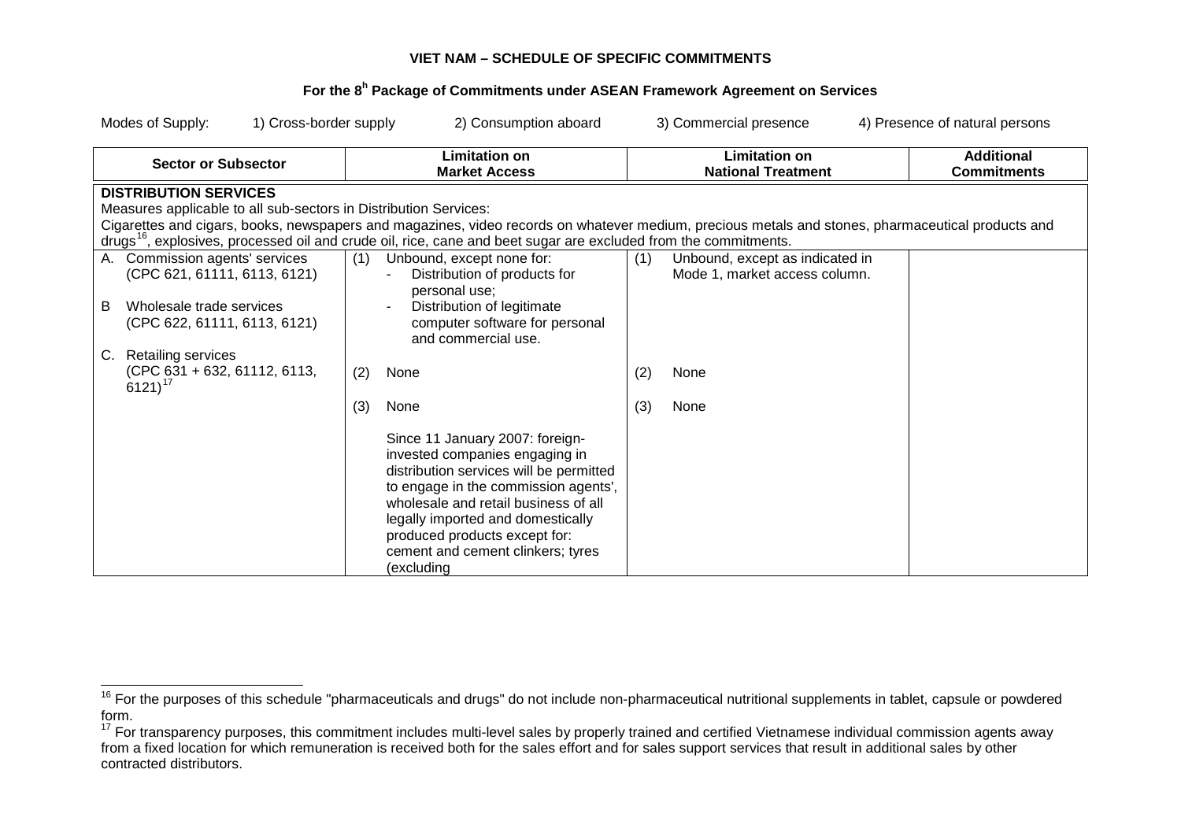**VIET NAM – SCHEDULE OF SPECIFIC COMMITMENTS**

**For the 8h Package of Commitments under ASEAN Framework Agreement on Services**

Modes of Supply: 1) Cross-border supply 2) Consumption aboard 3) Commercial presence 4) Presence of natural persons

| Sector or Subsector | Limitation on Market Access | Limitation on National Treatment | Additional Commitments |
|---|---|---|---|
| **DISTRIBUTION SERVICES**<br>Measures applicable to all sub-sectors in Distribution Services:<br>Cigarettes and cigars, books, newspapers and magazines, video records on whatever medium, precious metals and stones, pharmaceutical products and drugs[16], explosives, processed oil and crude oil, rice, cane and beet sugar are excluded from the commitments. | | | |
| A. Commission agents' services (CPC 621, 61111, 6113, 6121)<br><br>B Wholesale trade services (CPC 622, 61111, 6113, 6121)<br><br>C. Retailing services (CPC 631 + 632, 61112, 6113, 6121)[17] | (1) Unbound, except none for:<br>- Distribution of products for personal use;<br>- Distribution of legitimate computer software for personal and commercial use.<br><br>(2) None<br><br>(3) None<br><br>Since 11 January 2007: foreign-invested companies engaging in distribution services will be permitted to engage in the commission agents', wholesale and retail business of all legally imported and domestically produced products except for: cement and cement clinkers; tyres (excluding | (1) Unbound, except as indicated in Mode 1, market access column.<br><br>(2) None<br><br>(3) None | |

---

[16] For the purposes of this schedule "pharmaceuticals and drugs" do not include non-pharmaceutical nutritional supplements in tablet, capsule or powdered form.

[17] For transparency purposes, this commitment includes multi-level sales by properly trained and certified Vietnamese individual commission agents away from a fixed location for which remuneration is received both for the sales effort and for sales support services that result in additional sales by other contracted distributors.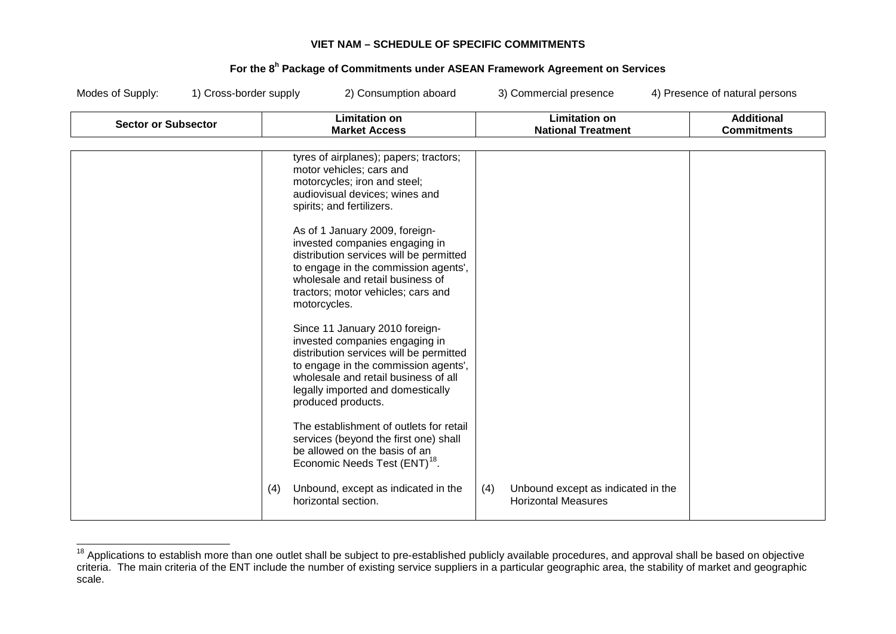**VIET NAM – SCHEDULE OF SPECIFIC COMMITMENTS**

**For the 8h Package of Commitments under ASEAN Framework Agreement on Services**

Modes of Supply: 1) Cross-border supply 2) Consumption aboard 3) Commercial presence 4) Presence of natural persons

| Sector or Subsector | Limitation on Market Access | Limitation on National Treatment | Additional Commitments |
|---|---|---|---|
| | tyres of airplanes); papers; tractors; motor vehicles; cars and motorcycles; iron and steel; audiovisual devices; wines and spirits; and fertilizers.<br><br>As of 1 January 2009, foreign-invested companies engaging in distribution services will be permitted to engage in the commission agents', wholesale and retail business of tractors; motor vehicles; cars and motorcycles.<br><br>Since 11 January 2010 foreign-invested companies engaging in distribution services will be permitted to engage in the commission agents', wholesale and retail business of all legally imported and domestically produced products.<br><br>The establishment of outlets for retail services (beyond the first one) shall be allowed on the basis of an Economic Needs Test (ENT)[18].<br><br>(4) Unbound, except as indicated in the horizontal section. | (4) Unbound except as indicated in the Horizontal Measures | |

[18] Applications to establish more than one outlet shall be subject to pre-established publicly available procedures, and approval shall be based on objective criteria. The main criteria of the ENT include the number of existing service suppliers in a particular geographic area, the stability of market and geographic scale.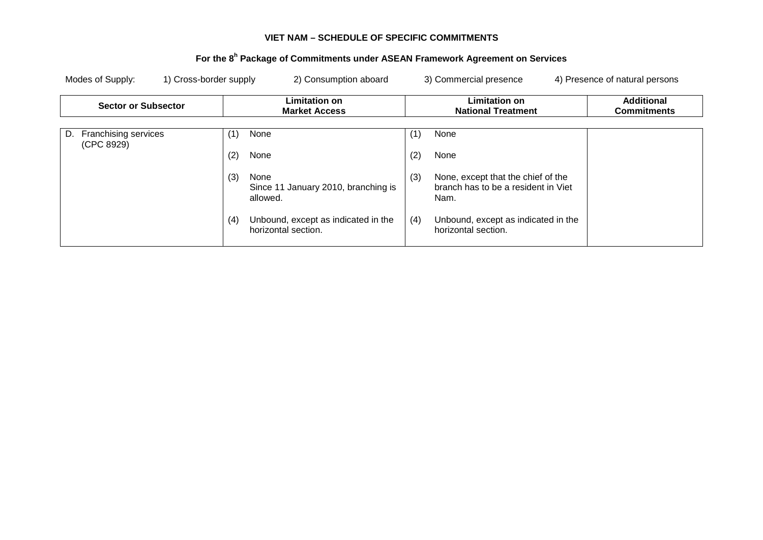**VIET NAM – SCHEDULE OF SPECIFIC COMMITMENTS**

**For the 8h Package of Commitments under ASEAN Framework Agreement on Services**

Modes of Supply: 1) Cross-border supply 2) Consumption aboard 3) Commercial presence 4) Presence of natural persons

| Sector or Subsector | Limitation on Market Access | Limitation on National Treatment | Additional Commitments |
|---|---|---|---|
| D. Franchising services (CPC 8929) | (1) None<br><br>(2) None<br><br>(3) None<br>Since 11 January 2010, branching is allowed.<br><br>(4) Unbound, except as indicated in the horizontal section. | (1) None<br><br>(2) None<br><br>(3) None, except that the chief of the branch has to be a resident in Viet Nam.<br><br>(4) Unbound, except as indicated in the horizontal section. | |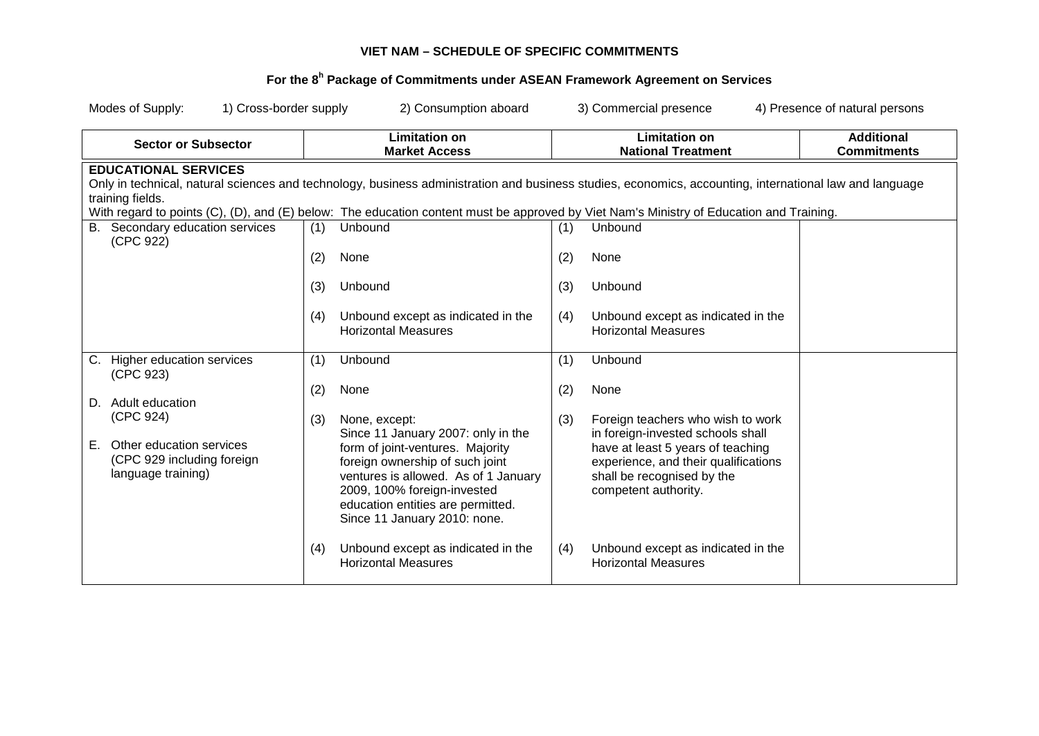**VIET NAM – SCHEDULE OF SPECIFIC COMMITMENTS**

**For the 8[h] Package of Commitments under ASEAN Framework Agreement on Services**

Modes of Supply: 1) Cross-border supply 2) Consumption aboard 3) Commercial presence 4) Presence of natural persons

| Sector or Subsector | Limitation on Market Access | Limitation on National Treatment | Additional Commitments |
|---|---|---|---|
| **EDUCATIONAL SERVICES**<br>Only in technical, natural sciences and technology, business administration and business studies, economics, accounting, international law and language training fields.<br>With regard to points (C), (D), and (E) below: The education content must be approved by Viet Nam's Ministry of Education and Training. | | | |
| B. Secondary education services (CPC 922) | (1) Unbound<br><br>(2) None<br><br>(3) Unbound<br><br>(4) Unbound except as indicated in the Horizontal Measures | (1) Unbound<br><br>(2) None<br><br>(3) Unbound<br><br>(4) Unbound except as indicated in the Horizontal Measures | |
| C. Higher education services (CPC 923)<br><br>D. Adult education (CPC 924)<br><br>E. Other education services (CPC 929 including foreign language training) | (1) Unbound<br><br>(2) None<br><br>(3) None, except: Since 11 January 2007: only in the form of joint-ventures. Majority foreign ownership of such joint ventures is allowed. As of 1 January 2009, 100% foreign-invested education entities are permitted. Since 11 January 2010: none.<br><br>(4) Unbound except as indicated in the Horizontal Measures | (1) Unbound<br><br>(2) None<br><br>(3) Foreign teachers who wish to work in foreign-invested schools shall have at least 5 years of teaching experience, and their qualifications shall be recognised by the competent authority.<br><br>(4) Unbound except as indicated in the Horizontal Measures | |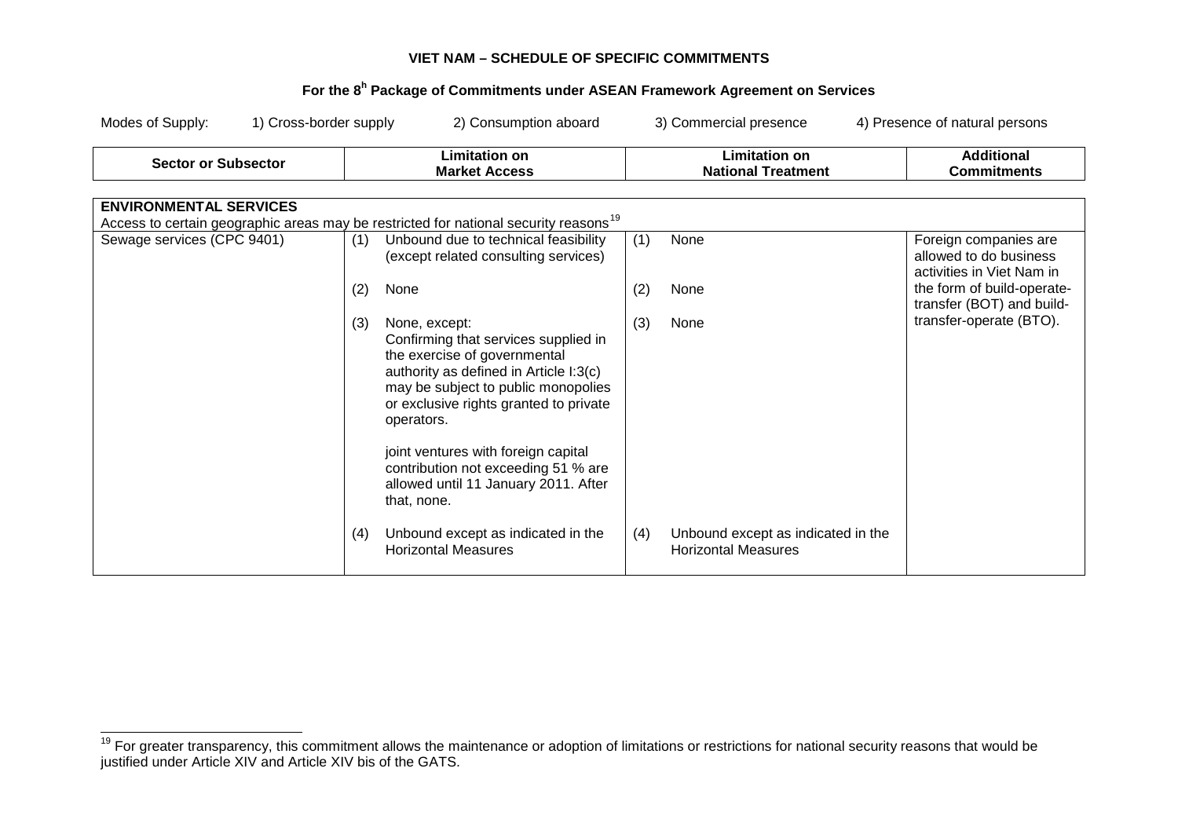**VIET NAM – SCHEDULE OF SPECIFIC COMMITMENTS**

**For the 8[h] Package of Commitments under ASEAN Framework Agreement on Services**

Modes of Supply: 1) Cross-border supply 2) Consumption aboard 3) Commercial presence 4) Presence of natural persons

| Sector or Subsector | Limitation on Market Access | Limitation on National Treatment | Additional Commitments |
|---|---|---|---|
| **ENVIRONMENTAL SERVICES**<br>Access to certain geographic areas may be restricted for national security reasons[19] | | | |
| Sewage services (CPC 9401) | (1) Unbound due to technical feasibility (except related consulting services)<br><br>(2) None<br><br>(3) None, except:<br>Confirming that services supplied in the exercise of governmental authority as defined in Article I:3(c) may be subject to public monopolies or exclusive rights granted to private operators.<br><br>joint ventures with foreign capital contribution not exceeding 51 % are allowed until 11 January 2011. After that, none.<br><br>(4) Unbound except as indicated in the Horizontal Measures | (1) None<br><br>(2) None<br><br>(3) None<br><br>(4) Unbound except as indicated in the Horizontal Measures | Foreign companies are allowed to do business activities in Viet Nam in the form of build-operate-transfer (BOT) and build-transfer-operate (BTO). |

[19] For greater transparency, this commitment allows the maintenance or adoption of limitations or restrictions for national security reasons that would be justified under Article XIV and Article XIV bis of the GATS.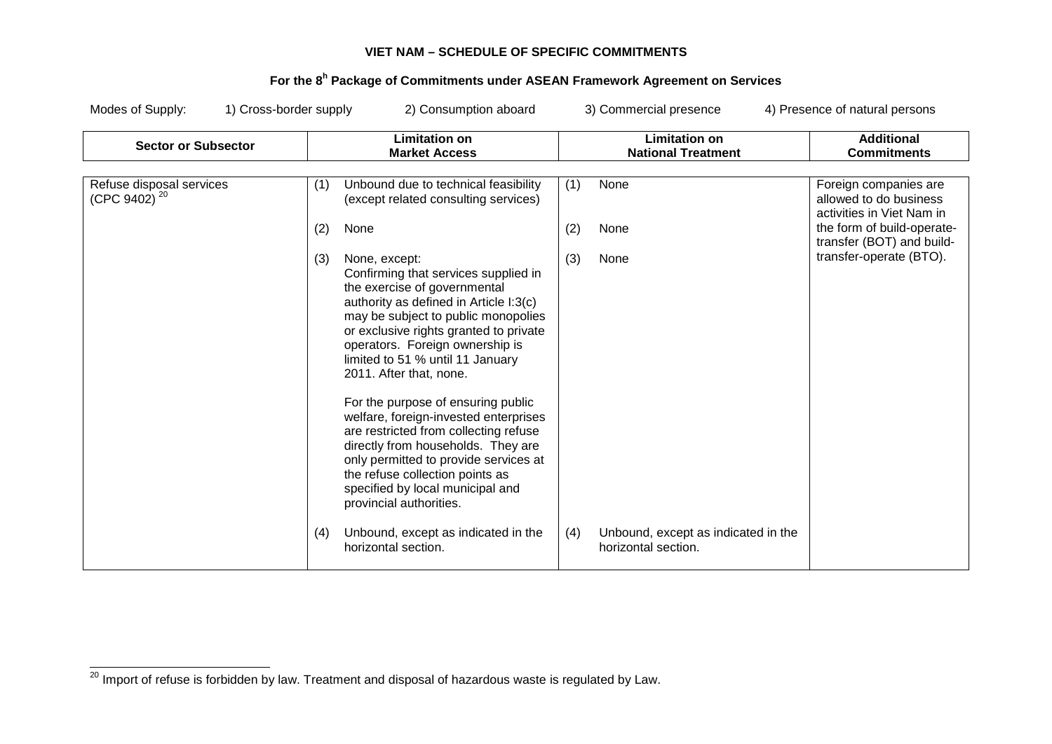**VIET NAM – SCHEDULE OF SPECIFIC COMMITMENTS**

**For the 8h Package of Commitments under ASEAN Framework Agreement on Services**

Modes of Supply: 1) Cross-border supply 2) Consumption aboard 3) Commercial presence 4) Presence of natural persons

| Sector or Subsector | Limitation on Market Access | Limitation on National Treatment | Additional Commitments |
|---|---|---|---|
| Refuse disposal services (CPC 9402) [20] | (1) Unbound due to technical feasibility (except related consulting services)<br><br>(2) None<br><br>(3) None, except:<br>Confirming that services supplied in the exercise of governmental authority as defined in Article I:3(c) may be subject to public monopolies or exclusive rights granted to private operators. Foreign ownership is limited to 51 % until 11 January 2011. After that, none.<br><br>For the purpose of ensuring public welfare, foreign-invested enterprises are restricted from collecting refuse directly from households. They are only permitted to provide services at the refuse collection points as specified by local municipal and provincial authorities.<br><br>(4) Unbound, except as indicated in the horizontal section. | (1) None<br><br>(2) None<br><br>(3) None<br><br>(4) Unbound, except as indicated in the horizontal section. | Foreign companies are allowed to do business activities in Viet Nam in the form of build-operate-transfer (BOT) and build-transfer-operate (BTO). |

[20] Import of refuse is forbidden by law. Treatment and disposal of hazardous waste is regulated by Law.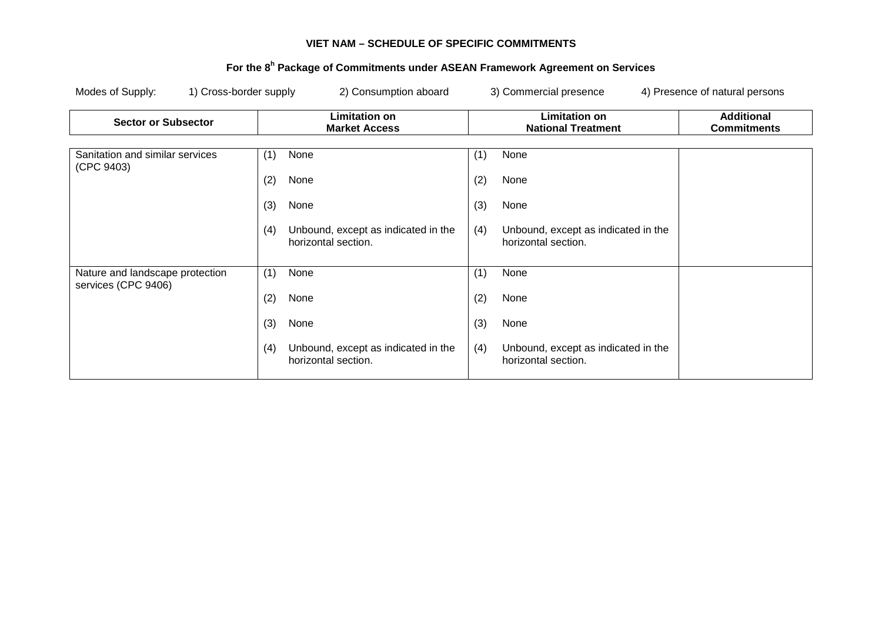**VIET NAM – SCHEDULE OF SPECIFIC COMMITMENTS**

**For the 8h Package of Commitments under ASEAN Framework Agreement on Services**

Modes of Supply: 1) Cross-border supply 2) Consumption aboard 3) Commercial presence 4) Presence of natural persons

| Sector or Subsector | Limitation on Market Access | Limitation on National Treatment | Additional Commitments |
|---|---|---|---|
| Sanitation and similar services (CPC 9403) | (1) None<br><br>(2) None<br><br>(3) None<br><br>(4) Unbound, except as indicated in the horizontal section. | (1) None<br><br>(2) None<br><br>(3) None<br><br>(4) Unbound, except as indicated in the horizontal section. | |
| Nature and landscape protection services (CPC 9406) | (1) None<br><br>(2) None<br><br>(3) None<br><br>(4) Unbound, except as indicated in the horizontal section. | (1) None<br><br>(2) None<br><br>(3) None<br><br>(4) Unbound, except as indicated in the horizontal section. | |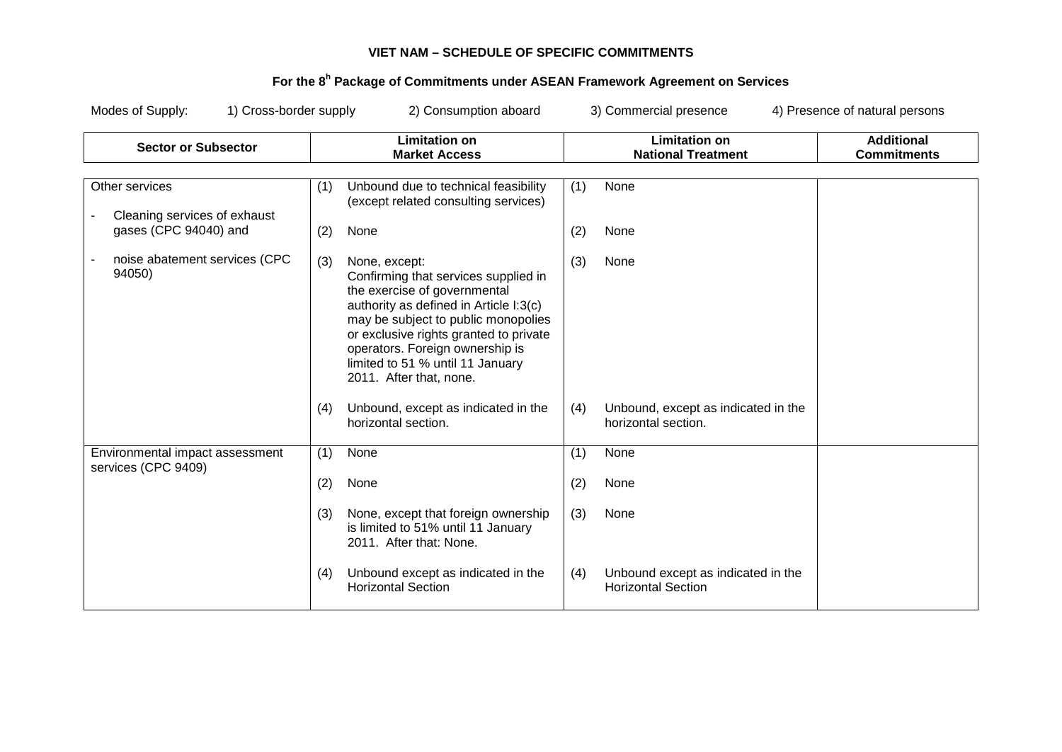**VIET NAM – SCHEDULE OF SPECIFIC COMMITMENTS**

**For the 8[h] Package of Commitments under ASEAN Framework Agreement on Services**

Modes of Supply: 1) Cross-border supply 2) Consumption aboard 3) Commercial presence 4) Presence of natural persons

| Sector or Subsector | Limitation on Market Access | Limitation on National Treatment | Additional Commitments |
|---|---|---|---|
| Other services<br><br>- Cleaning services of exhaust gases (CPC 94040) and<br><br>- noise abatement services (CPC 94050) | (1) Unbound due to technical feasibility (except related consulting services)<br><br>(2) None<br><br>(3) None, except: Confirming that services supplied in the exercise of governmental authority as defined in Article I:3(c) may be subject to public monopolies or exclusive rights granted to private operators. Foreign ownership is limited to 51 % until 11 January 2011. After that, none.<br><br>(4) Unbound, except as indicated in the horizontal section. | (1) None<br><br>(2) None<br><br>(3) None<br><br>(4) Unbound, except as indicated in the horizontal section. | |
| Environmental impact assessment services (CPC 9409) | (1) None<br><br>(2) None<br><br>(3) None, except that foreign ownership is limited to 51% until 11 January 2011. After that: None.<br><br>(4) Unbound except as indicated in the Horizontal Section | (1) None<br><br>(2) None<br><br>(3) None<br><br>(4) Unbound except as indicated in the Horizontal Section | |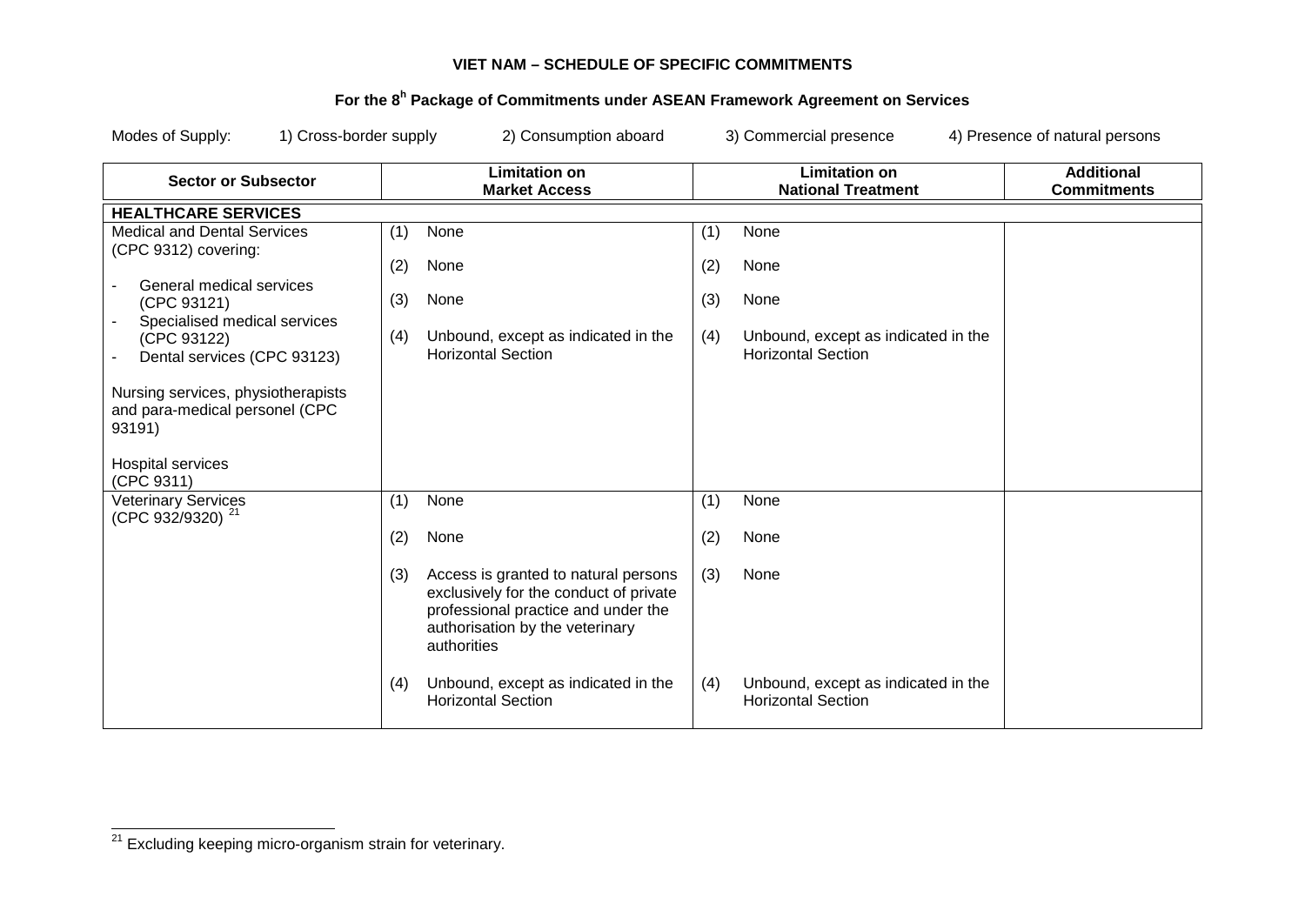**VIET NAM – SCHEDULE OF SPECIFIC COMMITMENTS**

**For the 8h Package of Commitments under ASEAN Framework Agreement on Services**

Modes of Supply: 1) Cross-border supply 2) Consumption aboard 3) Commercial presence 4) Presence of natural persons

| Sector or Subsector | Limitation on Market Access | Limitation on National Treatment | Additional Commitments |
|---|---|---|---|
| **HEALTHCARE SERVICES** | | | |
| Medical and Dental Services (CPC 9312) covering:<br>- General medical services (CPC 93121)<br>- Specialised medical services (CPC 93122)<br>- Dental services (CPC 93123)<br><br>Nursing services, physiotherapists and para-medical personel (CPC 93191)<br><br>Hospital services (CPC 9311) | (1) None<br><br>(2) None<br><br>(3) None<br><br>(4) Unbound, except as indicated in the Horizontal Section | (1) None<br><br>(2) None<br><br>(3) None<br><br>(4) Unbound, except as indicated in the Horizontal Section | |
| Veterinary Services (CPC 932/9320) [21] | (1) None<br><br>(2) None<br><br>(3) Access is granted to natural persons exclusively for the conduct of private professional practice and under the authorisation by the veterinary authorities<br><br>(4) Unbound, except as indicated in the Horizontal Section | (1) None<br><br>(2) None<br><br>(3) None<br><br>(4) Unbound, except as indicated in the Horizontal Section | |

[21] Excluding keeping micro-organism strain for veterinary.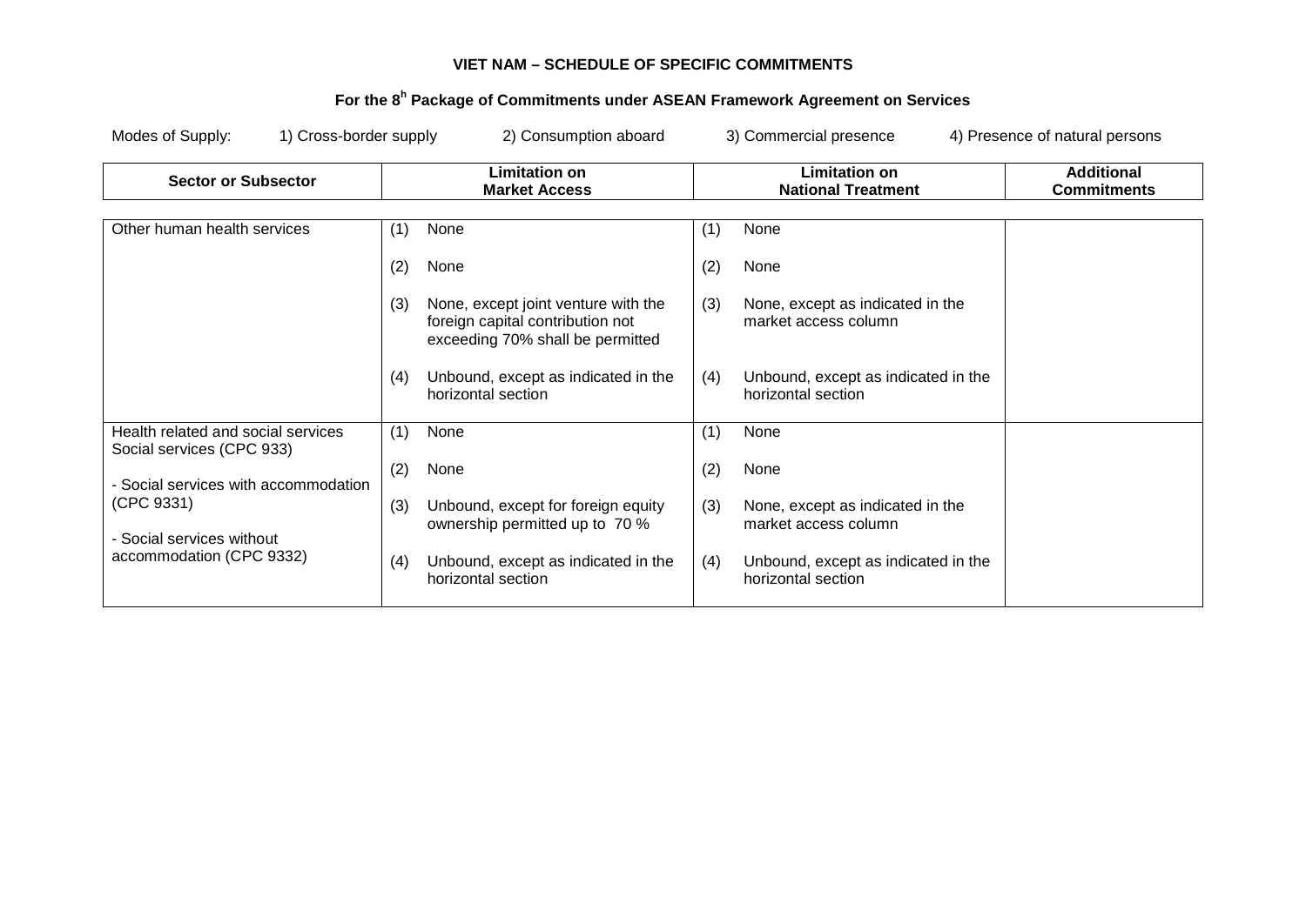**VIET NAM – SCHEDULE OF SPECIFIC COMMITMENTS**

**For the 8[h] Package of Commitments under ASEAN Framework Agreement on Services**

Modes of Supply: 1) Cross-border supply 2) Consumption aboard 3) Commercial presence 4) Presence of natural persons

| Sector or Subsector | Limitation on Market Access | Limitation on National Treatment | Additional Commitments |
|---|---|---|---|
| Other human health services | (1) None<br><br>(2) None<br><br>(3) None, except joint venture with the foreign capital contribution not exceeding 70% shall be permitted<br><br>(4) Unbound, except as indicated in the horizontal section | (1) None<br><br>(2) None<br><br>(3) None, except as indicated in the market access column<br><br>(4) Unbound, except as indicated in the horizontal section | |
| Health related and social services Social services (CPC 933)<br><br>- Social services with accommodation (CPC 9331)<br><br>- Social services without accommodation (CPC 9332) | (1) None<br><br>(2) None<br><br>(3) Unbound, except for foreign equity ownership permitted up to 70 %<br><br>(4) Unbound, except as indicated in the horizontal section | (1) None<br><br>(2) None<br><br>(3) None, except as indicated in the market access column<br><br>(4) Unbound, except as indicated in the horizontal section | |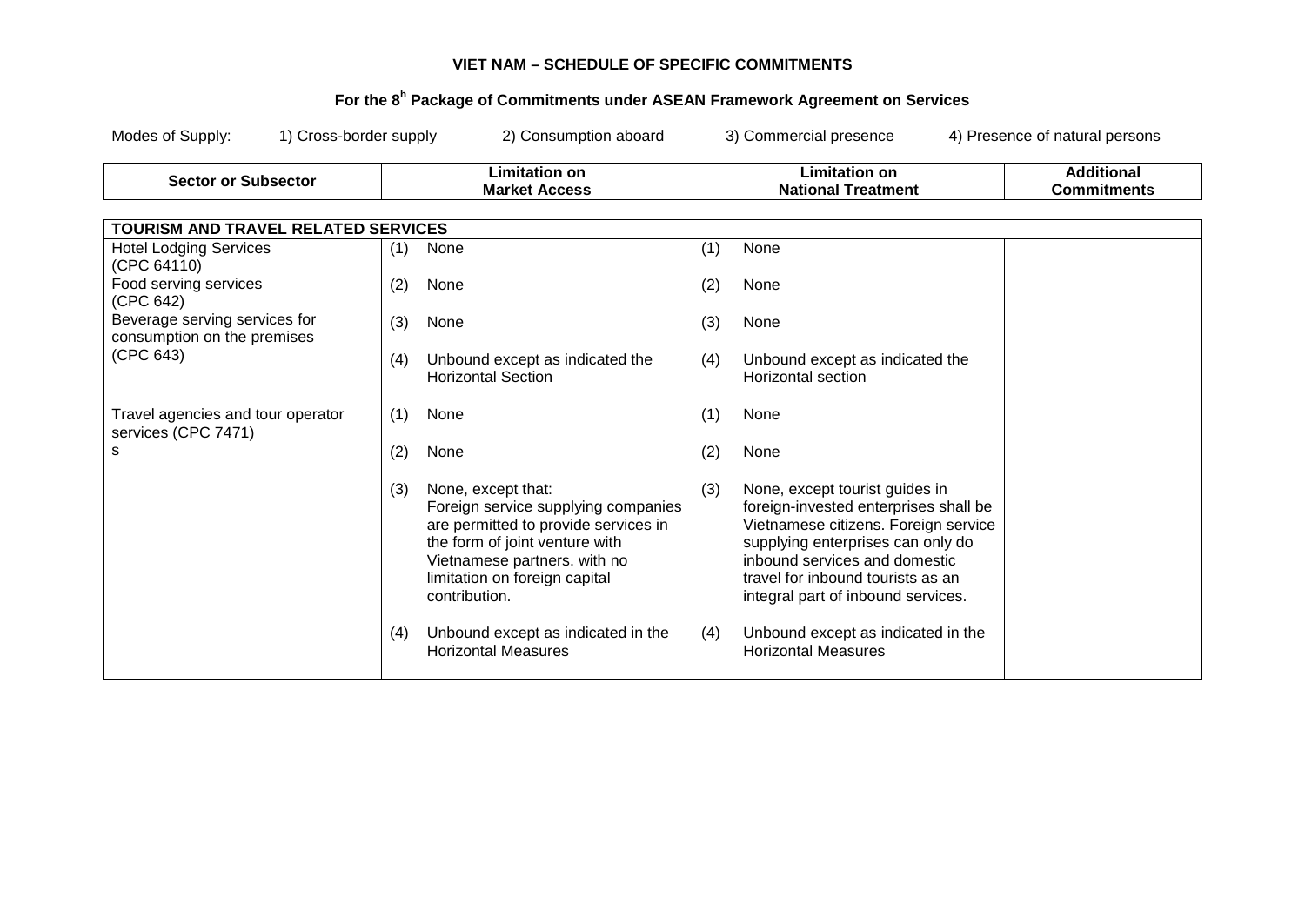**VIET NAM – SCHEDULE OF SPECIFIC COMMITMENTS**

**For the 8[h] Package of Commitments under ASEAN Framework Agreement on Services**

Modes of Supply: 1) Cross-border supply 2) Consumption aboard 3) Commercial presence 4) Presence of natural persons

| Sector or Subsector | Limitation on Market Access | Limitation on National Treatment | Additional Commitments |
|---|---|---|---|
| **TOURISM AND TRAVEL RELATED SERVICES** | | | |
| Hotel Lodging Services (CPC 64110)<br>Food serving services (CPC 642)<br>Beverage serving services for consumption on the premises (CPC 643) | (1) None<br><br>(2) None<br><br>(3) None<br><br>(4) Unbound except as indicated the Horizontal Section | (1) None<br><br>(2) None<br><br>(3) None<br><br>(4) Unbound except as indicated the Horizontal section | |
| Travel agencies and tour operator services (CPC 7471)<br>s | (1) None<br><br>(2) None<br><br>(3) None, except that: Foreign service supplying companies are permitted to provide services in the form of joint venture with Vietnamese partners. with no limitation on foreign capital contribution.<br><br>(4) Unbound except as indicated in the Horizontal Measures | (1) None<br><br>(2) None<br><br>(3) None, except tourist guides in foreign-invested enterprises shall be Vietnamese citizens. Foreign service supplying enterprises can only do inbound services and domestic travel for inbound tourists as an integral part of inbound services.<br><br>(4) Unbound except as indicated in the Horizontal Measures | |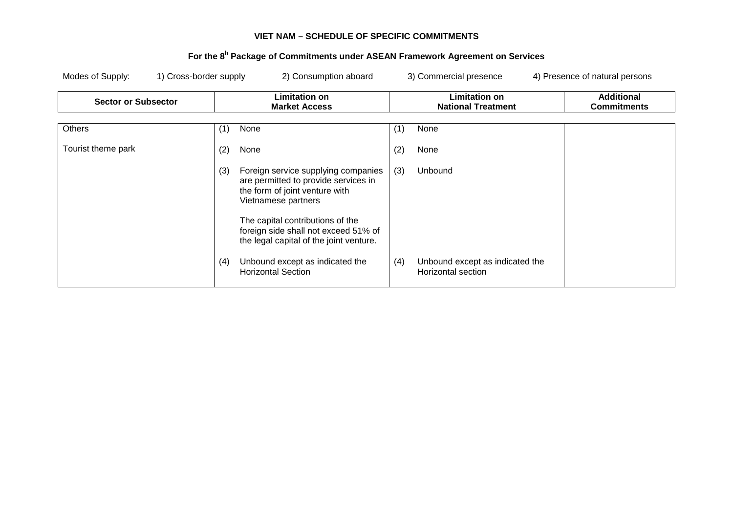**VIET NAM – SCHEDULE OF SPECIFIC COMMITMENTS**

**For the 8[h] Package of Commitments under ASEAN Framework Agreement on Services**

Modes of Supply: 1) Cross-border supply 2) Consumption aboard 3) Commercial presence 4) Presence of natural persons

| Sector or Subsector | Limitation on Market Access | Limitation on National Treatment | Additional Commitments |
|---|---|---|---|
| Others<br><br>Tourist theme park | (1) None<br><br>(2) None<br><br>(3) Foreign service supplying companies are permitted to provide services in the form of joint venture with Vietnamese partners<br><br>The capital contributions of the foreign side shall not exceed 51% of the legal capital of the joint venture.<br><br>(4) Unbound except as indicated the Horizontal Section | (1) None<br><br>(2) None<br><br>(3) Unbound<br><br>(4) Unbound except as indicated the Horizontal section | |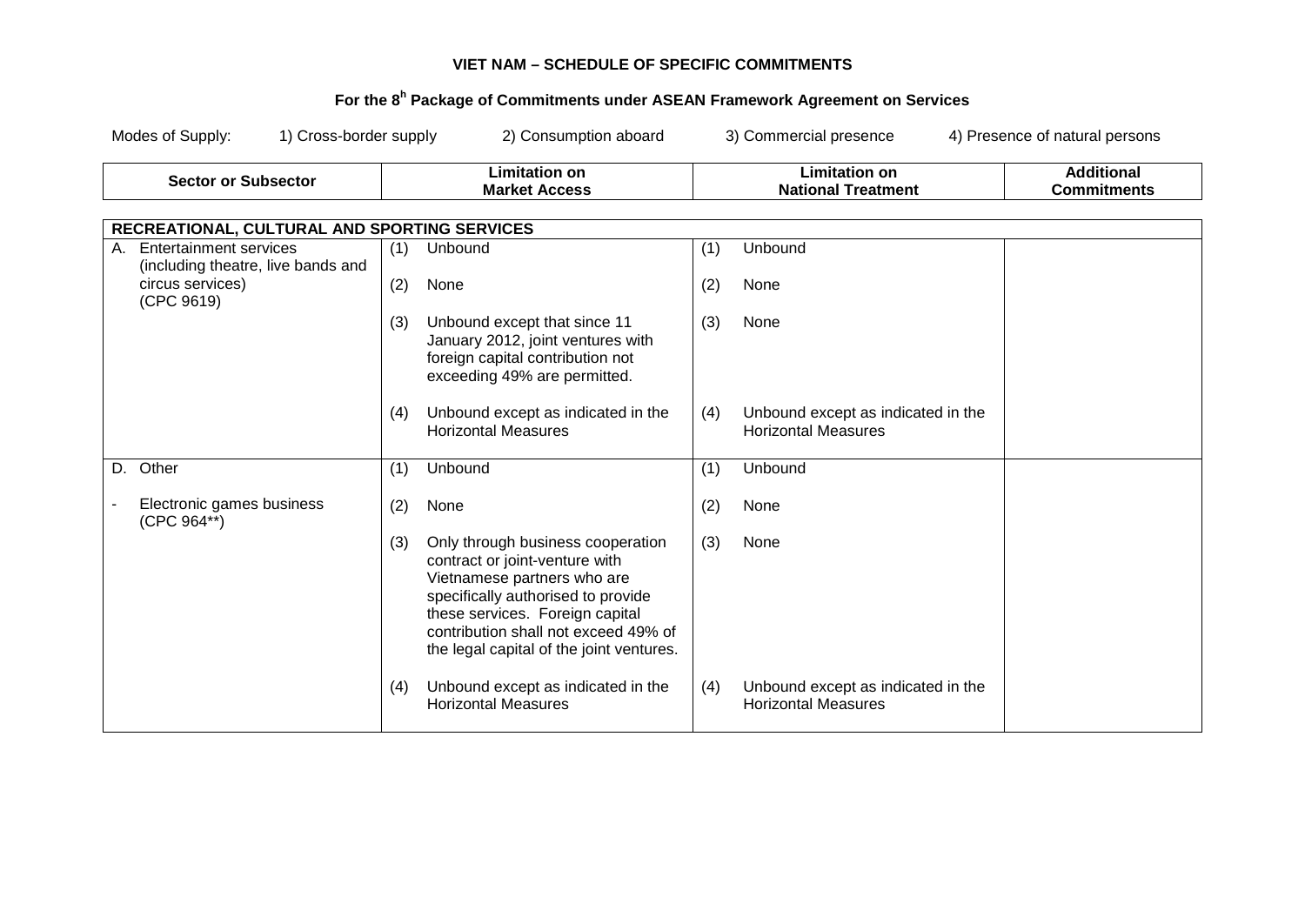**VIET NAM – SCHEDULE OF SPECIFIC COMMITMENTS**

**For the 8[h] Package of Commitments under ASEAN Framework Agreement on Services**

Modes of Supply: 1) Cross-border supply 2) Consumption aboard 3) Commercial presence 4) Presence of natural persons

| Sector or Subsector | Limitation on Market Access | Limitation on National Treatment | Additional Commitments |
|---|---|---|---|
| **RECREATIONAL, CULTURAL AND SPORTING SERVICES** | | | |
| A. Entertainment services (including theatre, live bands and circus services) (CPC 9619) | (1) Unbound<br><br>(2) None<br><br>(3) Unbound except that since 11 January 2012, joint ventures with foreign capital contribution not exceeding 49% are permitted.<br><br>(4) Unbound except as indicated in the Horizontal Measures | (1) Unbound<br><br>(2) None<br><br>(3) None<br><br>(4) Unbound except as indicated in the Horizontal Measures | |
| D. Other<br><br>- Electronic games business (CPC 964**) | (1) Unbound<br><br>(2) None<br><br>(3) Only through business cooperation contract or joint-venture with Vietnamese partners who are specifically authorised to provide these services. Foreign capital contribution shall not exceed 49% of the legal capital of the joint ventures.<br><br>(4) Unbound except as indicated in the Horizontal Measures | (1) Unbound<br><br>(2) None<br><br>(3) None<br><br>(4) Unbound except as indicated in the Horizontal Measures | |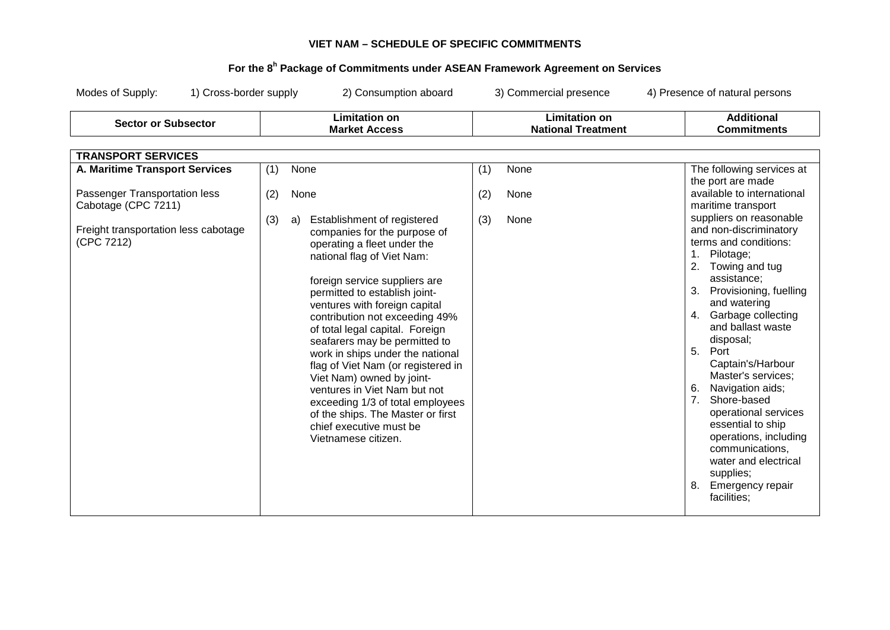**VIET NAM – SCHEDULE OF SPECIFIC COMMITMENTS**

**For the 8h Package of Commitments under ASEAN Framework Agreement on Services**

Modes of Supply: 1) Cross-border supply 2) Consumption aboard 3) Commercial presence 4) Presence of natural persons

| Sector or Subsector | Limitation on Market Access | Limitation on National Treatment | Additional Commitments |
|---|---|---|---|
| **TRANSPORT SERVICES** | | | |
| **A. Maritime Transport Services**<br><br>Passenger Transportation less Cabotage (CPC 7211)<br><br>Freight transportation less cabotage (CPC 7212) | (1) None<br><br>(2) None<br><br>(3) a) Establishment of registered companies for the purpose of operating a fleet under the national flag of Viet Nam:<br><br>foreign service suppliers are permitted to establish joint-ventures with foreign capital contribution not exceeding 49% of total legal capital. Foreign seafarers may be permitted to work in ships under the national flag of Viet Nam (or registered in Viet Nam) owned by joint-ventures in Viet Nam but not exceeding 1/3 of total employees of the ships. The Master or first chief executive must be Vietnamese citizen. | (1) None<br><br>(2) None<br><br>(3) None | The following services at the port are made available to international maritime transport suppliers on reasonable and non-discriminatory terms and conditions:<br>1. Pilotage;<br>2. Towing and tug assistance;<br>3. Provisioning, fuelling and watering<br>4. Garbage collecting and ballast waste disposal;<br>5. Port Captain's/Harbour Master's services;<br>6. Navigation aids;<br>7. Shore-based operational services essential to ship operations, including communications, water and electrical supplies;<br>8. Emergency repair facilities; |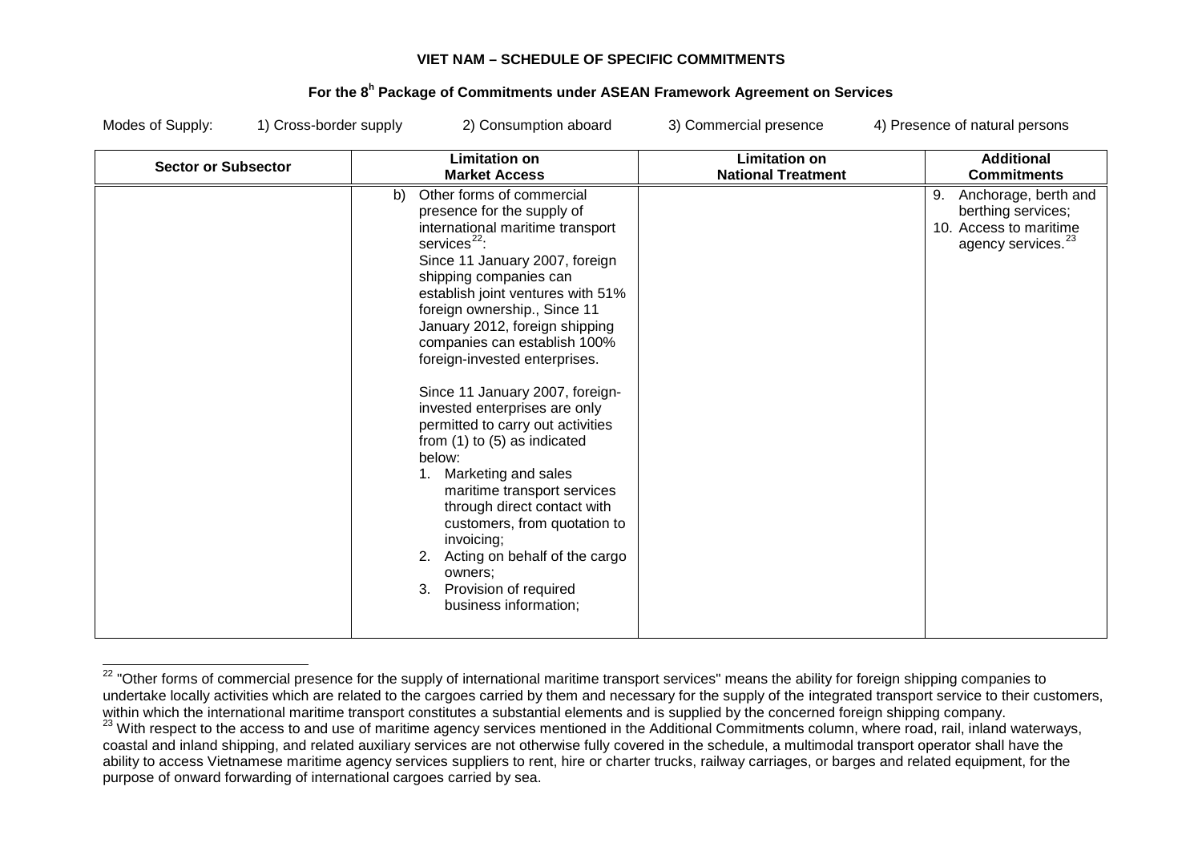**VIET NAM – SCHEDULE OF SPECIFIC COMMITMENTS**

**For the 8h Package of Commitments under ASEAN Framework Agreement on Services**

Modes of Supply: 1) Cross-border supply 2) Consumption aboard 3) Commercial presence 4) Presence of natural persons

| Sector or Subsector | Limitation on Market Access | Limitation on National Treatment | Additional Commitments |
|---|---|---|---|
| | b) Other forms of commercial presence for the supply of international maritime transport services[22]:<br>Since 11 January 2007, foreign shipping companies can establish joint ventures with 51% foreign ownership., Since 11 January 2012, foreign shipping companies can establish 100% foreign-invested enterprises.<br><br>Since 11 January 2007, foreign-invested enterprises are only permitted to carry out activities from (1) to (5) as indicated below:<br>1. Marketing and sales maritime transport services through direct contact with customers, from quotation to invoicing;<br>2. Acting on behalf of the cargo owners;<br>3. Provision of required business information; | | 9. Anchorage, berth and berthing services;<br>10. Access to maritime agency services.[23] |

[22] "Other forms of commercial presence for the supply of international maritime transport services" means the ability for foreign shipping companies to undertake locally activities which are related to the cargoes carried by them and necessary for the supply of the integrated transport service to their customers, within which the international maritime transport constitutes a substantial elements and is supplied by the concerned foreign shipping company.

[23] With respect to the access to and use of maritime agency services mentioned in the Additional Commitments column, where road, rail, inland waterways, coastal and inland shipping, and related auxiliary services are not otherwise fully covered in the schedule, a multimodal transport operator shall have the ability to access Vietnamese maritime agency services suppliers to rent, hire or charter trucks, railway carriages, or barges and related equipment, for the purpose of onward forwarding of international cargoes carried by sea.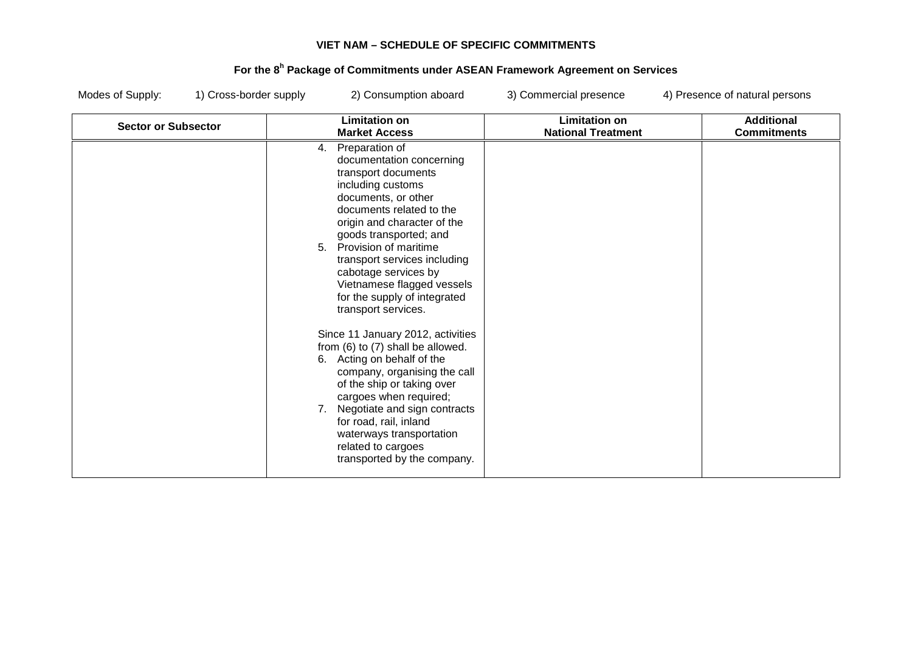**VIET NAM – SCHEDULE OF SPECIFIC COMMITMENTS**

**For the 8h Package of Commitments under ASEAN Framework Agreement on Services**

Modes of Supply: 1) Cross-border supply 2) Consumption aboard 3) Commercial presence 4) Presence of natural persons

| Sector or Subsector | Limitation on Market Access | Limitation on National Treatment | Additional Commitments |
|---|---|---|---|
| | 4. Preparation of documentation concerning transport documents including customs documents, or other documents related to the origin and character of the goods transported; and<br>5. Provision of maritime transport services including cabotage services by Vietnamese flagged vessels for the supply of integrated transport services.<br><br>Since 11 January 2012, activities from (6) to (7) shall be allowed.<br>6. Acting on behalf of the company, organising the call of the ship or taking over cargoes when required;<br>7. Negotiate and sign contracts for road, rail, inland waterways transportation related to cargoes transported by the company. | | |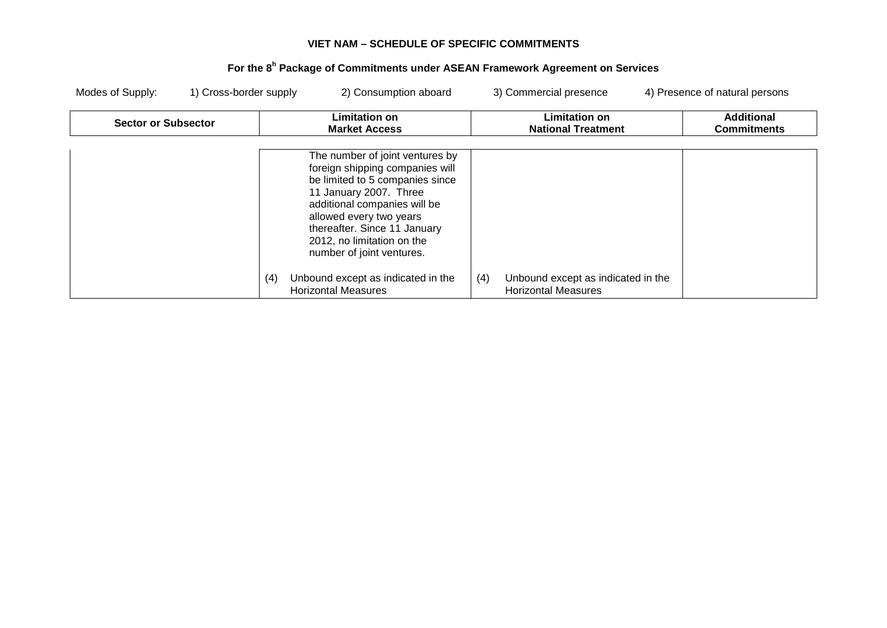**VIET NAM – SCHEDULE OF SPECIFIC COMMITMENTS**

**For the 8[h] Package of Commitments under ASEAN Framework Agreement on Services**

Modes of Supply: 1) Cross-border supply 2) Consumption aboard 3) Commercial presence 4) Presence of natural persons

| Sector or Subsector | Limitation on Market Access | Limitation on National Treatment | Additional Commitments |
|---|---|---|---|
| | The number of joint ventures by foreign shipping companies will be limited to 5 companies since 11 January 2007. Three additional companies will be allowed every two years thereafter. Since 11 January 2012, no limitation on the number of joint ventures.<br><br>(4) Unbound except as indicated in the Horizontal Measures | (4) Unbound except as indicated in the Horizontal Measures | |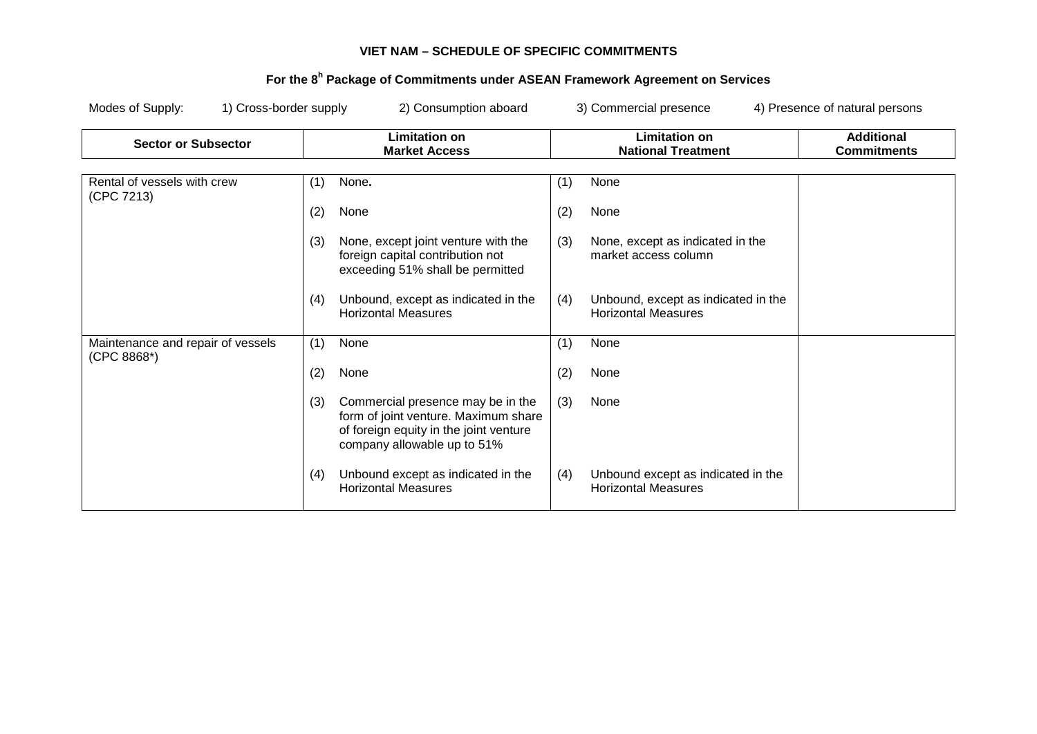**VIET NAM – SCHEDULE OF SPECIFIC COMMITMENTS**

**For the 8h Package of Commitments under ASEAN Framework Agreement on Services**

Modes of Supply: 1) Cross-border supply 2) Consumption aboard 3) Commercial presence 4) Presence of natural persons

| Sector or Subsector | Limitation on Market Access | Limitation on National Treatment | Additional Commitments |
|---|---|---|---|
| Rental of vessels with crew (CPC 7213) | (1) None.<br><br>(2) None<br><br>(3) None, except joint venture with the foreign capital contribution not exceeding 51% shall be permitted<br><br>(4) Unbound, except as indicated in the Horizontal Measures | (1) None<br><br>(2) None<br><br>(3) None, except as indicated in the market access column<br><br>(4) Unbound, except as indicated in the Horizontal Measures | |
| Maintenance and repair of vessels (CPC 8868*) | (1) None<br><br>(2) None<br><br>(3) Commercial presence may be in the form of joint venture. Maximum share of foreign equity in the joint venture company allowable up to 51%<br><br>(4) Unbound except as indicated in the Horizontal Measures | (1) None<br><br>(2) None<br><br>(3) None<br><br>(4) Unbound except as indicated in the Horizontal Measures | |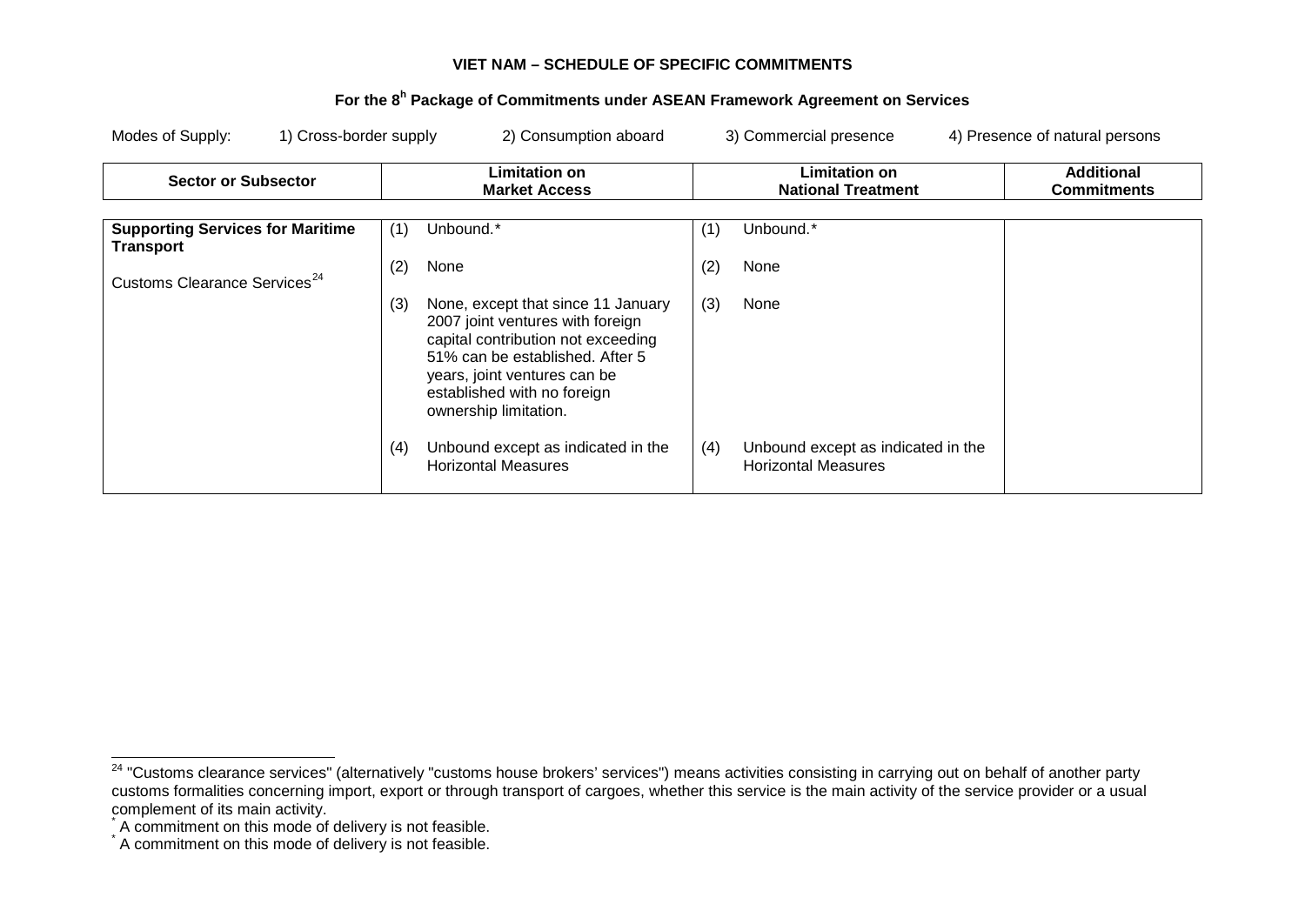**VIET NAM – SCHEDULE OF SPECIFIC COMMITMENTS**

**For the 8[h] Package of Commitments under ASEAN Framework Agreement on Services**

Modes of Supply: 1) Cross-border supply 2) Consumption aboard 3) Commercial presence 4) Presence of natural persons

| Sector or Subsector | Limitation on Market Access | Limitation on National Treatment | Additional Commitments |
|---|---|---|---|
| **Supporting Services for Maritime Transport**<br><br>Customs Clearance Services[24] | (1) Unbound.*<br><br>(2) None<br><br>(3) None, except that since 11 January 2007 joint ventures with foreign capital contribution not exceeding 51% can be established. After 5 years, joint ventures can be established with no foreign ownership limitation.<br><br>(4) Unbound except as indicated in the Horizontal Measures | (1) Unbound.*<br><br>(2) None<br><br>(3) None<br><br>(4) Unbound except as indicated in the Horizontal Measures | |

[24] "Customs clearance services" (alternatively "customs house brokers' services") means activities consisting in carrying out on behalf of another party customs formalities concerning import, export or through transport of cargoes, whether this service is the main activity of the service provider or a usual complement of its main activity.

* A commitment on this mode of delivery is not feasible.

* A commitment on this mode of delivery is not feasible.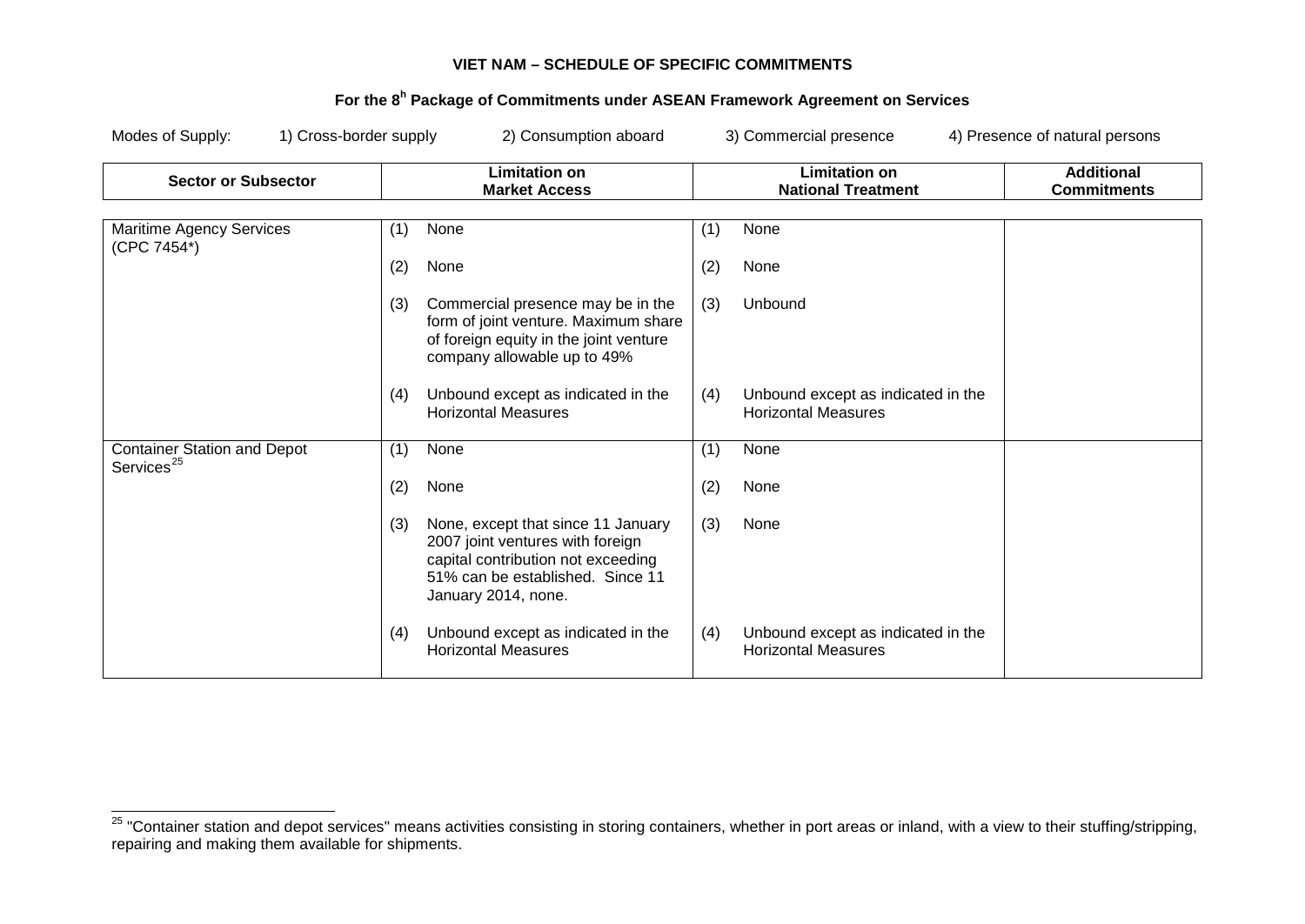**VIET NAM – SCHEDULE OF SPECIFIC COMMITMENTS**

**For the 8[h] Package of Commitments under ASEAN Framework Agreement on Services**

Modes of Supply: 1) Cross-border supply 2) Consumption aboard 3) Commercial presence 4) Presence of natural persons

| Sector or Subsector | Limitation on Market Access | Limitation on National Treatment | Additional Commitments |
|---|---|---|---|
| Maritime Agency Services (CPC 7454*) | (1) None<br><br>(2) None<br><br>(3) Commercial presence may be in the form of joint venture. Maximum share of foreign equity in the joint venture company allowable up to 49%<br><br>(4) Unbound except as indicated in the Horizontal Measures | (1) None<br><br>(2) None<br><br>(3) Unbound<br><br>(4) Unbound except as indicated in the Horizontal Measures | |
| Container Station and Depot Services[25] | (1) None<br><br>(2) None<br><br>(3) None, except that since 11 January 2007 joint ventures with foreign capital contribution not exceeding 51% can be established. Since 11 January 2014, none.<br><br>(4) Unbound except as indicated in the Horizontal Measures | (1) None<br><br>(2) None<br><br>(3) None<br><br>(4) Unbound except as indicated in the Horizontal Measures | |

[25] "Container station and depot services" means activities consisting in storing containers, whether in port areas or inland, with a view to their stuffing/stripping, repairing and making them available for shipments.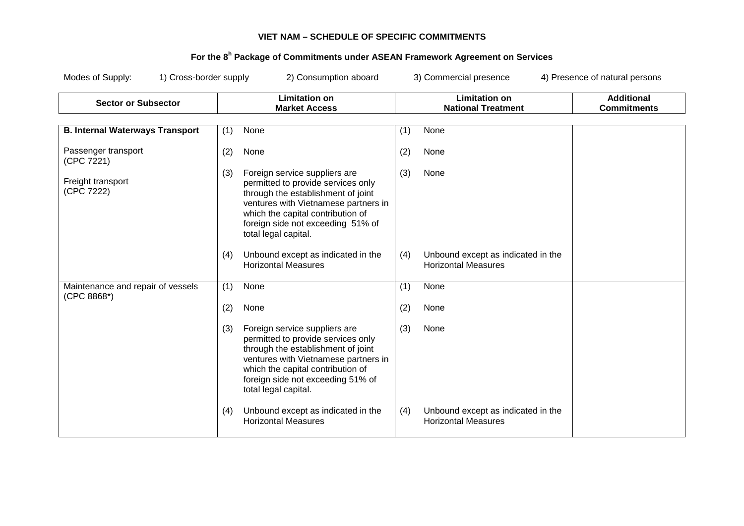**VIET NAM – SCHEDULE OF SPECIFIC COMMITMENTS**

**For the 8[h] Package of Commitments under ASEAN Framework Agreement on Services**

Modes of Supply: 1) Cross-border supply 2) Consumption aboard 3) Commercial presence 4) Presence of natural persons

| Sector or Subsector | Limitation on Market Access | Limitation on National Treatment | Additional Commitments |
|---|---|---|---|
| **B. Internal Waterways Transport**<br><br>Passenger transport (CPC 7221)<br><br>Freight transport (CPC 7222) | (1) None<br><br>(2) None<br><br>(3) Foreign service suppliers are permitted to provide services only through the establishment of joint ventures with Vietnamese partners in which the capital contribution of foreign side not exceeding 51% of total legal capital.<br><br>(4) Unbound except as indicated in the Horizontal Measures | (1) None<br><br>(2) None<br><br>(3) None<br><br>(4) Unbound except as indicated in the Horizontal Measures | |
| Maintenance and repair of vessels (CPC 8868*) | (1) None<br><br>(2) None<br><br>(3) Foreign service suppliers are permitted to provide services only through the establishment of joint ventures with Vietnamese partners in which the capital contribution of foreign side not exceeding 51% of total legal capital.<br><br>(4) Unbound except as indicated in the Horizontal Measures | (1) None<br><br>(2) None<br><br>(3) None<br><br>(4) Unbound except as indicated in the Horizontal Measures | |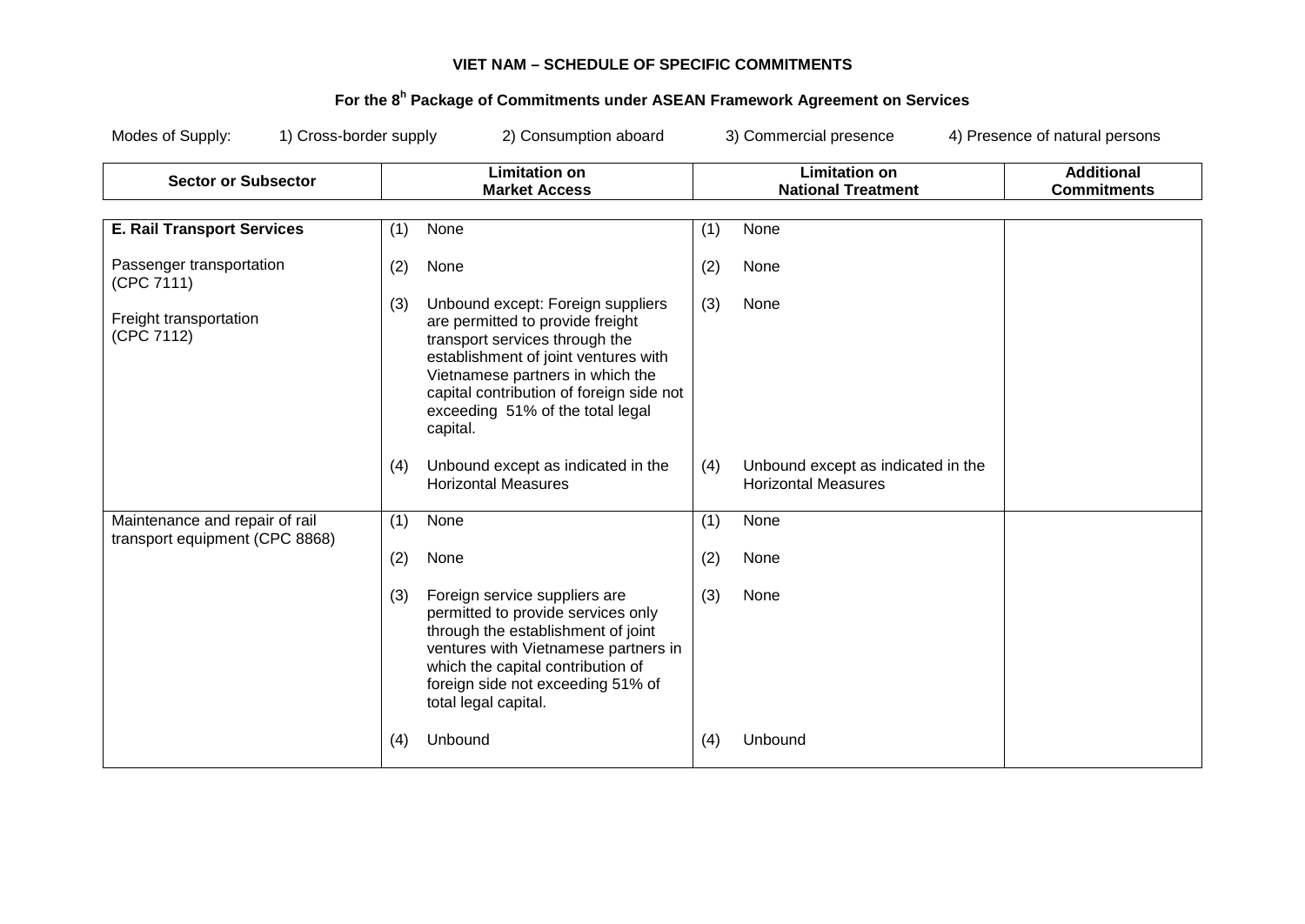**VIET NAM – SCHEDULE OF SPECIFIC COMMITMENTS**

**For the 8h Package of Commitments under ASEAN Framework Agreement on Services**

Modes of Supply: 1) Cross-border supply 2) Consumption aboard 3) Commercial presence 4) Presence of natural persons

| Sector or Subsector | Limitation on Market Access | Limitation on National Treatment | Additional Commitments |
|---|---|---|---|
| **E. Rail Transport Services**<br><br>Passenger transportation (CPC 7111)<br><br>Freight transportation (CPC 7112) | (1) None<br><br>(2) None<br><br>(3) Unbound except: Foreign suppliers are permitted to provide freight transport services through the establishment of joint ventures with Vietnamese partners in which the capital contribution of foreign side not exceeding 51% of the total legal capital.<br><br>(4) Unbound except as indicated in the Horizontal Measures | (1) None<br><br>(2) None<br><br>(3) None<br><br>(4) Unbound except as indicated in the Horizontal Measures | |
| Maintenance and repair of rail transport equipment (CPC 8868) | (1) None<br><br>(2) None<br><br>(3) Foreign service suppliers are permitted to provide services only through the establishment of joint ventures with Vietnamese partners in which the capital contribution of foreign side not exceeding 51% of total legal capital.<br><br>(4) Unbound | (1) None<br><br>(2) None<br><br>(3) None<br><br>(4) Unbound | |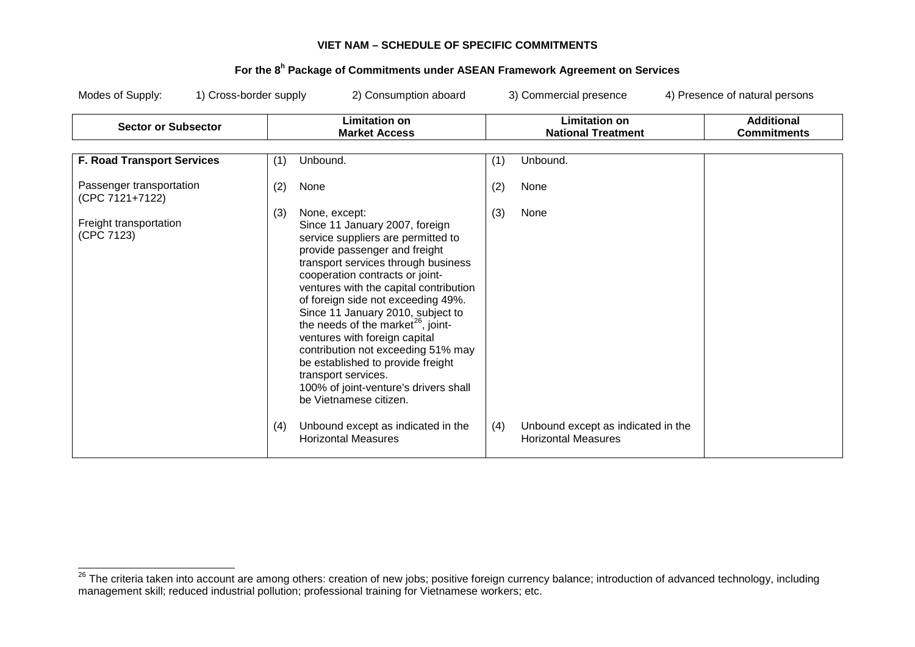**VIET NAM – SCHEDULE OF SPECIFIC COMMITMENTS**

**For the 8[h] Package of Commitments under ASEAN Framework Agreement on Services**

Modes of Supply: 1) Cross-border supply 2) Consumption aboard 3) Commercial presence 4) Presence of natural persons

| Sector or Subsector | Limitation on Market Access | Limitation on National Treatment | Additional Commitments |
|---|---|---|---|
| **F. Road Transport Services**<br><br>Passenger transportation (CPC 7121+7122)<br><br>Freight transportation (CPC 7123) | (1) Unbound.<br><br>(2) None<br><br>(3) None, except:<br>Since 11 January 2007, foreign service suppliers are permitted to provide passenger and freight transport services through business cooperation contracts or joint-ventures with the capital contribution of foreign side not exceeding 49%.<br>Since 11 January 2010, subject to the needs of the market[26], joint-ventures with foreign capital contribution not exceeding 51% may be established to provide freight transport services.<br>100% of joint-venture's drivers shall be Vietnamese citizen.<br><br>(4) Unbound except as indicated in the Horizontal Measures | (1) Unbound.<br><br>(2) None<br><br>(3) None<br><br>(4) Unbound except as indicated in the Horizontal Measures | |

[26] The criteria taken into account are among others: creation of new jobs; positive foreign currency balance; introduction of advanced technology, including management skill; reduced industrial pollution; professional training for Vietnamese workers; etc.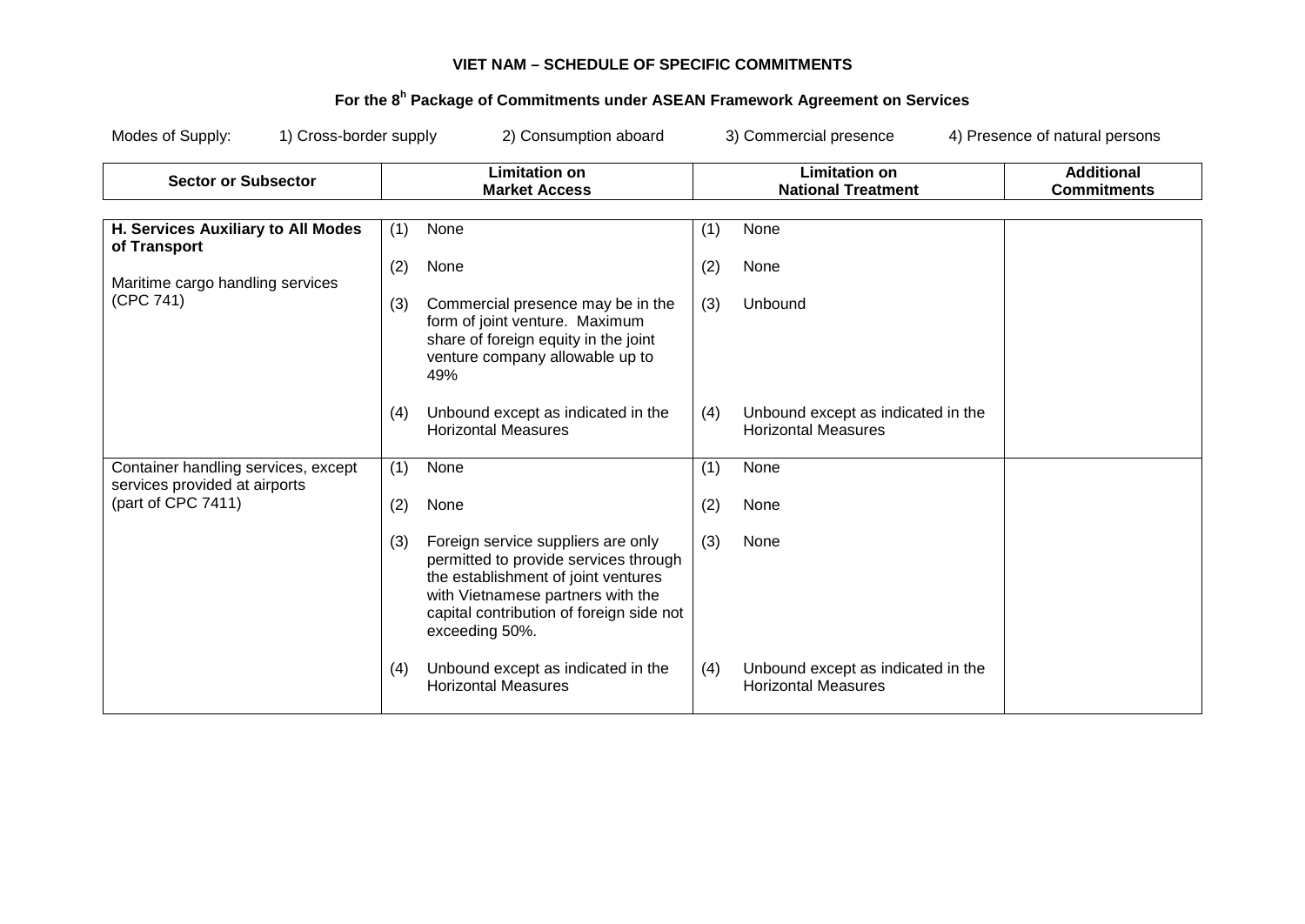**VIET NAM – SCHEDULE OF SPECIFIC COMMITMENTS**

**For the 8[h] Package of Commitments under ASEAN Framework Agreement on Services**

Modes of Supply: 1) Cross-border supply 2) Consumption aboard 3) Commercial presence 4) Presence of natural persons

| Sector or Subsector | Limitation on Market Access | Limitation on National Treatment | Additional Commitments |
|---|---|---|---|
| **H. Services Auxiliary to All Modes of Transport**<br><br>Maritime cargo handling services (CPC 741) | (1) None<br><br>(2) None<br><br>(3) Commercial presence may be in the form of joint venture. Maximum share of foreign equity in the joint venture company allowable up to 49%<br><br>(4) Unbound except as indicated in the Horizontal Measures | (1) None<br><br>(2) None<br><br>(3) Unbound<br><br>(4) Unbound except as indicated in the Horizontal Measures | |
| Container handling services, except services provided at airports (part of CPC 7411) | (1) None<br><br>(2) None<br><br>(3) Foreign service suppliers are only permitted to provide services through the establishment of joint ventures with Vietnamese partners with the capital contribution of foreign side not exceeding 50%.<br><br>(4) Unbound except as indicated in the Horizontal Measures | (1) None<br><br>(2) None<br><br>(3) None<br><br>(4) Unbound except as indicated in the Horizontal Measures | |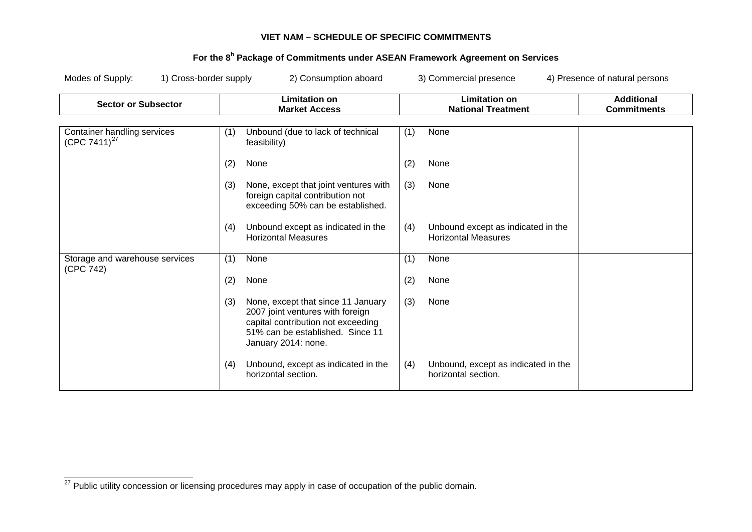**VIET NAM – SCHEDULE OF SPECIFIC COMMITMENTS**

**For the 8h Package of Commitments under ASEAN Framework Agreement on Services**

Modes of Supply: 1) Cross-border supply 2) Consumption aboard 3) Commercial presence 4) Presence of natural persons

| Sector or Subsector | Limitation on Market Access | Limitation on National Treatment | Additional Commitments |
|---|---|---|---|
| Container handling services (CPC 7411)[27] | (1) Unbound (due to lack of technical feasibility)<br><br>(2) None<br><br>(3) None, except that joint ventures with foreign capital contribution not exceeding 50% can be established.<br><br>(4) Unbound except as indicated in the Horizontal Measures | (1) None<br><br>(2) None<br><br>(3) None<br><br>(4) Unbound except as indicated in the Horizontal Measures | |
| Storage and warehouse services (CPC 742) | (1) None<br><br>(2) None<br><br>(3) None, except that since 11 January 2007 joint ventures with foreign capital contribution not exceeding 51% can be established. Since 11 January 2014: none.<br><br>(4) Unbound, except as indicated in the horizontal section. | (1) None<br><br>(2) None<br><br>(3) None<br><br>(4) Unbound, except as indicated in the horizontal section. | |

[27] Public utility concession or licensing procedures may apply in case of occupation of the public domain.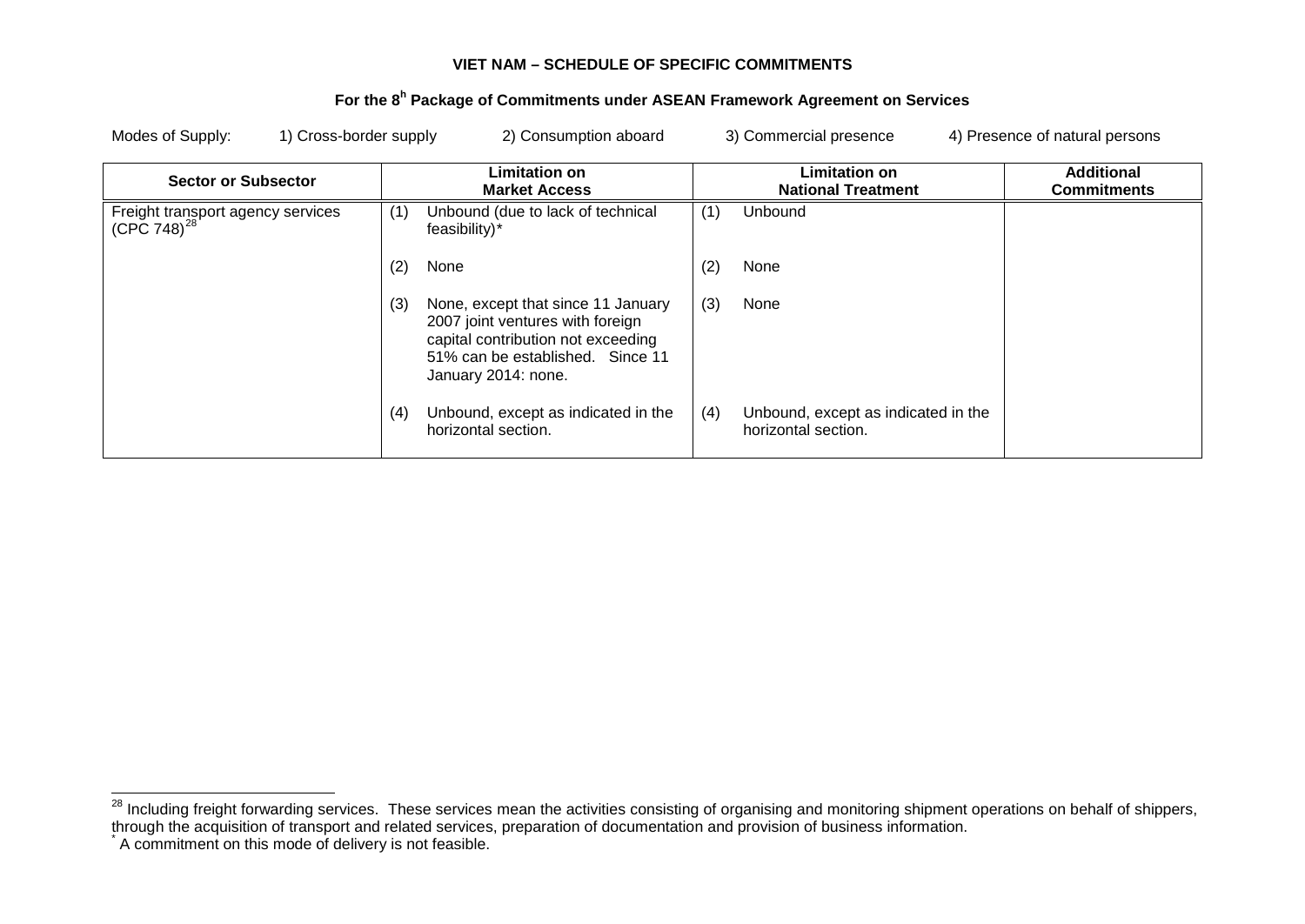**VIET NAM – SCHEDULE OF SPECIFIC COMMITMENTS**

**For the 8h Package of Commitments under ASEAN Framework Agreement on Services**

Modes of Supply: 1) Cross-border supply 2) Consumption aboard 3) Commercial presence 4) Presence of natural persons

| Sector or Subsector | Limitation on Market Access | Limitation on National Treatment | Additional Commitments |
|---|---|---|---|
| Freight transport agency services (CPC 748)[28] | (1) Unbound (due to lack of technical feasibility)*<br><br>(2) None<br><br>(3) None, except that since 11 January 2007 joint ventures with foreign capital contribution not exceeding 51% can be established. Since 11 January 2014: none.<br><br>(4) Unbound, except as indicated in the horizontal section. | (1) Unbound<br><br>(2) None<br><br>(3) None<br><br>(4) Unbound, except as indicated in the horizontal section. | |

[28] Including freight forwarding services. These services mean the activities consisting of organising and monitoring shipment operations on behalf of shippers, through the acquisition of transport and related services, preparation of documentation and provision of business information.

* A commitment on this mode of delivery is not feasible.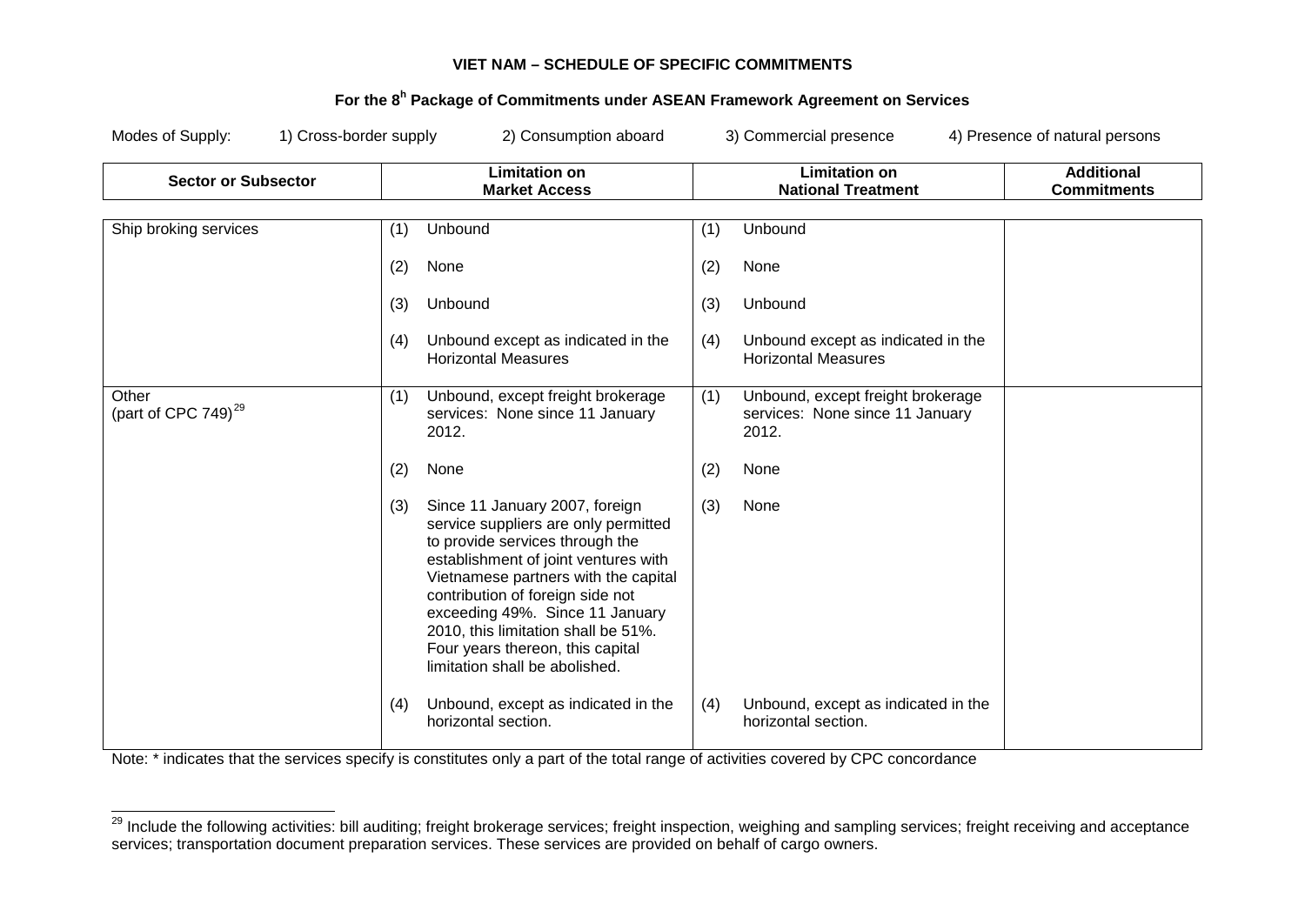**VIET NAM – SCHEDULE OF SPECIFIC COMMITMENTS**

**For the 8h Package of Commitments under ASEAN Framework Agreement on Services**

Modes of Supply: 1) Cross-border supply 2) Consumption aboard 3) Commercial presence 4) Presence of natural persons

| Sector or Subsector | Limitation on Market Access | Limitation on National Treatment | Additional Commitments |
| --- | --- | --- | --- |
| Ship broking services | (1) Unbound<br><br>(2) None<br><br>(3) Unbound<br><br>(4) Unbound except as indicated in the Horizontal Measures | (1) Unbound<br><br>(2) None<br><br>(3) Unbound<br><br>(4) Unbound except as indicated in the Horizontal Measures | |
| Other<br>(part of CPC 749)[29] | (1) Unbound, except freight brokerage services: None since 11 January 2012.<br><br>(2) None<br><br>(3) Since 11 January 2007, foreign service suppliers are only permitted to provide services through the establishment of joint ventures with Vietnamese partners with the capital contribution of foreign side not exceeding 49%. Since 11 January 2010, this limitation shall be 51%. Four years thereon, this capital limitation shall be abolished.<br><br>(4) Unbound, except as indicated in the horizontal section. | (1) Unbound, except freight brokerage services: None since 11 January 2012.<br><br>(2) None<br><br>(3) None<br><br>(4) Unbound, except as indicated in the horizontal section. | |

Note: * indicates that the services specify is constitutes only a part of the total range of activities covered by CPC concordance

[29] Include the following activities: bill auditing; freight brokerage services; freight inspection, weighing and sampling services; freight receiving and acceptance services; transportation document preparation services. These services are provided on behalf of cargo owners.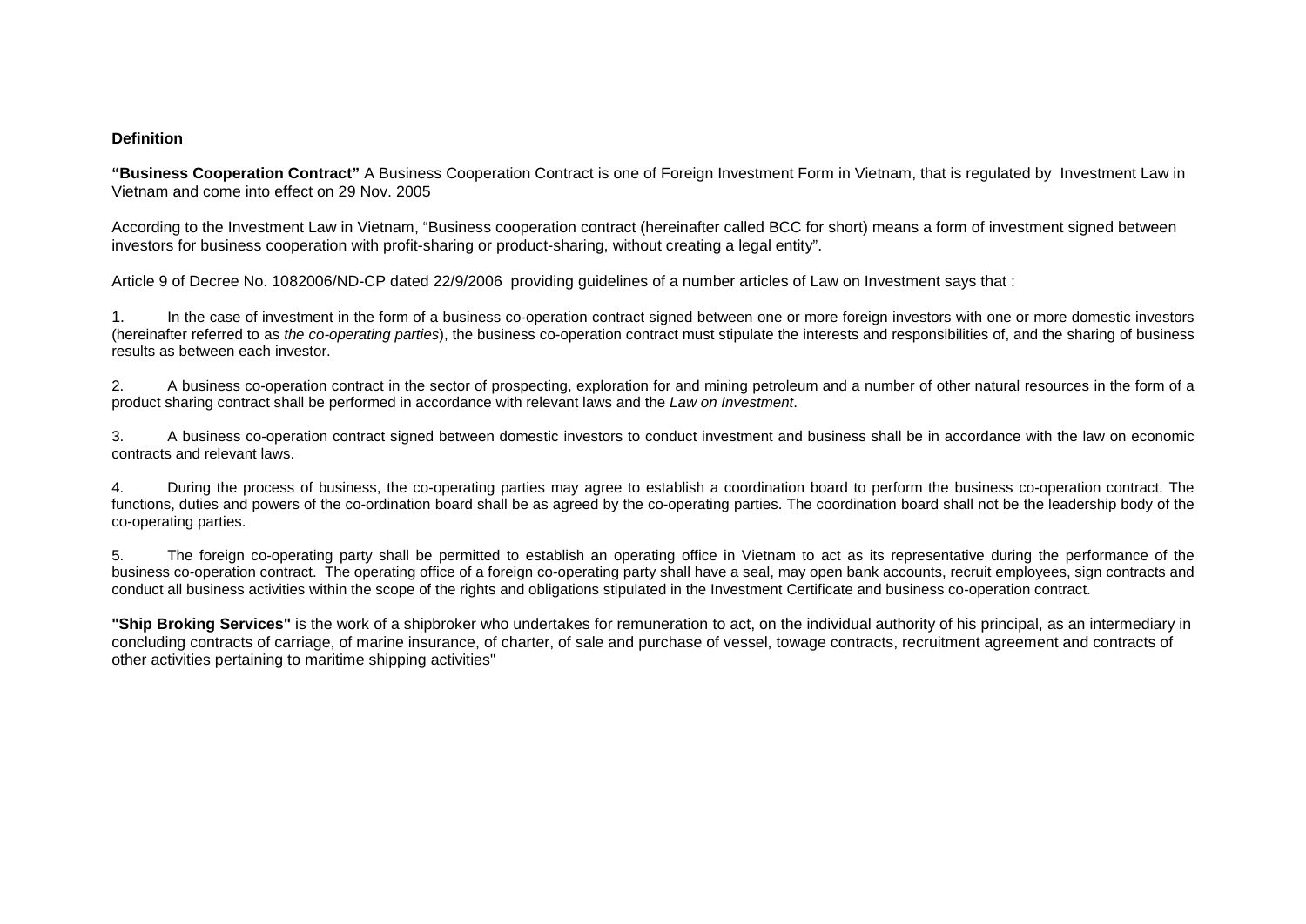**Definition**

**"Business Cooperation Contract"** A Business Cooperation Contract is one of Foreign Investment Form in Vietnam, that is regulated by Investment Law in Vietnam and come into effect on 29 Nov. 2005

According to the Investment Law in Vietnam, "Business cooperation contract (hereinafter called BCC for short) means a form of investment signed between investors for business cooperation with profit-sharing or product-sharing, without creating a legal entity".

Article 9 of Decree No. 1082006/ND-CP dated 22/9/2006 providing guidelines of a number articles of Law on Investment says that :

1. In the case of investment in the form of a business co-operation contract signed between one or more foreign investors with one or more domestic investors (hereinafter referred to as *the co-operating parties*), the business co-operation contract must stipulate the interests and responsibilities of, and the sharing of business results as between each investor.

2. A business co-operation contract in the sector of prospecting, exploration for and mining petroleum and a number of other natural resources in the form of a product sharing contract shall be performed in accordance with relevant laws and the *Law on Investment*.

3. A business co-operation contract signed between domestic investors to conduct investment and business shall be in accordance with the law on economic contracts and relevant laws.

4. During the process of business, the co-operating parties may agree to establish a coordination board to perform the business co-operation contract. The functions, duties and powers of the co-ordination board shall be as agreed by the co-operating parties. The coordination board shall not be the leadership body of the co-operating parties.

5. The foreign co-operating party shall be permitted to establish an operating office in Vietnam to act as its representative during the performance of the business co-operation contract. The operating office of a foreign co-operating party shall have a seal, may open bank accounts, recruit employees, sign contracts and conduct all business activities within the scope of the rights and obligations stipulated in the Investment Certificate and business co-operation contract.

**"Ship Broking Services"** is the work of a shipbroker who undertakes for remuneration to act, on the individual authority of his principal, as an intermediary in concluding contracts of carriage, of marine insurance, of charter, of sale and purchase of vessel, towage contracts, recruitment agreement and contracts of other activities pertaining to maritime shipping activities"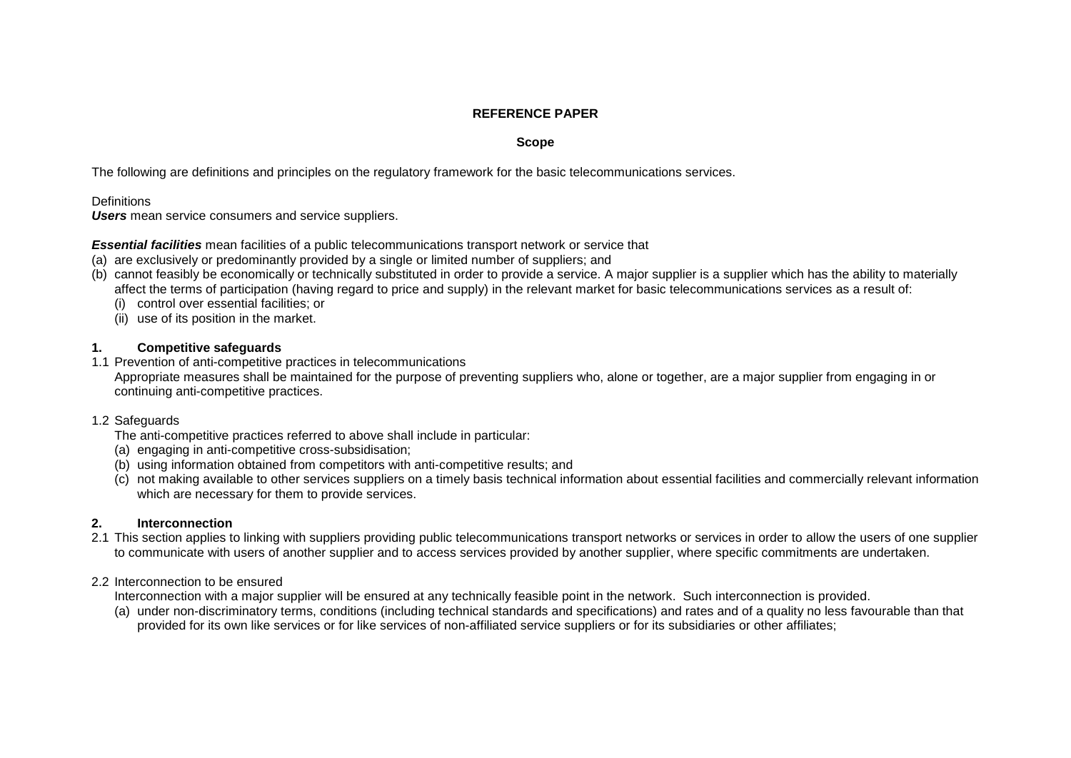**REFERENCE PAPER**

**Scope**

The following are definitions and principles on the regulatory framework for the basic telecommunications services.

Definitions
***Users*** mean service consumers and service suppliers.

***Essential facilities*** mean facilities of a public telecommunications transport network or service that

(a) are exclusively or predominantly provided by a single or limited number of suppliers; and
(b) cannot feasibly be economically or technically substituted in order to provide a service. A major supplier is a supplier which has the ability to materially affect the terms of participation (having regard to price and supply) in the relevant market for basic telecommunications services as a result of:
   (i) control over essential facilities; or
   (ii) use of its position in the market.

**1. Competitive safeguards**

1.1 Prevention of anti-competitive practices in telecommunications
Appropriate measures shall be maintained for the purpose of preventing suppliers who, alone or together, are a major supplier from engaging in or continuing anti-competitive practices.

1.2 Safeguards
The anti-competitive practices referred to above shall include in particular:
   (a) engaging in anti-competitive cross-subsidisation;
   (b) using information obtained from competitors with anti-competitive results; and
   (c) not making available to other services suppliers on a timely basis technical information about essential facilities and commercially relevant information which are necessary for them to provide services.

**2. Interconnection**

2.1 This section applies to linking with suppliers providing public telecommunications transport networks or services in order to allow the users of one supplier to communicate with users of another supplier and to access services provided by another supplier, where specific commitments are undertaken.

2.2 Interconnection to be ensured
Interconnection with a major supplier will be ensured at any technically feasible point in the network. Such interconnection is provided.
   (a) under non-discriminatory terms, conditions (including technical standards and specifications) and rates and of a quality no less favourable than that provided for its own like services or for like services of non-affiliated service suppliers or for its subsidiaries or other affiliates;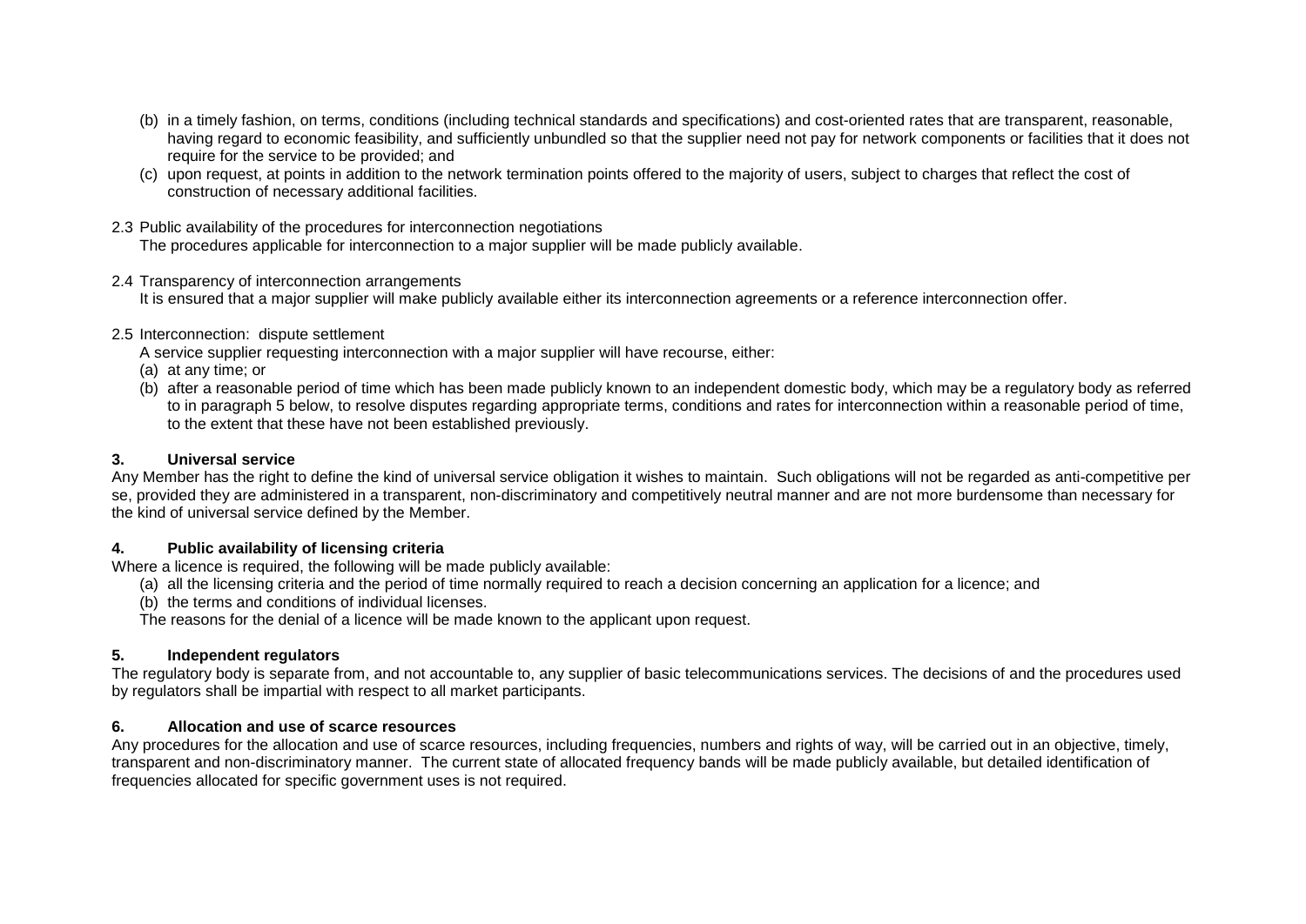(b) in a timely fashion, on terms, conditions (including technical standards and specifications) and cost-oriented rates that are transparent, reasonable, having regard to economic feasibility, and sufficiently unbundled so that the supplier need not pay for network components or facilities that it does not require for the service to be provided; and

(c) upon request, at points in addition to the network termination points offered to the majority of users, subject to charges that reflect the cost of construction of necessary additional facilities.

2.3 Public availability of the procedures for interconnection negotiations

The procedures applicable for interconnection to a major supplier will be made publicly available.

2.4 Transparency of interconnection arrangements

It is ensured that a major supplier will make publicly available either its interconnection agreements or a reference interconnection offer.

2.5 Interconnection: dispute settlement

A service supplier requesting interconnection with a major supplier will have recourse, either:

(a) at any time; or

(b) after a reasonable period of time which has been made publicly known to an independent domestic body, which may be a regulatory body as referred to in paragraph 5 below, to resolve disputes regarding appropriate terms, conditions and rates for interconnection within a reasonable period of time, to the extent that these have not been established previously.

**3. Universal service**

Any Member has the right to define the kind of universal service obligation it wishes to maintain. Such obligations will not be regarded as anti-competitive per se, provided they are administered in a transparent, non-discriminatory and competitively neutral manner and are not more burdensome than necessary for the kind of universal service defined by the Member.

**4. Public availability of licensing criteria**

Where a licence is required, the following will be made publicly available:

(a) all the licensing criteria and the period of time normally required to reach a decision concerning an application for a licence; and

(b) the terms and conditions of individual licenses.

The reasons for the denial of a licence will be made known to the applicant upon request.

**5. Independent regulators**

The regulatory body is separate from, and not accountable to, any supplier of basic telecommunications services. The decisions of and the procedures used by regulators shall be impartial with respect to all market participants.

**6. Allocation and use of scarce resources**

Any procedures for the allocation and use of scarce resources, including frequencies, numbers and rights of way, will be carried out in an objective, timely, transparent and non-discriminatory manner. The current state of allocated frequency bands will be made publicly available, but detailed identification of frequencies allocated for specific government uses is not required.